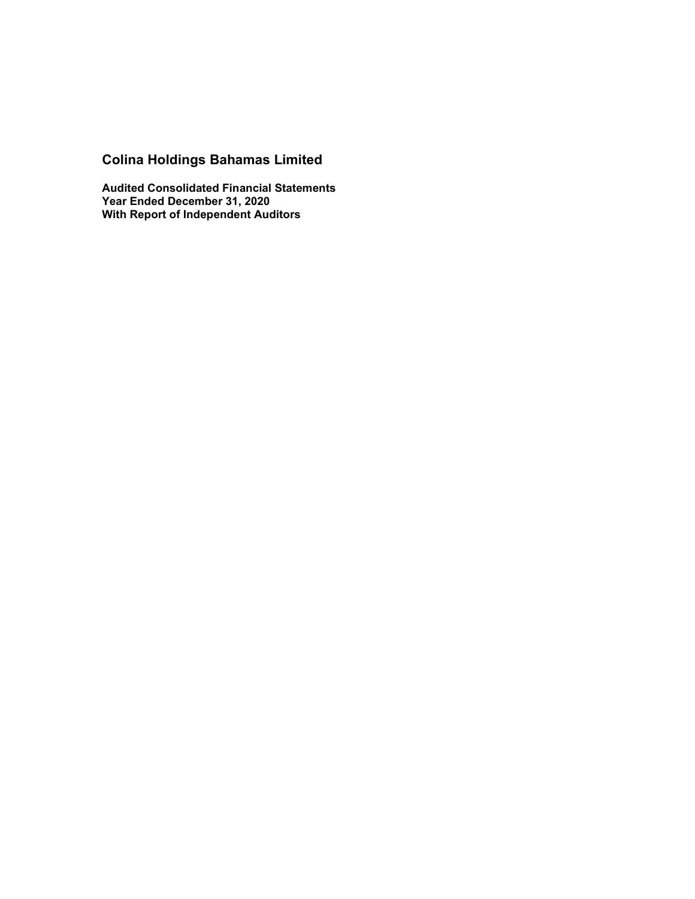# Colina Holdings Bahamas Limited

**Audited Consolidated Financial Statements**
**Year Ended December 31, 2020**
**With Report of Independent Auditors**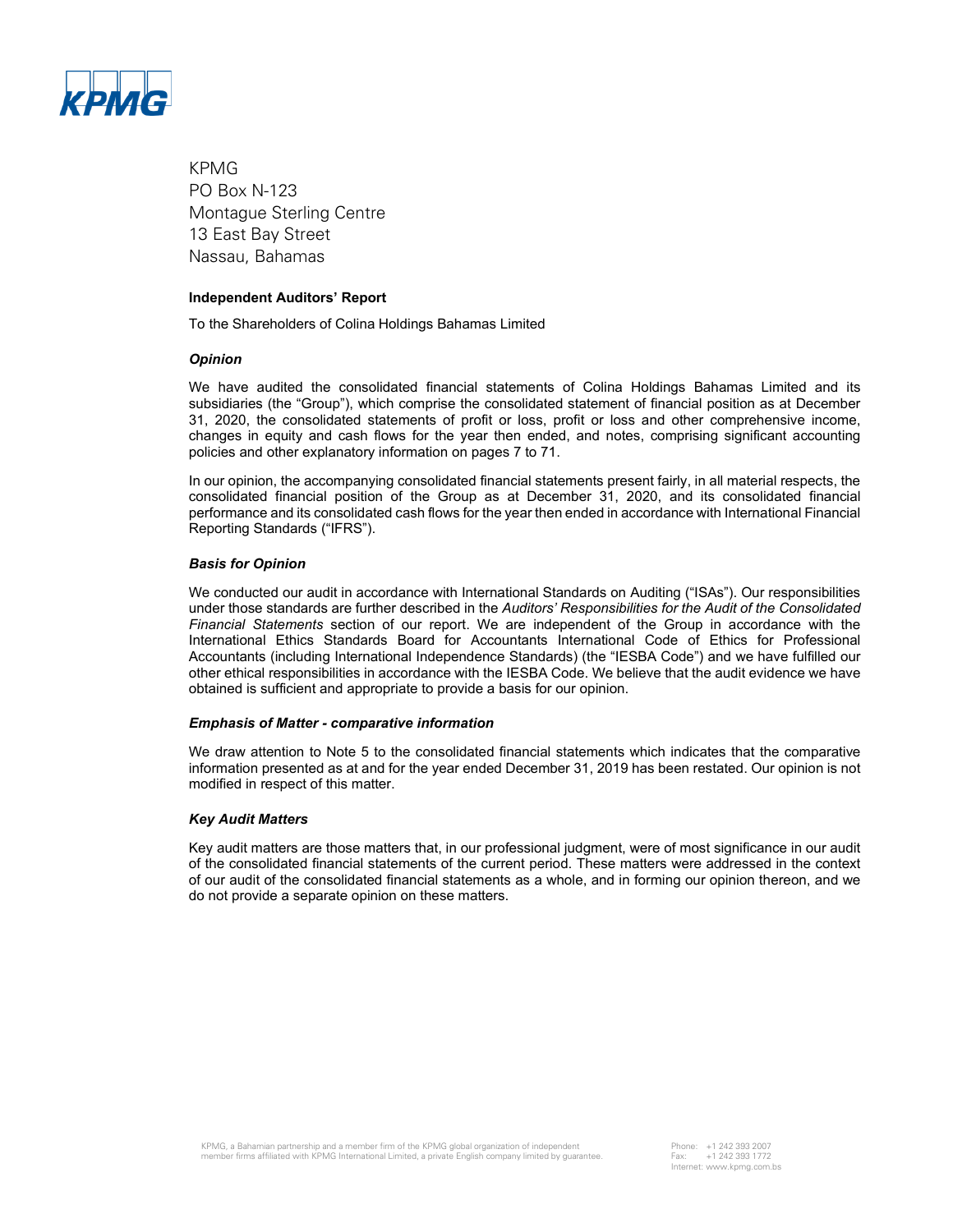KPMG
PO Box N-123
Montague Sterling Centre
13 East Bay Street
Nassau, Bahamas

**Independent Auditors' Report**

To the Shareholders of Colina Holdings Bahamas Limited

***Opinion***

We have audited the consolidated financial statements of Colina Holdings Bahamas Limited and its subsidiaries (the "Group"), which comprise the consolidated statement of financial position as at December 31, 2020, the consolidated statements of profit or loss, profit or loss and other comprehensive income, changes in equity and cash flows for the year then ended, and notes, comprising significant accounting policies and other explanatory information on pages 7 to 71.

In our opinion, the accompanying consolidated financial statements present fairly, in all material respects, the consolidated financial position of the Group as at December 31, 2020, and its consolidated financial performance and its consolidated cash flows for the year then ended in accordance with International Financial Reporting Standards ("IFRS").

***Basis for Opinion***

We conducted our audit in accordance with International Standards on Auditing ("ISAs"). Our responsibilities under those standards are further described in the *Auditors' Responsibilities for the Audit of the Consolidated Financial Statements* section of our report. We are independent of the Group in accordance with the International Ethics Standards Board for Accountants International Code of Ethics for Professional Accountants (including International Independence Standards) (the "IESBA Code") and we have fulfilled our other ethical responsibilities in accordance with the IESBA Code. We believe that the audit evidence we have obtained is sufficient and appropriate to provide a basis for our opinion.

***Emphasis of Matter - comparative information***

We draw attention to Note 5 to the consolidated financial statements which indicates that the comparative information presented as at and for the year ended December 31, 2019 has been restated. Our opinion is not modified in respect of this matter.

***Key Audit Matters***

Key audit matters are those matters that, in our professional judgment, were of most significance in our audit of the consolidated financial statements of the current period. These matters were addressed in the context of our audit of the consolidated financial statements as a whole, and in forming our opinion thereon, and we do not provide a separate opinion on these matters.

KPMG, a Bahamian partnership and a member firm of the KPMG global organization of independent member firms affiliated with KPMG International Limited, a private English company limited by guarantee.

Phone: +1 242 393 2007
Fax: +1 242 393 1772
Internet: www.kpmg.com.bs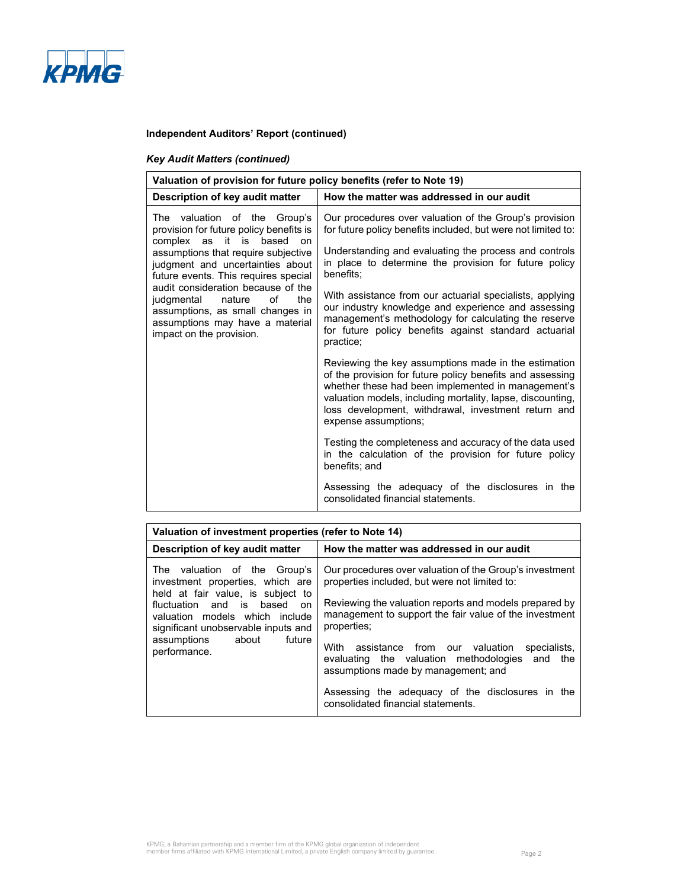**Independent Auditors' Report (continued)**

***Key Audit Matters (continued)***

| **Valuation of provision for future policy benefits (refer to Note 19)** | |
|---|---|
| **Description of key audit matter** | **How the matter was addressed in our audit** |
| The valuation of the Group's provision for future policy benefits is complex as it is based on assumptions that require subjective judgment and uncertainties about future events. This requires special audit consideration because of the judgmental nature of the assumptions, as small changes in assumptions may have a material impact on the provision. | Our procedures over valuation of the Group's provision for future policy benefits included, but were not limited to:<br><br>Understanding and evaluating the process and controls in place to determine the provision for future policy benefits;<br><br>With assistance from our actuarial specialists, applying our industry knowledge and experience and assessing management's methodology for calculating the reserve for future policy benefits against standard actuarial practice;<br><br>Reviewing the key assumptions made in the estimation of the provision for future policy benefits and assessing whether these had been implemented in management's valuation models, including mortality, lapse, discounting, loss development, withdrawal, investment return and expense assumptions;<br><br>Testing the completeness and accuracy of the data used in the calculation of the provision for future policy benefits; and<br><br>Assessing the adequacy of the disclosures in the consolidated financial statements. |

| **Valuation of investment properties (refer to Note 14)** | |
|---|---|
| **Description of key audit matter** | **How the matter was addressed in our audit** |
| The valuation of the Group's investment properties, which are held at fair value, is subject to fluctuation and is based on valuation models which include significant unobservable inputs and assumptions about future performance. | Our procedures over valuation of the Group's investment properties included, but were not limited to:<br><br>Reviewing the valuation reports and models prepared by management to support the fair value of the investment properties;<br><br>With assistance from our valuation specialists, evaluating the valuation methodologies and the assumptions made by management; and<br><br>Assessing the adequacy of the disclosures in the consolidated financial statements. |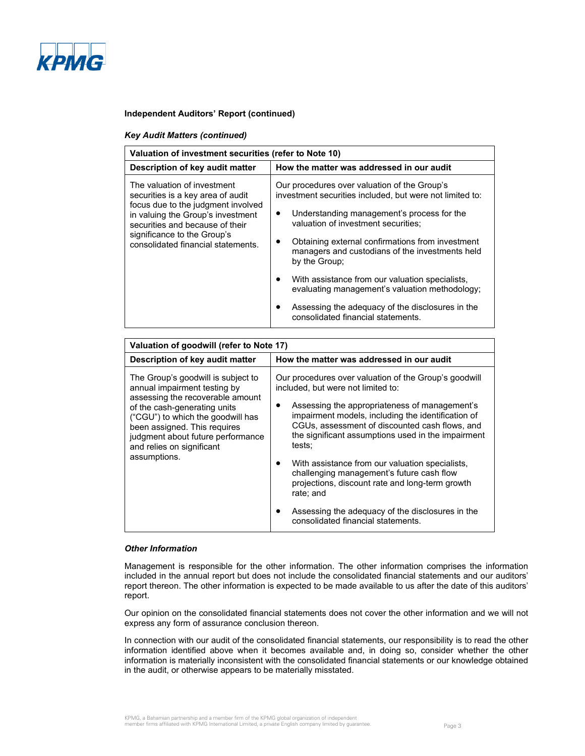**Independent Auditors' Report (continued)**

***Key Audit Matters (continued)***

| Valuation of investment securities (refer to Note 10) | |
|---|---|
| **Description of key audit matter** | **How the matter was addressed in our audit** |
| The valuation of investment securities is a key area of audit focus due to the judgment involved in valuing the Group's investment securities and because of their significance to the Group's consolidated financial statements. | Our procedures over valuation of the Group's investment securities included, but were not limited to:<br><br>• Understanding management's process for the valuation of investment securities;<br><br>• Obtaining external confirmations from investment managers and custodians of the investments held by the Group;<br><br>• With assistance from our valuation specialists, evaluating management's valuation methodology;<br><br>• Assessing the adequacy of the disclosures in the consolidated financial statements. |

| Valuation of goodwill (refer to Note 17) | |
|---|---|
| **Description of key audit matter** | **How the matter was addressed in our audit** |
| The Group's goodwill is subject to annual impairment testing by assessing the recoverable amount of the cash-generating units ("CGU") to which the goodwill has been assigned. This requires judgment about future performance and relies on significant assumptions. | Our procedures over valuation of the Group's goodwill included, but were not limited to:<br><br>• Assessing the appropriateness of management's impairment models, including the identification of CGUs, assessment of discounted cash flows, and the significant assumptions used in the impairment tests;<br><br>• With assistance from our valuation specialists, challenging management's future cash flow projections, discount rate and long-term growth rate; and<br><br>• Assessing the adequacy of the disclosures in the consolidated financial statements. |

***Other Information***

Management is responsible for the other information. The other information comprises the information included in the annual report but does not include the consolidated financial statements and our auditors' report thereon. The other information is expected to be made available to us after the date of this auditors' report.

Our opinion on the consolidated financial statements does not cover the other information and we will not express any form of assurance conclusion thereon.

In connection with our audit of the consolidated financial statements, our responsibility is to read the other information identified above when it becomes available and, in doing so, consider whether the other information is materially inconsistent with the consolidated financial statements or our knowledge obtained in the audit, or otherwise appears to be materially misstated.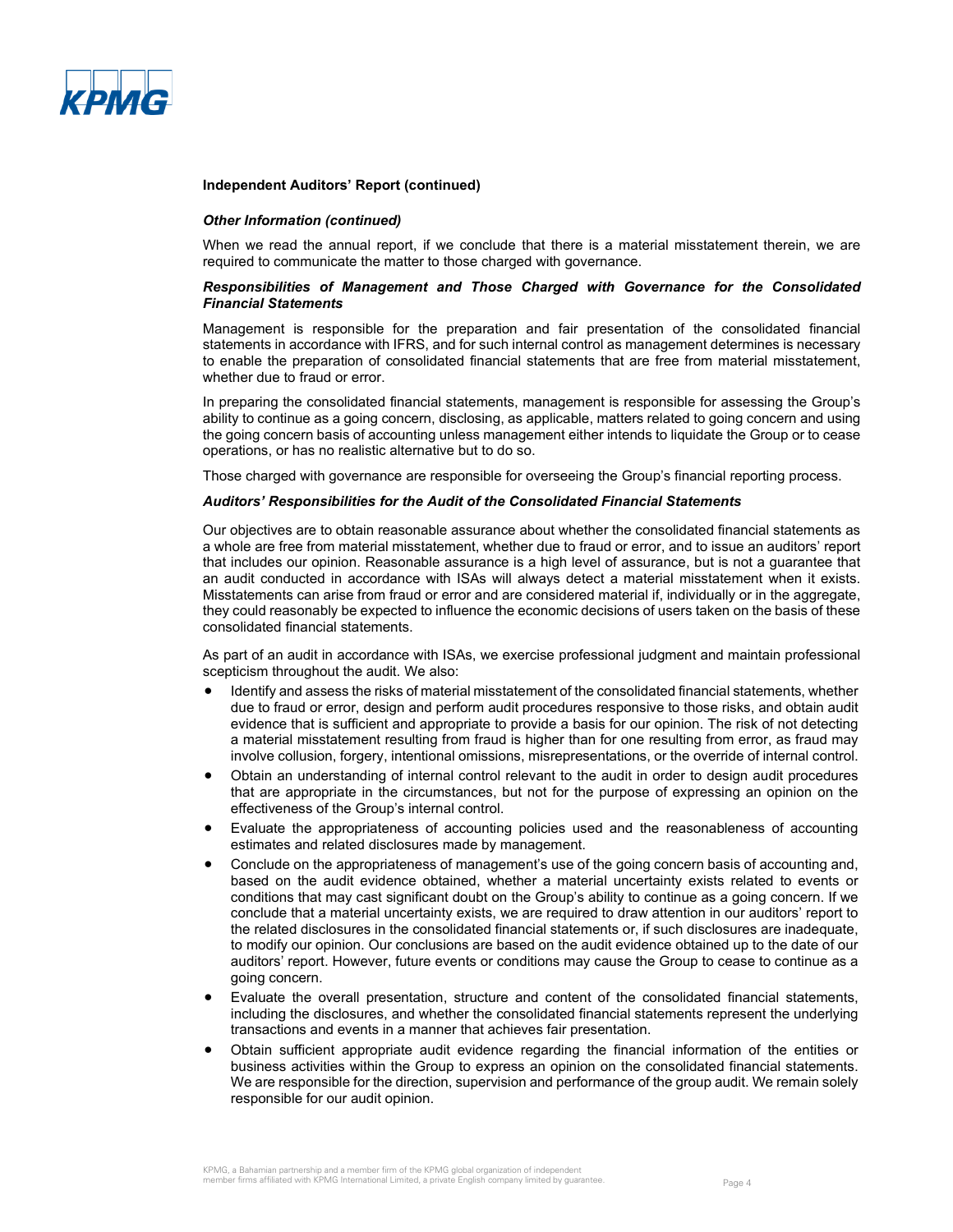**Independent Auditors' Report (continued)**

***Other Information (continued)***

When we read the annual report, if we conclude that there is a material misstatement therein, we are required to communicate the matter to those charged with governance.

***Responsibilities of Management and Those Charged with Governance for the Consolidated Financial Statements***

Management is responsible for the preparation and fair presentation of the consolidated financial statements in accordance with IFRS, and for such internal control as management determines is necessary to enable the preparation of consolidated financial statements that are free from material misstatement, whether due to fraud or error.

In preparing the consolidated financial statements, management is responsible for assessing the Group's ability to continue as a going concern, disclosing, as applicable, matters related to going concern and using the going concern basis of accounting unless management either intends to liquidate the Group or to cease operations, or has no realistic alternative but to do so.

Those charged with governance are responsible for overseeing the Group's financial reporting process.

***Auditors' Responsibilities for the Audit of the Consolidated Financial Statements***

Our objectives are to obtain reasonable assurance about whether the consolidated financial statements as a whole are free from material misstatement, whether due to fraud or error, and to issue an auditors' report that includes our opinion. Reasonable assurance is a high level of assurance, but is not a guarantee that an audit conducted in accordance with ISAs will always detect a material misstatement when it exists. Misstatements can arise from fraud or error and are considered material if, individually or in the aggregate, they could reasonably be expected to influence the economic decisions of users taken on the basis of these consolidated financial statements.

As part of an audit in accordance with ISAs, we exercise professional judgment and maintain professional scepticism throughout the audit. We also:

- Identify and assess the risks of material misstatement of the consolidated financial statements, whether due to fraud or error, design and perform audit procedures responsive to those risks, and obtain audit evidence that is sufficient and appropriate to provide a basis for our opinion. The risk of not detecting a material misstatement resulting from fraud is higher than for one resulting from error, as fraud may involve collusion, forgery, intentional omissions, misrepresentations, or the override of internal control.
- Obtain an understanding of internal control relevant to the audit in order to design audit procedures that are appropriate in the circumstances, but not for the purpose of expressing an opinion on the effectiveness of the Group's internal control.
- Evaluate the appropriateness of accounting policies used and the reasonableness of accounting estimates and related disclosures made by management.
- Conclude on the appropriateness of management's use of the going concern basis of accounting and, based on the audit evidence obtained, whether a material uncertainty exists related to events or conditions that may cast significant doubt on the Group's ability to continue as a going concern. If we conclude that a material uncertainty exists, we are required to draw attention in our auditors' report to the related disclosures in the consolidated financial statements or, if such disclosures are inadequate, to modify our opinion. Our conclusions are based on the audit evidence obtained up to the date of our auditors' report. However, future events or conditions may cause the Group to cease to continue as a going concern.
- Evaluate the overall presentation, structure and content of the consolidated financial statements, including the disclosures, and whether the consolidated financial statements represent the underlying transactions and events in a manner that achieves fair presentation.
- Obtain sufficient appropriate audit evidence regarding the financial information of the entities or business activities within the Group to express an opinion on the consolidated financial statements. We are responsible for the direction, supervision and performance of the group audit. We remain solely responsible for our audit opinion.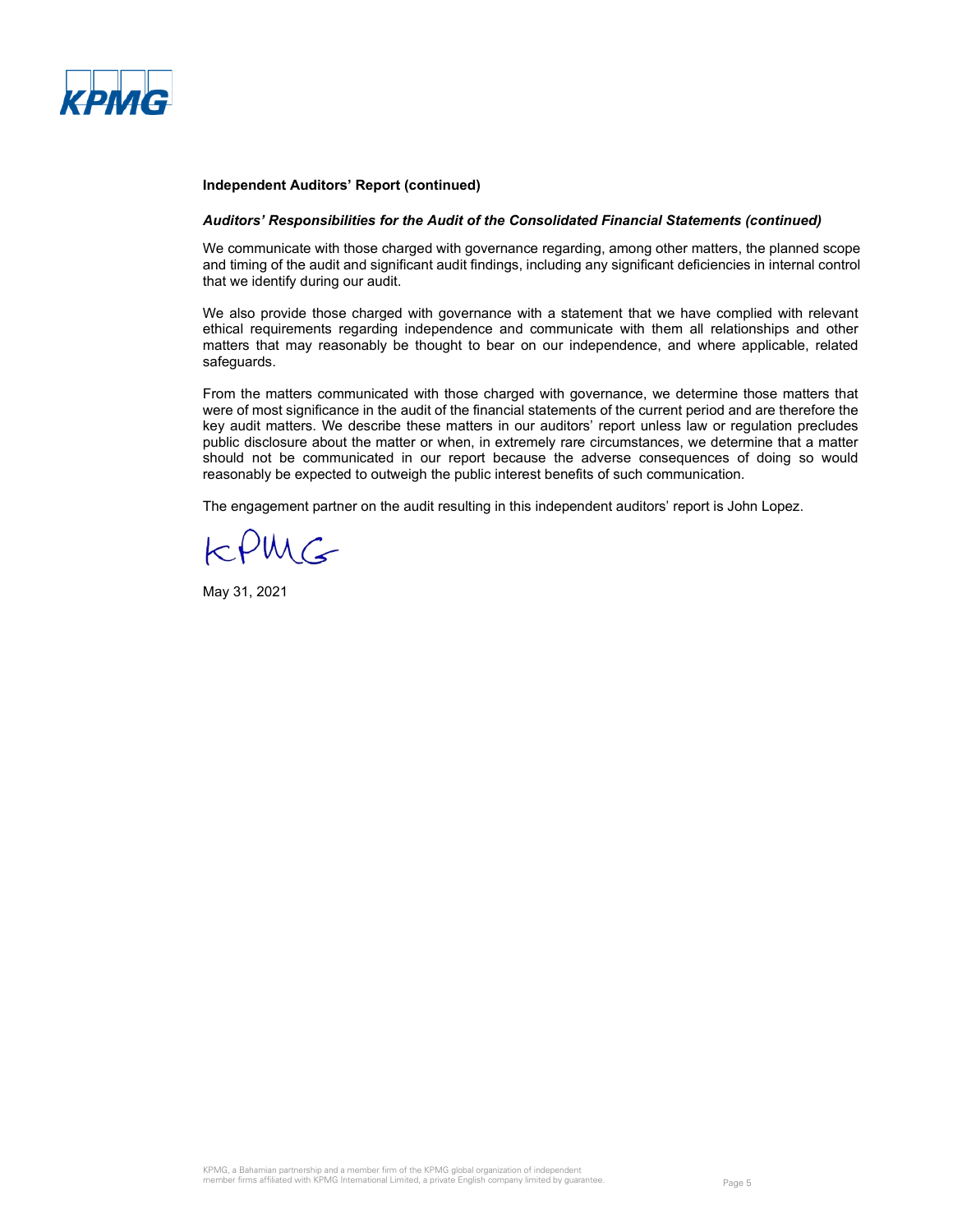### Independent Auditors' Report (continued)

***Auditors' Responsibilities for the Audit of the Consolidated Financial Statements (continued)***

We communicate with those charged with governance regarding, among other matters, the planned scope and timing of the audit and significant audit findings, including any significant deficiencies in internal control that we identify during our audit.

We also provide those charged with governance with a statement that we have complied with relevant ethical requirements regarding independence and communicate with them all relationships and other matters that may reasonably be thought to bear on our independence, and where applicable, related safeguards.

From the matters communicated with those charged with governance, we determine those matters that were of most significance in the audit of the financial statements of the current period and are therefore the key audit matters. We describe these matters in our auditors' report unless law or regulation precludes public disclosure about the matter or when, in extremely rare circumstances, we determine that a matter should not be communicated in our report because the adverse consequences of doing so would reasonably be expected to outweigh the public interest benefits of such communication.

The engagement partner on the audit resulting in this independent auditors' report is John Lopez.

KPMG

May 31, 2021

KPMG, a Bahamian partnership and a member firm of the KPMG global organization of independent member firms affiliated with KPMG International Limited, a private English company limited by guarantee.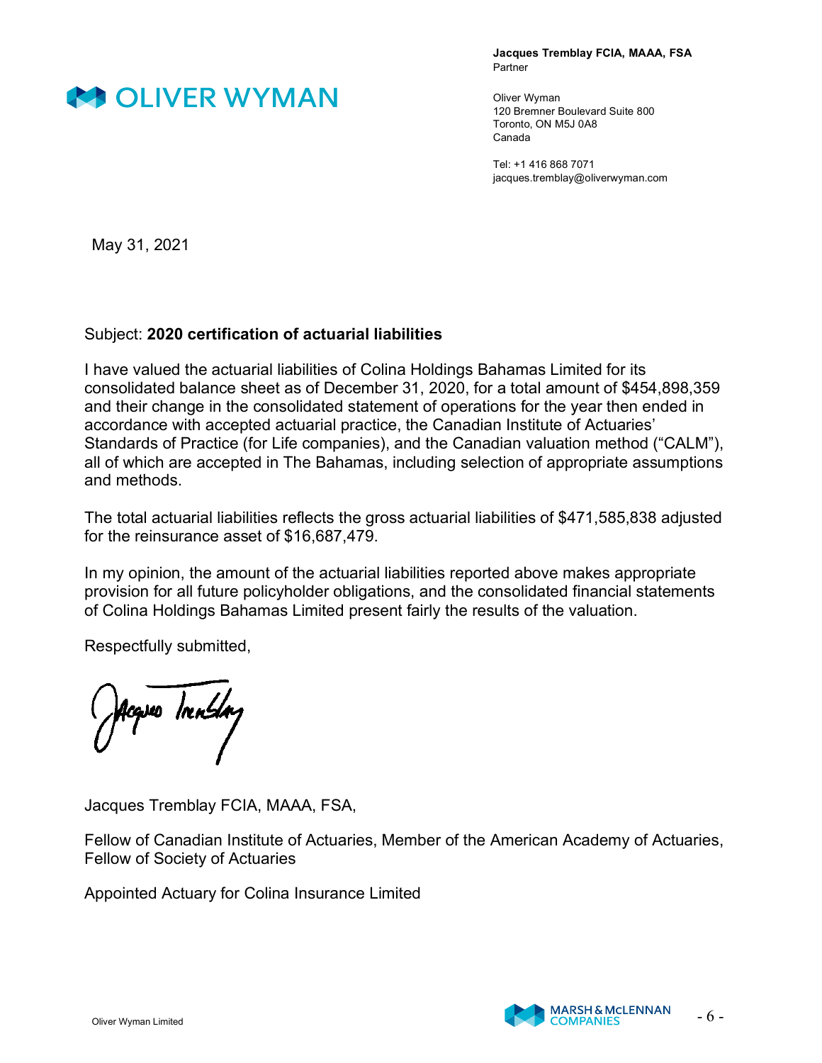**Jacques Tremblay FCIA, MAAA, FSA**
Partner

Oliver Wyman
120 Bremner Boulevard Suite 800
Toronto, ON M5J 0A8
Canada

Tel: +1 416 868 7071
jacques.tremblay@oliverwyman.com

May 31, 2021

Subject: **2020 certification of actuarial liabilities**

I have valued the actuarial liabilities of Colina Holdings Bahamas Limited for its consolidated balance sheet as of December 31, 2020, for a total amount of $454,898,359 and their change in the consolidated statement of operations for the year then ended in accordance with accepted actuarial practice, the Canadian Institute of Actuaries' Standards of Practice (for Life companies), and the Canadian valuation method ("CALM"), all of which are accepted in The Bahamas, including selection of appropriate assumptions and methods.

The total actuarial liabilities reflects the gross actuarial liabilities of $471,585,838 adjusted for the reinsurance asset of $16,687,479.

In my opinion, the amount of the actuarial liabilities reported above makes appropriate provision for all future policyholder obligations, and the consolidated financial statements of Colina Holdings Bahamas Limited present fairly the results of the valuation.

Respectfully submitted,

Jacques Tremblay FCIA, MAAA, FSA,

Fellow of Canadian Institute of Actuaries, Member of the American Academy of Actuaries, Fellow of Society of Actuaries

Appointed Actuary for Colina Insurance Limited

Oliver Wyman Limited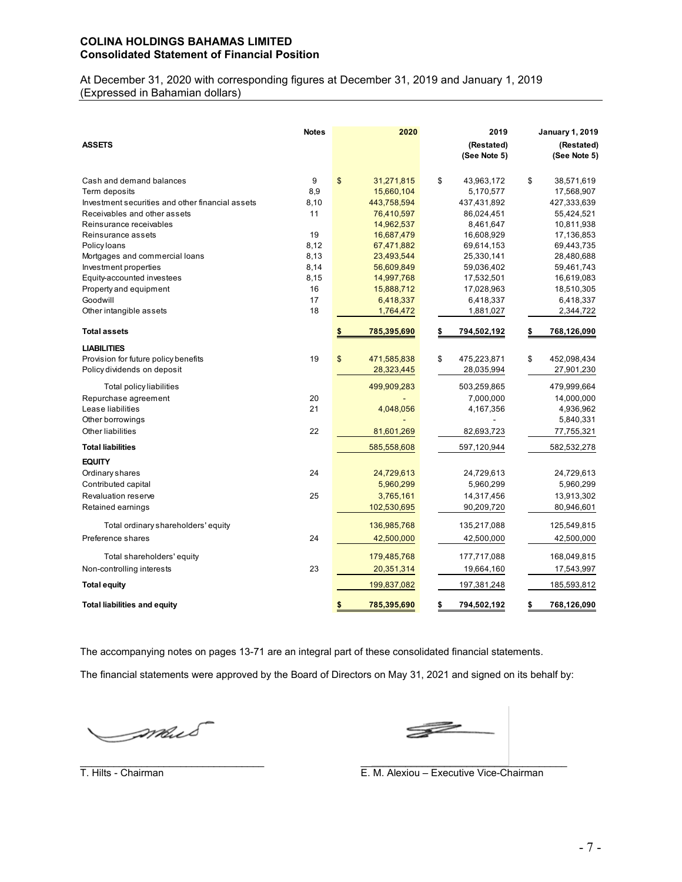# COLINA HOLDINGS BAHAMAS LIMITED
## Consolidated Statement of Financial Position

At December 31, 2020 with corresponding figures at December 31, 2019 and January 1, 2019
(Expressed in Bahamian dollars)

| | Notes | 2020 | 2019 (Restated) (See Note 5) | January 1, 2019 (Restated) (See Note 5) |
|---|---|---|---|---|
| **ASSETS** | | | | |
| Cash and demand balances | 9 | $ 31,271,815 | $ 43,963,172 | $ 38,571,619 |
| Term deposits | 8,9 | 15,660,104 | 5,170,577 | 17,568,907 |
| Investment securities and other financial assets | 8,10 | 443,758,594 | 437,431,892 | 427,333,639 |
| Receivables and other assets | 11 | 76,410,597 | 86,024,451 | 55,424,521 |
| Reinsurance receivables | | 14,962,537 | 8,461,647 | 10,811,938 |
| Reinsurance assets | 19 | 16,687,479 | 16,608,929 | 17,136,853 |
| Policy loans | 8,12 | 67,471,882 | 69,614,153 | 69,443,735 |
| Mortgages and commercial loans | 8,13 | 23,493,544 | 25,330,141 | 28,480,688 |
| Investment properties | 8,14 | 56,609,849 | 59,036,402 | 59,461,743 |
| Equity-accounted investees | 8,15 | 14,997,768 | 17,532,501 | 16,619,083 |
| Property and equipment | 16 | 15,888,712 | 17,028,963 | 18,510,305 |
| Goodwill | 17 | 6,418,337 | 6,418,337 | 6,418,337 |
| Other intangible assets | 18 | 1,764,472 | 1,881,027 | 2,344,722 |
| **Total assets** | | **$ 785,395,690** | **$ 794,502,192** | **$ 768,126,090** |
| **LIABILITIES** | | | | |
| Provision for future policy benefits | 19 | $ 471,585,838 | $ 475,223,871 | $ 452,098,434 |
| Policy dividends on deposit | | 28,323,445 | 28,035,994 | 27,901,230 |
| Total policy liabilities | | 499,909,283 | 503,259,865 | 479,999,664 |
| Repurchase agreement | 20 | - | 7,000,000 | 14,000,000 |
| Lease liabilities | 21 | 4,048,056 | 4,167,356 | 4,936,962 |
| Other borrowings | | - | - | 5,840,331 |
| Other liabilities | 22 | 81,601,269 | 82,693,723 | 77,755,321 |
| **Total liabilities** | | 585,558,608 | 597,120,944 | 582,532,278 |
| **EQUITY** | | | | |
| Ordinary shares | 24 | 24,729,613 | 24,729,613 | 24,729,613 |
| Contributed capital | | 5,960,299 | 5,960,299 | 5,960,299 |
| Revaluation reserve | 25 | 3,765,161 | 14,317,456 | 13,913,302 |
| Retained earnings | | 102,530,695 | 90,209,720 | 80,946,601 |
| Total ordinary shareholders' equity | | 136,985,768 | 135,217,088 | 125,549,815 |
| Preference shares | 24 | 42,500,000 | 42,500,000 | 42,500,000 |
| Total shareholders' equity | | 179,485,768 | 177,717,088 | 168,049,815 |
| Non-controlling interests | 23 | 20,351,314 | 19,664,160 | 17,543,997 |
| **Total equity** | | 199,837,082 | 197,381,248 | 185,593,812 |
| **Total liabilities and equity** | | **$ 785,395,690** | **$ 794,502,192** | **$ 768,126,090** |

The accompanying notes on pages 13-71 are an integral part of these consolidated financial statements.

The financial statements were approved by the Board of Directors on May 31, 2021 and signed on its behalf by:

T. Hilts - Chairman

E. M. Alexiou – Executive Vice-Chairman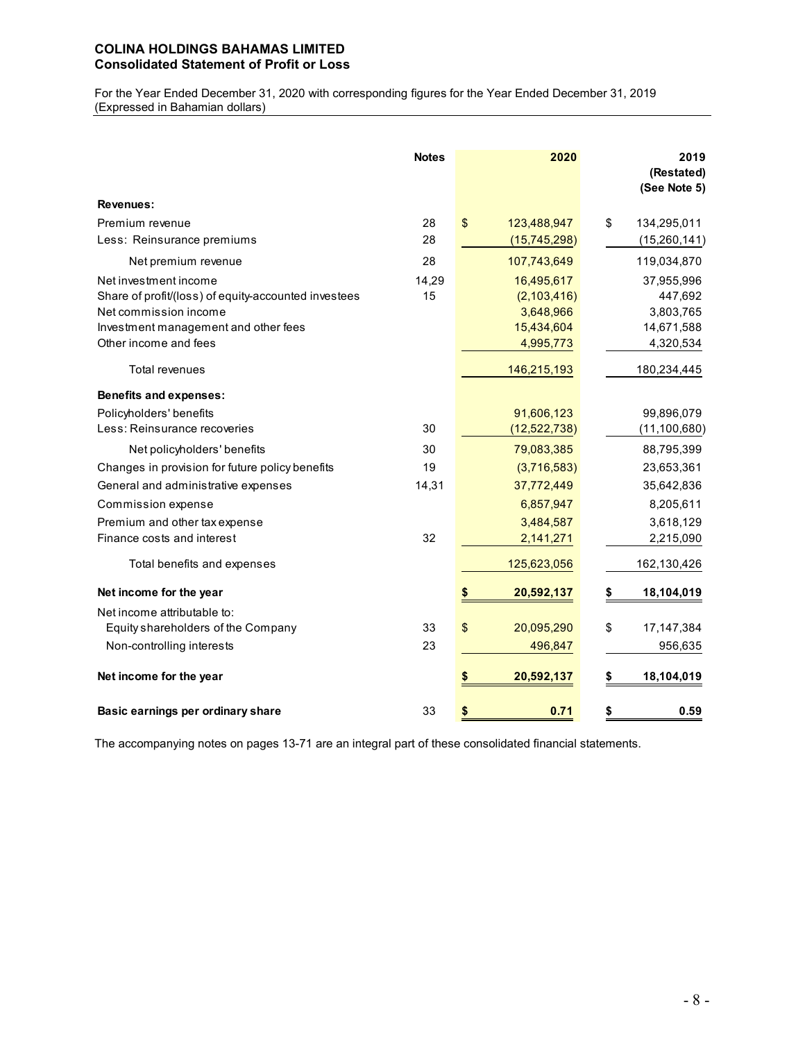# COLINA HOLDINGS BAHAMAS LIMITED
## Consolidated Statement of Profit or Loss

For the Year Ended December 31, 2020 with corresponding figures for the Year Ended December 31, 2019
(Expressed in Bahamian dollars)

| | Notes | 2020 | 2019 (Restated) (See Note 5) |
|---|---|---|---|
| **Revenues:** | | | |
| Premium revenue | 28 | $ 123,488,947 | $ 134,295,011 |
| Less: Reinsurance premiums | 28 | (15,745,298) | (15,260,141) |
| Net premium revenue | 28 | 107,743,649 | 119,034,870 |
| Net investment income | 14,29 | 16,495,617 | 37,955,996 |
| Share of profit/(loss) of equity-accounted investees | 15 | (2,103,416) | 447,692 |
| Net commission income | | 3,648,966 | 3,803,765 |
| Investment management and other fees | | 15,434,604 | 14,671,588 |
| Other income and fees | | 4,995,773 | 4,320,534 |
| Total revenues | | 146,215,193 | 180,234,445 |
| **Benefits and expenses:** | | | |
| Policyholders' benefits | | 91,606,123 | 99,896,079 |
| Less: Reinsurance recoveries | 30 | (12,522,738) | (11,100,680) |
| Net policyholders' benefits | 30 | 79,083,385 | 88,795,399 |
| Changes in provision for future policy benefits | 19 | (3,716,583) | 23,653,361 |
| General and administrative expenses | 14,31 | 37,772,449 | 35,642,836 |
| Commission expense | | 6,857,947 | 8,205,611 |
| Premium and other tax expense | | 3,484,587 | 3,618,129 |
| Finance costs and interest | 32 | 2,141,271 | 2,215,090 |
| Total benefits and expenses | | 125,623,056 | 162,130,426 |
| **Net income for the year** | | **$ 20,592,137** | **$ 18,104,019** |
| Net income attributable to: | | | |
| Equity shareholders of the Company | 33 | $ 20,095,290 | $ 17,147,384 |
| Non-controlling interests | 23 | 496,847 | 956,635 |
| **Net income for the year** | | **$ 20,592,137** | **$ 18,104,019** |
| **Basic earnings per ordinary share** | 33 | **$ 0.71** | **$ 0.59** |

The accompanying notes on pages 13-71 are an integral part of these consolidated financial statements.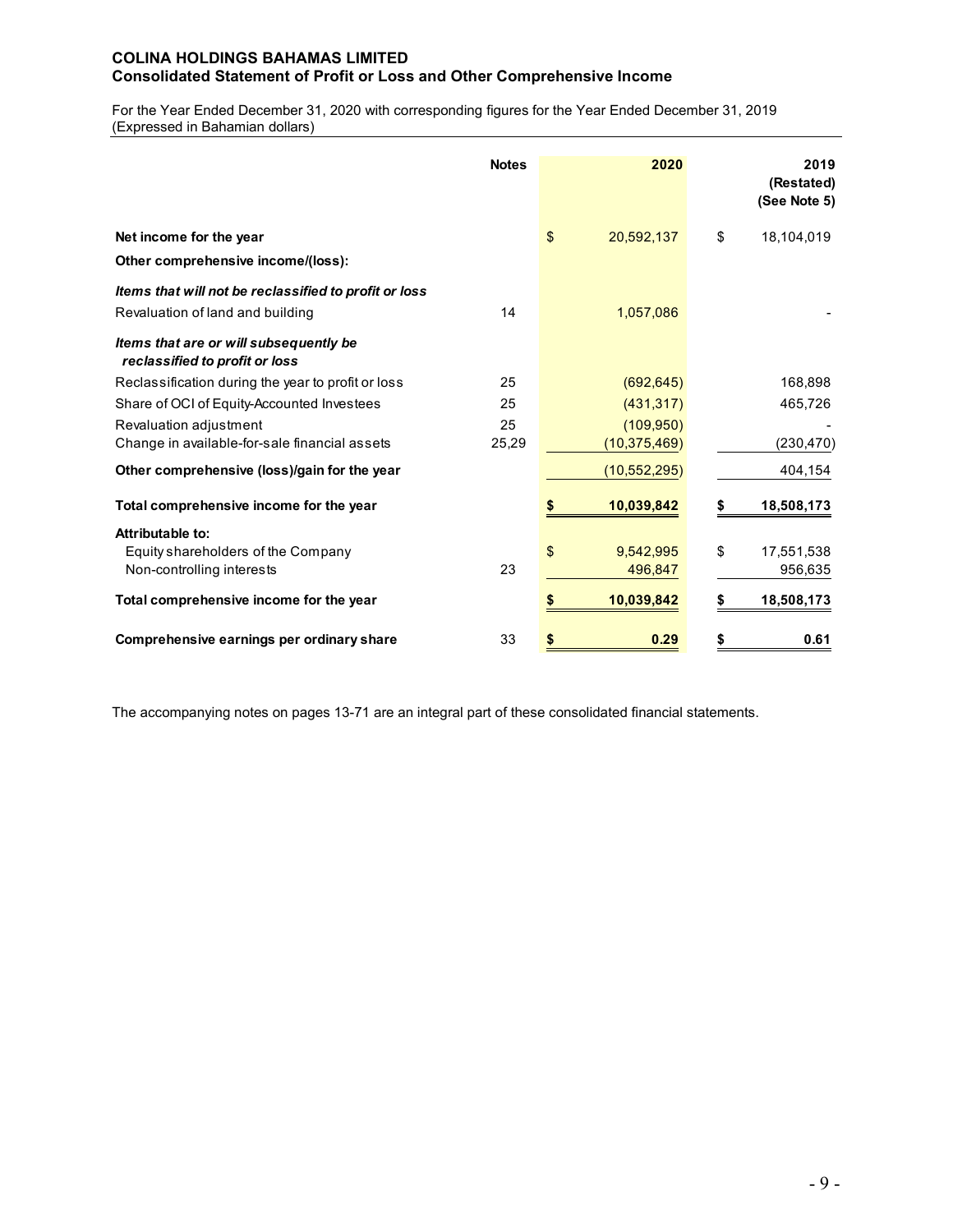# COLINA HOLDINGS BAHAMAS LIMITED
## Consolidated Statement of Profit or Loss and Other Comprehensive Income

For the Year Ended December 31, 2020 with corresponding figures for the Year Ended December 31, 2019
(Expressed in Bahamian dollars)

| | Notes | 2020 | 2019 (Restated) (See Note 5) |
|---|---|---|---|
| **Net income for the year** | | $ 20,592,137 | $ 18,104,019 |
| **Other comprehensive income/(loss):** | | | |
| ***Items that will not be reclassified to profit or loss*** | | | |
| Revaluation of land and building | 14 | 1,057,086 | - |
| ***Items that are or will subsequently be reclassified to profit or loss*** | | | |
| Reclassification during the year to profit or loss | 25 | (692,645) | 168,898 |
| Share of OCI of Equity-Accounted Investees | 25 | (431,317) | 465,726 |
| Revaluation adjustment | 25 | (109,950) | - |
| Change in available-for-sale financial assets | 25,29 | (10,375,469) | (230,470) |
| **Other comprehensive (loss)/gain for the year** | | (10,552,295) | 404,154 |
| **Total comprehensive income for the year** | | **$ 10,039,842** | **$ 18,508,173** |
| **Attributable to:** | | | |
| Equity shareholders of the Company | | $ 9,542,995 | $ 17,551,538 |
| Non-controlling interests | 23 | 496,847 | 956,635 |
| **Total comprehensive income for the year** | | **$ 10,039,842** | **$ 18,508,173** |
| **Comprehensive earnings per ordinary share** | 33 | **$ 0.29** | **$ 0.61** |

The accompanying notes on pages 13-71 are an integral part of these consolidated financial statements.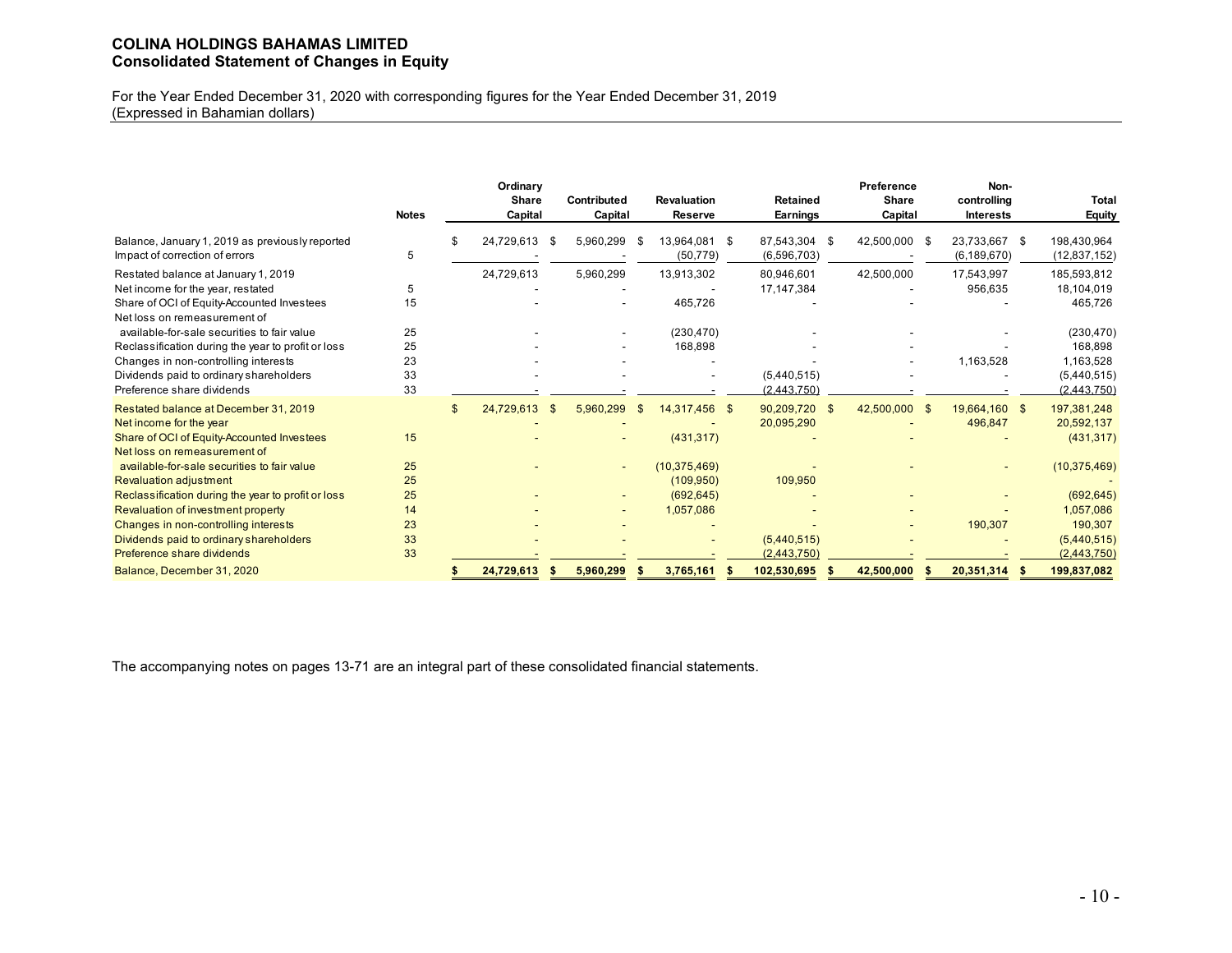**COLINA HOLDINGS BAHAMAS LIMITED**
**Consolidated Statement of Changes in Equity**

For the Year Ended December 31, 2020 with corresponding figures for the Year Ended December 31, 2019
(Expressed in Bahamian dollars)

| | Notes | Ordinary Share Capital | Contributed Capital | Revaluation Reserve | Retained Earnings | Preference Share Capital | Non-controlling Interests | Total Equity |
|---|---|---|---|---|---|---|---|---|
| Balance, January 1, 2019 as previously reported | | $ 24,729,613 | $ 5,960,299 | $ 13,964,081 | $ 87,543,304 | $ 42,500,000 | $ 23,733,667 | $ 198,430,964 |
| Impact of correction of errors | 5 | - | - | (50,779) | (6,596,703) | - | (6,189,670) | (12,837,152) |
| Restated balance at January 1, 2019 | | 24,729,613 | 5,960,299 | 13,913,302 | 80,946,601 | 42,500,000 | 17,543,997 | 185,593,812 |
| Net income for the year, restated | 5 | - | - | - | 17,147,384 | - | 956,635 | 18,104,019 |
| Share of OCI of Equity-Accounted Investees | 15 | - | - | 465,726 | - | - | - | 465,726 |
| Net loss on remeasurement of available-for-sale securities to fair value | 25 | - | - | (230,470) | - | - | - | (230,470) |
| Reclassification during the year to profit or loss | 25 | - | - | 168,898 | - | - | - | 168,898 |
| Changes in non-controlling interests | 23 | - | - | - | - | - | 1,163,528 | 1,163,528 |
| Dividends paid to ordinary shareholders | 33 | - | - | - | (5,440,515) | - | - | (5,440,515) |
| Preference share dividends | 33 | - | - | - | (2,443,750) | - | - | (2,443,750) |
| Restated balance at December 31, 2019 | | $ 24,729,613 | $ 5,960,299 | $ 14,317,456 | $ 90,209,720 | $ 42,500,000 | $ 19,664,160 | $ 197,381,248 |
| Net income for the year | | - | - | - | 20,095,290 | - | 496,847 | 20,592,137 |
| Share of OCI of Equity-Accounted Investees | 15 | - | - | (431,317) | - | - | - | (431,317) |
| Net loss on remeasurement of available-for-sale securities to fair value | 25 | - | - | (10,375,469) | - | - | - | (10,375,469) |
| Revaluation adjustment | 25 | | | (109,950) | 109,950 | | | - |
| Reclassification during the year to profit or loss | 25 | - | - | (692,645) | - | - | - | (692,645) |
| Revaluation of investment property | 14 | - | - | 1,057,086 | - | - | - | 1,057,086 |
| Changes in non-controlling interests | 23 | - | - | - | - | - | 190,307 | 190,307 |
| Dividends paid to ordinary shareholders | 33 | - | - | - | (5,440,515) | - | - | (5,440,515) |
| Preference share dividends | 33 | - | - | - | (2,443,750) | - | - | (2,443,750) |
| **Balance, December 31, 2020** | | **$ 24,729,613** | **$ 5,960,299** | **$ 3,765,161** | **$ 102,530,695** | **$ 42,500,000** | **$ 20,351,314** | **$ 199,837,082** |

The accompanying notes on pages 13-71 are an integral part of these consolidated financial statements.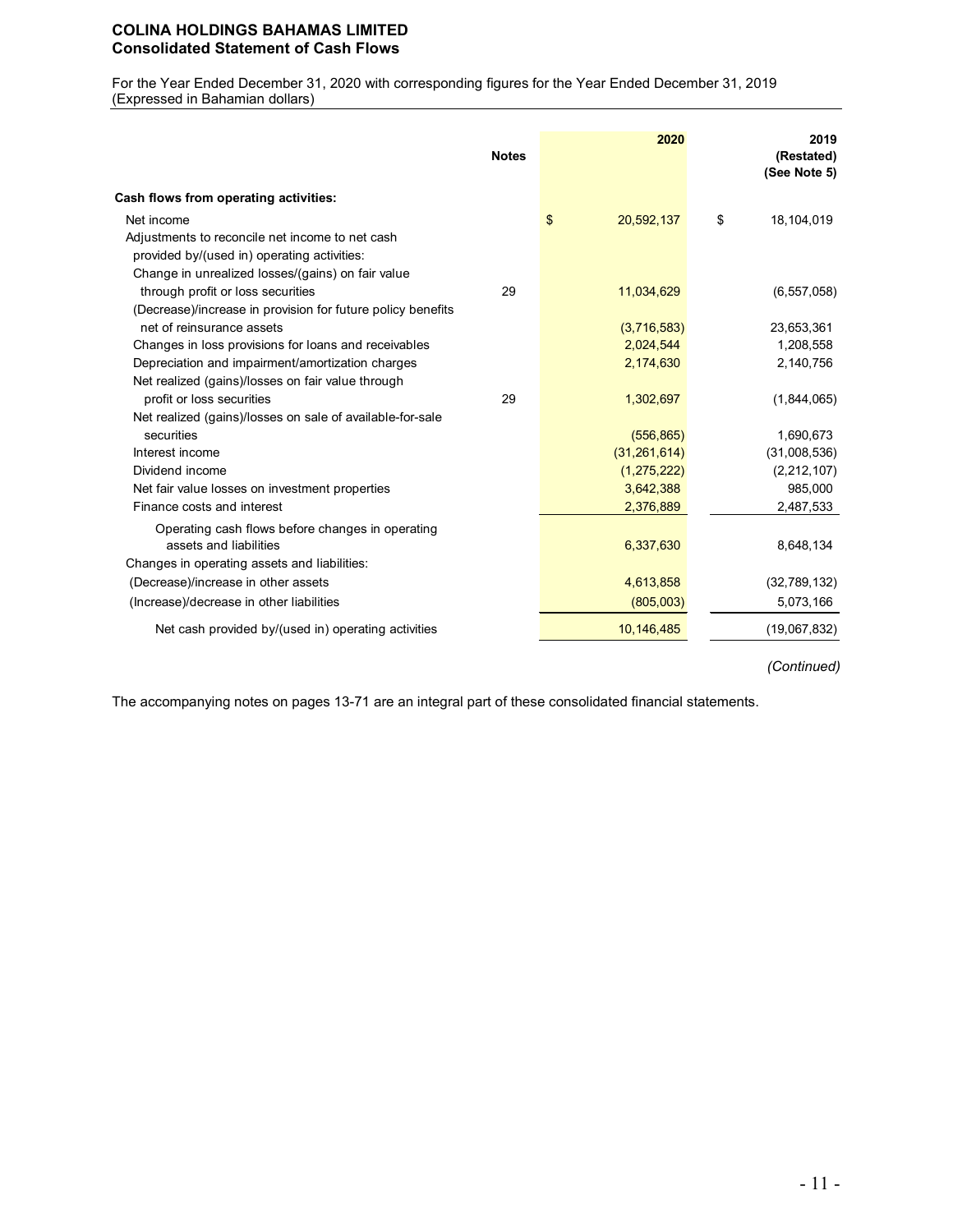**COLINA HOLDINGS BAHAMAS LIMITED**
**Consolidated Statement of Cash Flows**

For the Year Ended December 31, 2020 with corresponding figures for the Year Ended December 31, 2019
(Expressed in Bahamian dollars)

| | Notes | 2020 | 2019 (Restated) (See Note 5) |
|---|---|---|---|
| **Cash flows from operating activities:** | | | |
| Net income | | $ 20,592,137 | $ 18,104,019 |
| Adjustments to reconcile net income to net cash provided by/(used in) operating activities: | | | |
| Change in unrealized losses/(gains) on fair value through profit or loss securities | 29 | 11,034,629 | (6,557,058) |
| (Decrease)/increase in provision for future policy benefits net of reinsurance assets | | (3,716,583) | 23,653,361 |
| Changes in loss provisions for loans and receivables | | 2,024,544 | 1,208,558 |
| Depreciation and impairment/amortization charges | | 2,174,630 | 2,140,756 |
| Net realized (gains)/losses on fair value through profit or loss securities | 29 | 1,302,697 | (1,844,065) |
| Net realized (gains)/losses on sale of available-for-sale securities | | (556,865) | 1,690,673 |
| Interest income | | (31,261,614) | (31,008,536) |
| Dividend income | | (1,275,222) | (2,212,107) |
| Net fair value losses on investment properties | | 3,642,388 | 985,000 |
| Finance costs and interest | | 2,376,889 | 2,487,533 |
| Operating cash flows before changes in operating assets and liabilities | | 6,337,630 | 8,648,134 |
| Changes in operating assets and liabilities: | | | |
| (Decrease)/increase in other assets | | 4,613,858 | (32,789,132) |
| (Increase)/decrease in other liabilities | | (805,003) | 5,073,166 |
| Net cash provided by/(used in) operating activities | | 10,146,485 | (19,067,832) |

*(Continued)*

The accompanying notes on pages 13-71 are an integral part of these consolidated financial statements.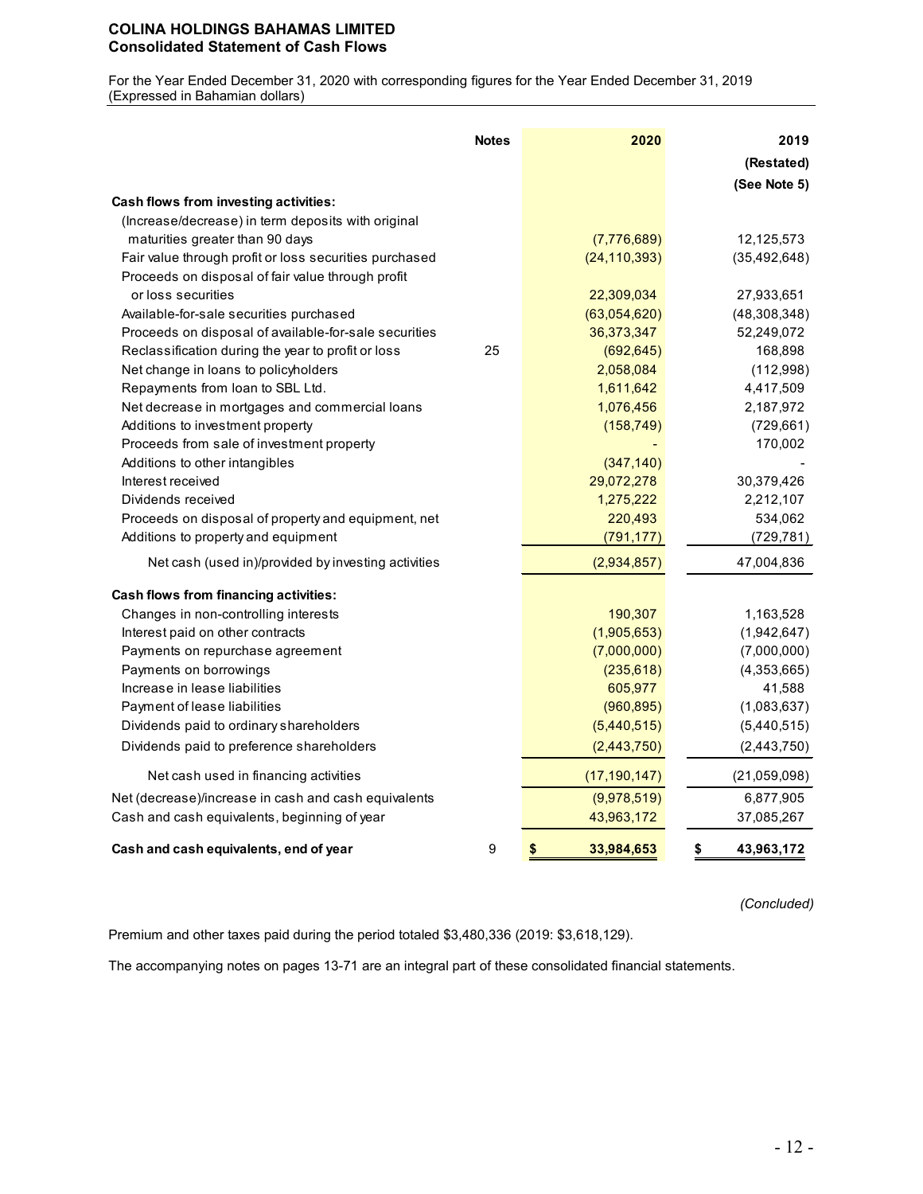**COLINA HOLDINGS BAHAMAS LIMITED**
**Consolidated Statement of Cash Flows**

For the Year Ended December 31, 2020 with corresponding figures for the Year Ended December 31, 2019
(Expressed in Bahamian dollars)

| | Notes | 2020 | 2019 (Restated) (See Note 5) |
|---|---|---|---|
| **Cash flows from investing activities:** | | | |
| (Increase/decrease) in term deposits with original maturities greater than 90 days | | (7,776,689) | 12,125,573 |
| Fair value through profit or loss securities purchased | | (24,110,393) | (35,492,648) |
| Proceeds on disposal of fair value through profit or loss securities | | 22,309,034 | 27,933,651 |
| Available-for-sale securities purchased | | (63,054,620) | (48,308,348) |
| Proceeds on disposal of available-for-sale securities | | 36,373,347 | 52,249,072 |
| Reclassification during the year to profit or loss | 25 | (692,645) | 168,898 |
| Net change in loans to policyholders | | 2,058,084 | (112,998) |
| Repayments from loan to SBL Ltd. | | 1,611,642 | 4,417,509 |
| Net decrease in mortgages and commercial loans | | 1,076,456 | 2,187,972 |
| Additions to investment property | | (158,749) | (729,661) |
| Proceeds from sale of investment property | | - | 170,002 |
| Additions to other intangibles | | (347,140) | - |
| Interest received | | 29,072,278 | 30,379,426 |
| Dividends received | | 1,275,222 | 2,212,107 |
| Proceeds on disposal of property and equipment, net | | 220,493 | 534,062 |
| Additions to property and equipment | | (791,177) | (729,781) |
| Net cash (used in)/provided by investing activities | | (2,934,857) | 47,004,836 |
| **Cash flows from financing activities:** | | | |
| Changes in non-controlling interests | | 190,307 | 1,163,528 |
| Interest paid on other contracts | | (1,905,653) | (1,942,647) |
| Payments on repurchase agreement | | (7,000,000) | (7,000,000) |
| Payments on borrowings | | (235,618) | (4,353,665) |
| Increase in lease liabilities | | 605,977 | 41,588 |
| Payment of lease liabilities | | (960,895) | (1,083,637) |
| Dividends paid to ordinary shareholders | | (5,440,515) | (5,440,515) |
| Dividends paid to preference shareholders | | (2,443,750) | (2,443,750) |
| Net cash used in financing activities | | (17,190,147) | (21,059,098) |
| Net (decrease)/increase in cash and cash equivalents | | (9,978,519) | 6,877,905 |
| Cash and cash equivalents, beginning of year | | 43,963,172 | 37,085,267 |
| **Cash and cash equivalents, end of year** | 9 | **$ 33,984,653** | **$ 43,963,172** |

*(Concluded)*

Premium and other taxes paid during the period totaled $3,480,336 (2019: $3,618,129).

The accompanying notes on pages 13-71 are an integral part of these consolidated financial statements.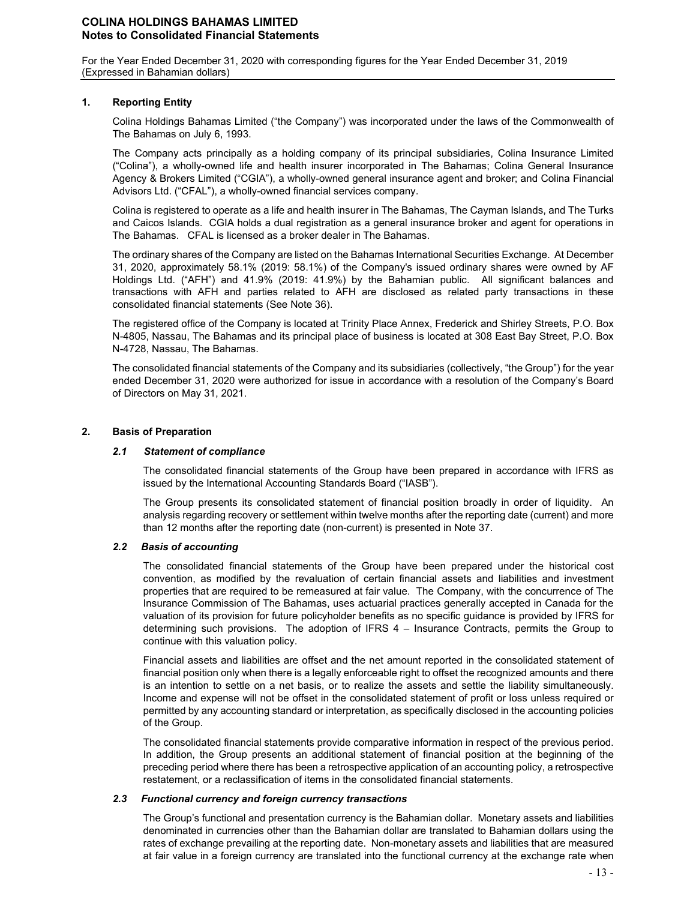## 1. Reporting Entity

Colina Holdings Bahamas Limited ("the Company") was incorporated under the laws of the Commonwealth of The Bahamas on July 6, 1993.

The Company acts principally as a holding company of its principal subsidiaries, Colina Insurance Limited ("Colina"), a wholly-owned life and health insurer incorporated in The Bahamas; Colina General Insurance Agency & Brokers Limited ("CGIA"), a wholly-owned general insurance agent and broker; and Colina Financial Advisors Ltd. ("CFAL"), a wholly-owned financial services company.

Colina is registered to operate as a life and health insurer in The Bahamas, The Cayman Islands, and The Turks and Caicos Islands. CGIA holds a dual registration as a general insurance broker and agent for operations in The Bahamas. CFAL is licensed as a broker dealer in The Bahamas.

The ordinary shares of the Company are listed on the Bahamas International Securities Exchange. At December 31, 2020, approximately 58.1% (2019: 58.1%) of the Company's issued ordinary shares were owned by AF Holdings Ltd. ("AFH") and 41.9% (2019: 41.9%) by the Bahamian public. All significant balances and transactions with AFH and parties related to AFH are disclosed as related party transactions in these consolidated financial statements (See Note 36).

The registered office of the Company is located at Trinity Place Annex, Frederick and Shirley Streets, P.O. Box N-4805, Nassau, The Bahamas and its principal place of business is located at 308 East Bay Street, P.O. Box N-4728, Nassau, The Bahamas.

The consolidated financial statements of the Company and its subsidiaries (collectively, "the Group") for the year ended December 31, 2020 were authorized for issue in accordance with a resolution of the Company's Board of Directors on May 31, 2021.

## 2. Basis of Preparation

### *2.1 Statement of compliance*

The consolidated financial statements of the Group have been prepared in accordance with IFRS as issued by the International Accounting Standards Board ("IASB").

The Group presents its consolidated statement of financial position broadly in order of liquidity. An analysis regarding recovery or settlement within twelve months after the reporting date (current) and more than 12 months after the reporting date (non-current) is presented in Note 37.

### *2.2 Basis of accounting*

The consolidated financial statements of the Group have been prepared under the historical cost convention, as modified by the revaluation of certain financial assets and liabilities and investment properties that are required to be remeasured at fair value. The Company, with the concurrence of The Insurance Commission of The Bahamas, uses actuarial practices generally accepted in Canada for the valuation of its provision for future policyholder benefits as no specific guidance is provided by IFRS for determining such provisions. The adoption of IFRS 4 – Insurance Contracts, permits the Group to continue with this valuation policy.

Financial assets and liabilities are offset and the net amount reported in the consolidated statement of financial position only when there is a legally enforceable right to offset the recognized amounts and there is an intention to settle on a net basis, or to realize the assets and settle the liability simultaneously. Income and expense will not be offset in the consolidated statement of profit or loss unless required or permitted by any accounting standard or interpretation, as specifically disclosed in the accounting policies of the Group.

The consolidated financial statements provide comparative information in respect of the previous period. In addition, the Group presents an additional statement of financial position at the beginning of the preceding period where there has been a retrospective application of an accounting policy, a retrospective restatement, or a reclassification of items in the consolidated financial statements.

### *2.3 Functional currency and foreign currency transactions*

The Group's functional and presentation currency is the Bahamian dollar. Monetary assets and liabilities denominated in currencies other than the Bahamian dollar are translated to Bahamian dollars using the rates of exchange prevailing at the reporting date. Non-monetary assets and liabilities that are measured at fair value in a foreign currency are translated into the functional currency at the exchange rate when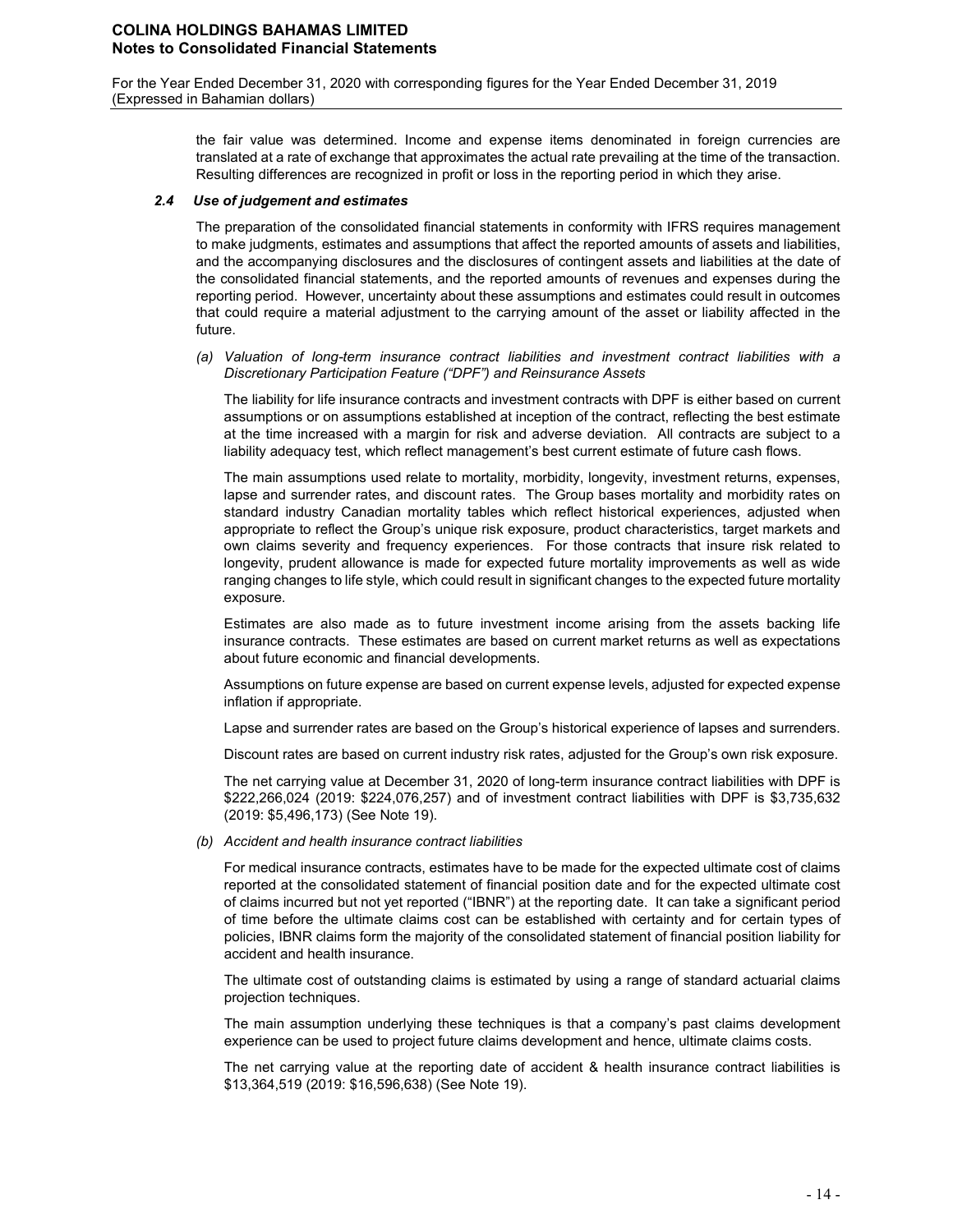the fair value was determined. Income and expense items denominated in foreign currencies are translated at a rate of exchange that approximates the actual rate prevailing at the time of the transaction. Resulting differences are recognized in profit or loss in the reporting period in which they arise.

### *2.4 Use of judgement and estimates*

The preparation of the consolidated financial statements in conformity with IFRS requires management to make judgments, estimates and assumptions that affect the reported amounts of assets and liabilities, and the accompanying disclosures and the disclosures of contingent assets and liabilities at the date of the consolidated financial statements, and the reported amounts of revenues and expenses during the reporting period. However, uncertainty about these assumptions and estimates could result in outcomes that could require a material adjustment to the carrying amount of the asset or liability affected in the future.

*(a) Valuation of long-term insurance contract liabilities and investment contract liabilities with a Discretionary Participation Feature ("DPF") and Reinsurance Assets*

The liability for life insurance contracts and investment contracts with DPF is either based on current assumptions or on assumptions established at inception of the contract, reflecting the best estimate at the time increased with a margin for risk and adverse deviation. All contracts are subject to a liability adequacy test, which reflect management's best current estimate of future cash flows.

The main assumptions used relate to mortality, morbidity, longevity, investment returns, expenses, lapse and surrender rates, and discount rates. The Group bases mortality and morbidity rates on standard industry Canadian mortality tables which reflect historical experiences, adjusted when appropriate to reflect the Group's unique risk exposure, product characteristics, target markets and own claims severity and frequency experiences. For those contracts that insure risk related to longevity, prudent allowance is made for expected future mortality improvements as well as wide ranging changes to life style, which could result in significant changes to the expected future mortality exposure.

Estimates are also made as to future investment income arising from the assets backing life insurance contracts. These estimates are based on current market returns as well as expectations about future economic and financial developments.

Assumptions on future expense are based on current expense levels, adjusted for expected expense inflation if appropriate.

Lapse and surrender rates are based on the Group's historical experience of lapses and surrenders.

Discount rates are based on current industry risk rates, adjusted for the Group's own risk exposure.

The net carrying value at December 31, 2020 of long-term insurance contract liabilities with DPF is \$222,266,024 (2019: \$224,076,257) and of investment contract liabilities with DPF is \$3,735,632 (2019: \$5,496,173) (See Note 19).

*(b) Accident and health insurance contract liabilities*

For medical insurance contracts, estimates have to be made for the expected ultimate cost of claims reported at the consolidated statement of financial position date and for the expected ultimate cost of claims incurred but not yet reported ("IBNR") at the reporting date. It can take a significant period of time before the ultimate claims cost can be established with certainty and for certain types of policies, IBNR claims form the majority of the consolidated statement of financial position liability for accident and health insurance.

The ultimate cost of outstanding claims is estimated by using a range of standard actuarial claims projection techniques.

The main assumption underlying these techniques is that a company's past claims development experience can be used to project future claims development and hence, ultimate claims costs.

The net carrying value at the reporting date of accident & health insurance contract liabilities is \$13,364,519 (2019: \$16,596,638) (See Note 19).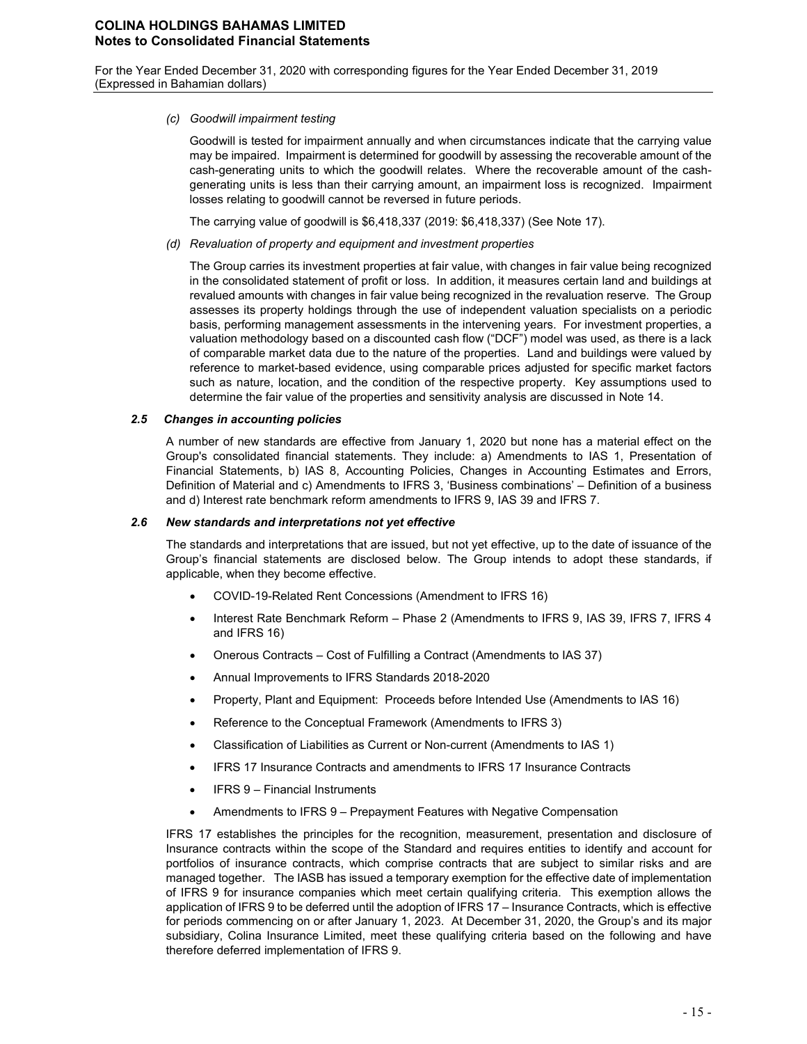*(c) Goodwill impairment testing*

Goodwill is tested for impairment annually and when circumstances indicate that the carrying value may be impaired. Impairment is determined for goodwill by assessing the recoverable amount of the cash-generating units to which the goodwill relates. Where the recoverable amount of the cash-generating units is less than their carrying amount, an impairment loss is recognized. Impairment losses relating to goodwill cannot be reversed in future periods.

The carrying value of goodwill is $6,418,337 (2019: $6,418,337) (See Note 17).

*(d) Revaluation of property and equipment and investment properties*

The Group carries its investment properties at fair value, with changes in fair value being recognized in the consolidated statement of profit or loss. In addition, it measures certain land and buildings at revalued amounts with changes in fair value being recognized in the revaluation reserve. The Group assesses its property holdings through the use of independent valuation specialists on a periodic basis, performing management assessments in the intervening years. For investment properties, a valuation methodology based on a discounted cash flow ("DCF") model was used, as there is a lack of comparable market data due to the nature of the properties. Land and buildings were valued by reference to market-based evidence, using comparable prices adjusted for specific market factors such as nature, location, and the condition of the respective property. Key assumptions used to determine the fair value of the properties and sensitivity analysis are discussed in Note 14.

### 2.5 Changes in accounting policies

A number of new standards are effective from January 1, 2020 but none has a material effect on the Group's consolidated financial statements. They include: a) Amendments to IAS 1, Presentation of Financial Statements, b) IAS 8, Accounting Policies, Changes in Accounting Estimates and Errors, Definition of Material and c) Amendments to IFRS 3, 'Business combinations' – Definition of a business and d) Interest rate benchmark reform amendments to IFRS 9, IAS 39 and IFRS 7.

### 2.6 New standards and interpretations not yet effective

The standards and interpretations that are issued, but not yet effective, up to the date of issuance of the Group's financial statements are disclosed below. The Group intends to adopt these standards, if applicable, when they become effective.

- COVID-19-Related Rent Concessions (Amendment to IFRS 16)
- Interest Rate Benchmark Reform – Phase 2 (Amendments to IFRS 9, IAS 39, IFRS 7, IFRS 4 and IFRS 16)
- Onerous Contracts – Cost of Fulfilling a Contract (Amendments to IAS 37)
- Annual Improvements to IFRS Standards 2018-2020
- Property, Plant and Equipment: Proceeds before Intended Use (Amendments to IAS 16)
- Reference to the Conceptual Framework (Amendments to IFRS 3)
- Classification of Liabilities as Current or Non-current (Amendments to IAS 1)
- IFRS 17 Insurance Contracts and amendments to IFRS 17 Insurance Contracts
- IFRS 9 – Financial Instruments
- Amendments to IFRS 9 – Prepayment Features with Negative Compensation

IFRS 17 establishes the principles for the recognition, measurement, presentation and disclosure of Insurance contracts within the scope of the Standard and requires entities to identify and account for portfolios of insurance contracts, which comprise contracts that are subject to similar risks and are managed together. The IASB has issued a temporary exemption for the effective date of implementation of IFRS 9 for insurance companies which meet certain qualifying criteria. This exemption allows the application of IFRS 9 to be deferred until the adoption of IFRS 17 – Insurance Contracts, which is effective for periods commencing on or after January 1, 2023. At December 31, 2020, the Group's and its major subsidiary, Colina Insurance Limited, meet these qualifying criteria based on the following and have therefore deferred implementation of IFRS 9.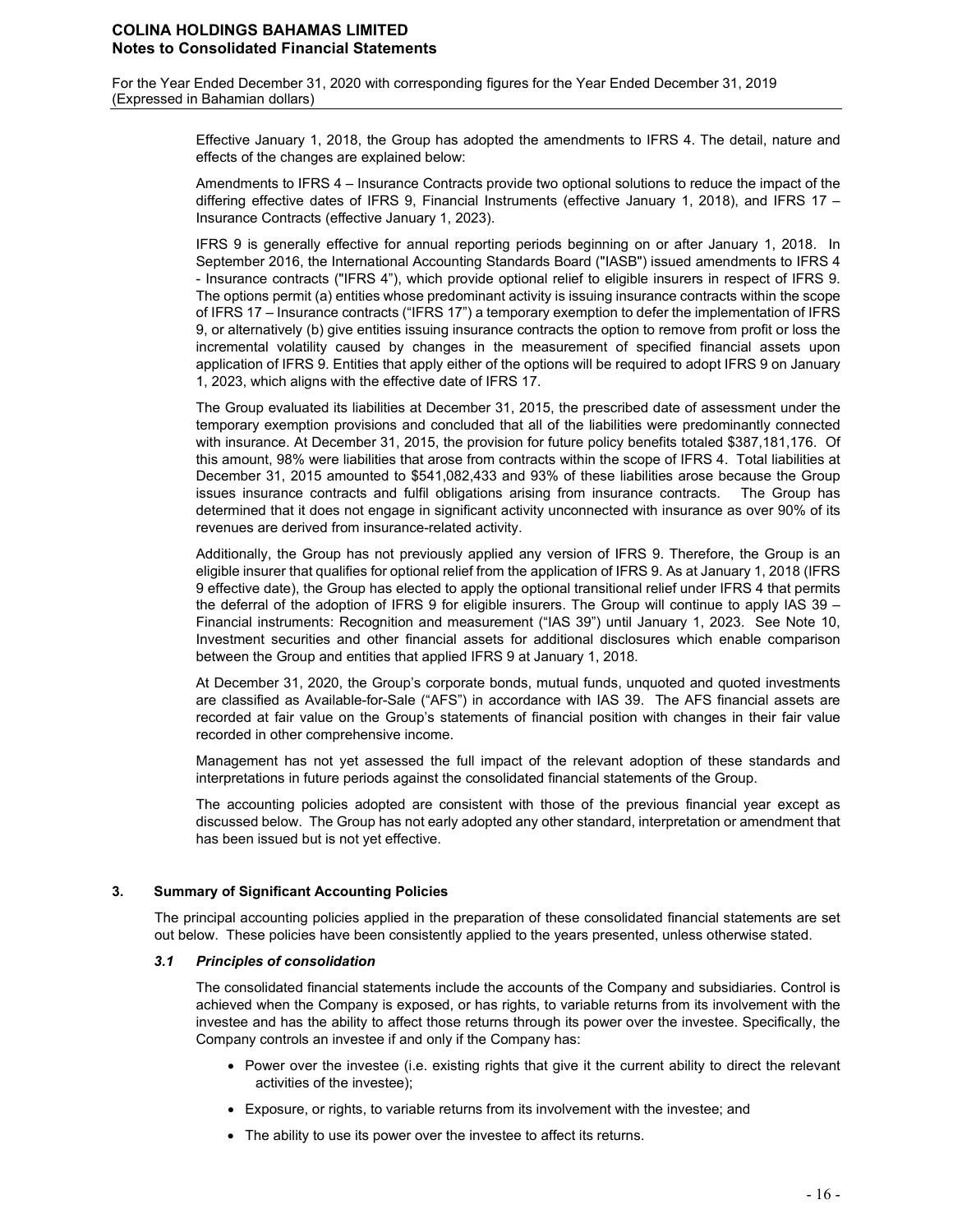Effective January 1, 2018, the Group has adopted the amendments to IFRS 4. The detail, nature and effects of the changes are explained below:

Amendments to IFRS 4 – Insurance Contracts provide two optional solutions to reduce the impact of the differing effective dates of IFRS 9, Financial Instruments (effective January 1, 2018), and IFRS 17 – Insurance Contracts (effective January 1, 2023).

IFRS 9 is generally effective for annual reporting periods beginning on or after January 1, 2018. In September 2016, the International Accounting Standards Board ("IASB") issued amendments to IFRS 4 - Insurance contracts ("IFRS 4"), which provide optional relief to eligible insurers in respect of IFRS 9. The options permit (a) entities whose predominant activity is issuing insurance contracts within the scope of IFRS 17 – Insurance contracts ("IFRS 17") a temporary exemption to defer the implementation of IFRS 9, or alternatively (b) give entities issuing insurance contracts the option to remove from profit or loss the incremental volatility caused by changes in the measurement of specified financial assets upon application of IFRS 9. Entities that apply either of the options will be required to adopt IFRS 9 on January 1, 2023, which aligns with the effective date of IFRS 17.

The Group evaluated its liabilities at December 31, 2015, the prescribed date of assessment under the temporary exemption provisions and concluded that all of the liabilities were predominantly connected with insurance. At December 31, 2015, the provision for future policy benefits totaled $387,181,176. Of this amount, 98% were liabilities that arose from contracts within the scope of IFRS 4. Total liabilities at December 31, 2015 amounted to $541,082,433 and 93% of these liabilities arose because the Group issues insurance contracts and fulfil obligations arising from insurance contracts. The Group has determined that it does not engage in significant activity unconnected with insurance as over 90% of its revenues are derived from insurance-related activity.

Additionally, the Group has not previously applied any version of IFRS 9. Therefore, the Group is an eligible insurer that qualifies for optional relief from the application of IFRS 9. As at January 1, 2018 (IFRS 9 effective date), the Group has elected to apply the optional transitional relief under IFRS 4 that permits the deferral of the adoption of IFRS 9 for eligible insurers. The Group will continue to apply IAS 39 – Financial instruments: Recognition and measurement ("IAS 39") until January 1, 2023. See Note 10, Investment securities and other financial assets for additional disclosures which enable comparison between the Group and entities that applied IFRS 9 at January 1, 2018.

At December 31, 2020, the Group's corporate bonds, mutual funds, unquoted and quoted investments are classified as Available-for-Sale ("AFS") in accordance with IAS 39. The AFS financial assets are recorded at fair value on the Group's statements of financial position with changes in their fair value recorded in other comprehensive income.

Management has not yet assessed the full impact of the relevant adoption of these standards and interpretations in future periods against the consolidated financial statements of the Group.

The accounting policies adopted are consistent with those of the previous financial year except as discussed below. The Group has not early adopted any other standard, interpretation or amendment that has been issued but is not yet effective.

## 3. Summary of Significant Accounting Policies

The principal accounting policies applied in the preparation of these consolidated financial statements are set out below. These policies have been consistently applied to the years presented, unless otherwise stated.

### *3.1 Principles of consolidation*

The consolidated financial statements include the accounts of the Company and subsidiaries. Control is achieved when the Company is exposed, or has rights, to variable returns from its involvement with the investee and has the ability to affect those returns through its power over the investee. Specifically, the Company controls an investee if and only if the Company has:

- Power over the investee (i.e. existing rights that give it the current ability to direct the relevant activities of the investee);
- Exposure, or rights, to variable returns from its involvement with the investee; and
- The ability to use its power over the investee to affect its returns.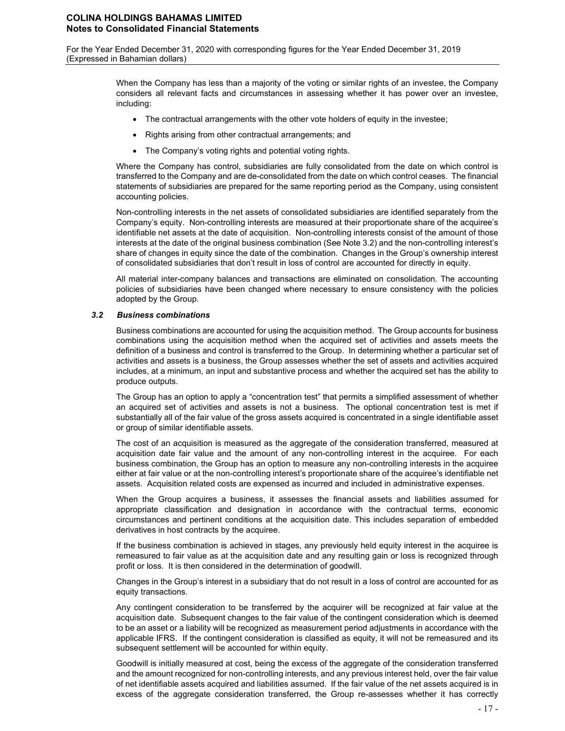When the Company has less than a majority of the voting or similar rights of an investee, the Company considers all relevant facts and circumstances in assessing whether it has power over an investee, including:

- The contractual arrangements with the other vote holders of equity in the investee;
- Rights arising from other contractual arrangements; and
- The Company's voting rights and potential voting rights.

Where the Company has control, subsidiaries are fully consolidated from the date on which control is transferred to the Company and are de-consolidated from the date on which control ceases. The financial statements of subsidiaries are prepared for the same reporting period as the Company, using consistent accounting policies.

Non-controlling interests in the net assets of consolidated subsidiaries are identified separately from the Company's equity. Non-controlling interests are measured at their proportionate share of the acquiree's identifiable net assets at the date of acquisition. Non-controlling interests consist of the amount of those interests at the date of the original business combination (See Note 3.2) and the non-controlling interest's share of changes in equity since the date of the combination. Changes in the Group's ownership interest of consolidated subsidiaries that don't result in loss of control are accounted for directly in equity.

All material inter-company balances and transactions are eliminated on consolidation. The accounting policies of subsidiaries have been changed where necessary to ensure consistency with the policies adopted by the Group.

### *3.2 Business combinations*

Business combinations are accounted for using the acquisition method. The Group accounts for business combinations using the acquisition method when the acquired set of activities and assets meets the definition of a business and control is transferred to the Group. In determining whether a particular set of activities and assets is a business, the Group assesses whether the set of assets and activities acquired includes, at a minimum, an input and substantive process and whether the acquired set has the ability to produce outputs.

The Group has an option to apply a "concentration test" that permits a simplified assessment of whether an acquired set of activities and assets is not a business. The optional concentration test is met if substantially all of the fair value of the gross assets acquired is concentrated in a single identifiable asset or group of similar identifiable assets.

The cost of an acquisition is measured as the aggregate of the consideration transferred, measured at acquisition date fair value and the amount of any non-controlling interest in the acquiree. For each business combination, the Group has an option to measure any non-controlling interests in the acquiree either at fair value or at the non-controlling interest's proportionate share of the acquiree's identifiable net assets. Acquisition related costs are expensed as incurred and included in administrative expenses.

When the Group acquires a business, it assesses the financial assets and liabilities assumed for appropriate classification and designation in accordance with the contractual terms, economic circumstances and pertinent conditions at the acquisition date. This includes separation of embedded derivatives in host contracts by the acquiree.

If the business combination is achieved in stages, any previously held equity interest in the acquiree is remeasured to fair value as at the acquisition date and any resulting gain or loss is recognized through profit or loss. It is then considered in the determination of goodwill.

Changes in the Group's interest in a subsidiary that do not result in a loss of control are accounted for as equity transactions.

Any contingent consideration to be transferred by the acquirer will be recognized at fair value at the acquisition date. Subsequent changes to the fair value of the contingent consideration which is deemed to be an asset or a liability will be recognized as measurement period adjustments in accordance with the applicable IFRS. If the contingent consideration is classified as equity, it will not be remeasured and its subsequent settlement will be accounted for within equity.

Goodwill is initially measured at cost, being the excess of the aggregate of the consideration transferred and the amount recognized for non-controlling interests, and any previous interest held, over the fair value of net identifiable assets acquired and liabilities assumed. If the fair value of the net assets acquired is in excess of the aggregate consideration transferred, the Group re-assesses whether it has correctly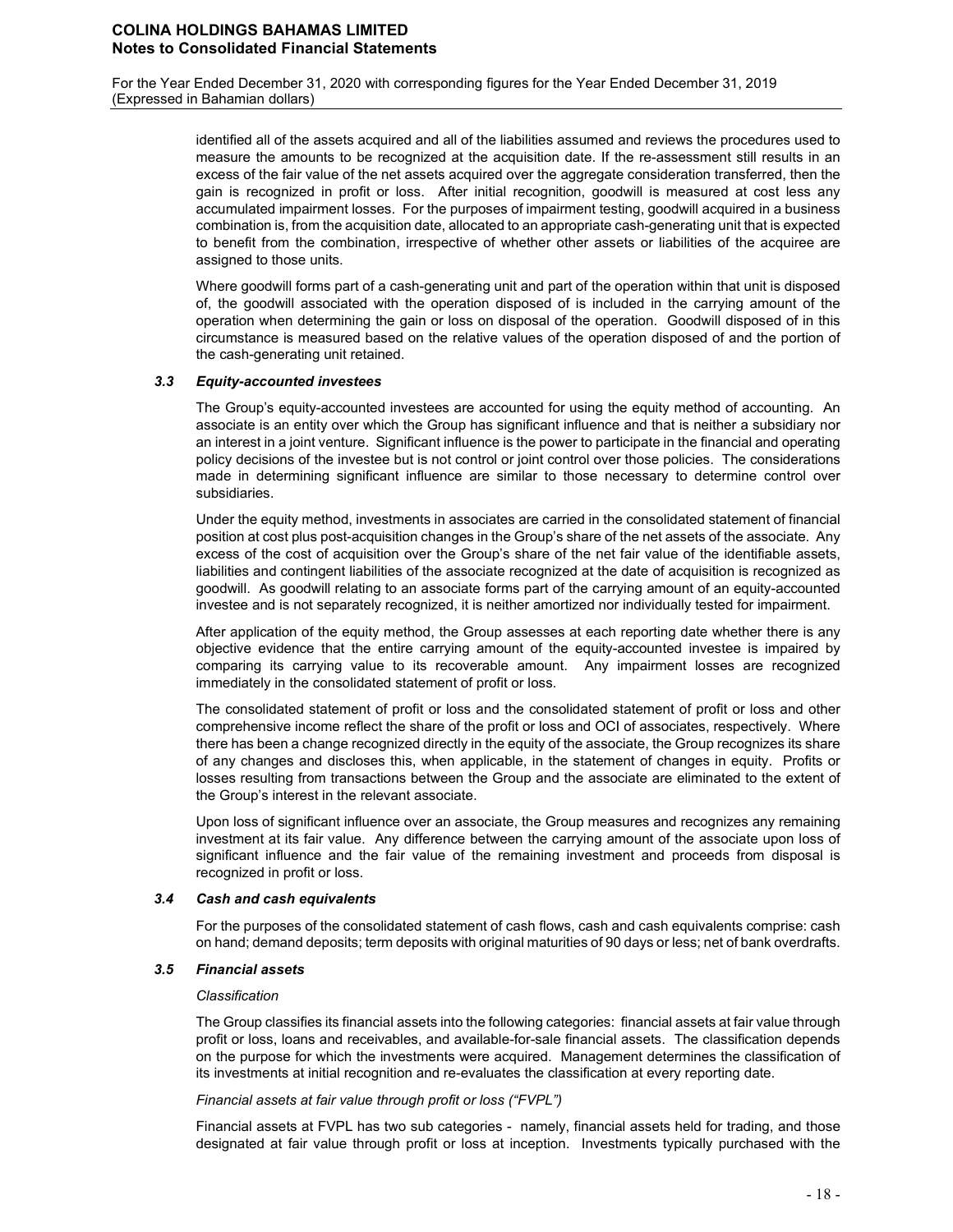identified all of the assets acquired and all of the liabilities assumed and reviews the procedures used to measure the amounts to be recognized at the acquisition date. If the re-assessment still results in an excess of the fair value of the net assets acquired over the aggregate consideration transferred, then the gain is recognized in profit or loss. After initial recognition, goodwill is measured at cost less any accumulated impairment losses. For the purposes of impairment testing, goodwill acquired in a business combination is, from the acquisition date, allocated to an appropriate cash-generating unit that is expected to benefit from the combination, irrespective of whether other assets or liabilities of the acquiree are assigned to those units.

Where goodwill forms part of a cash-generating unit and part of the operation within that unit is disposed of, the goodwill associated with the operation disposed of is included in the carrying amount of the operation when determining the gain or loss on disposal of the operation. Goodwill disposed of in this circumstance is measured based on the relative values of the operation disposed of and the portion of the cash-generating unit retained.

### *3.3 Equity-accounted investees*

The Group's equity-accounted investees are accounted for using the equity method of accounting. An associate is an entity over which the Group has significant influence and that is neither a subsidiary nor an interest in a joint venture. Significant influence is the power to participate in the financial and operating policy decisions of the investee but is not control or joint control over those policies. The considerations made in determining significant influence are similar to those necessary to determine control over subsidiaries.

Under the equity method, investments in associates are carried in the consolidated statement of financial position at cost plus post-acquisition changes in the Group's share of the net assets of the associate. Any excess of the cost of acquisition over the Group's share of the net fair value of the identifiable assets, liabilities and contingent liabilities of the associate recognized at the date of acquisition is recognized as goodwill. As goodwill relating to an associate forms part of the carrying amount of an equity-accounted investee and is not separately recognized, it is neither amortized nor individually tested for impairment.

After application of the equity method, the Group assesses at each reporting date whether there is any objective evidence that the entire carrying amount of the equity-accounted investee is impaired by comparing its carrying value to its recoverable amount. Any impairment losses are recognized immediately in the consolidated statement of profit or loss.

The consolidated statement of profit or loss and the consolidated statement of profit or loss and other comprehensive income reflect the share of the profit or loss and OCI of associates, respectively. Where there has been a change recognized directly in the equity of the associate, the Group recognizes its share of any changes and discloses this, when applicable, in the statement of changes in equity. Profits or losses resulting from transactions between the Group and the associate are eliminated to the extent of the Group's interest in the relevant associate.

Upon loss of significant influence over an associate, the Group measures and recognizes any remaining investment at its fair value. Any difference between the carrying amount of the associate upon loss of significant influence and the fair value of the remaining investment and proceeds from disposal is recognized in profit or loss.

### *3.4 Cash and cash equivalents*

For the purposes of the consolidated statement of cash flows, cash and cash equivalents comprise: cash on hand; demand deposits; term deposits with original maturities of 90 days or less; net of bank overdrafts.

### *3.5 Financial assets*

*Classification*

The Group classifies its financial assets into the following categories: financial assets at fair value through profit or loss, loans and receivables, and available-for-sale financial assets. The classification depends on the purpose for which the investments were acquired. Management determines the classification of its investments at initial recognition and re-evaluates the classification at every reporting date.

*Financial assets at fair value through profit or loss ("FVPL")*

Financial assets at FVPL has two sub categories - namely, financial assets held for trading, and those designated at fair value through profit or loss at inception. Investments typically purchased with the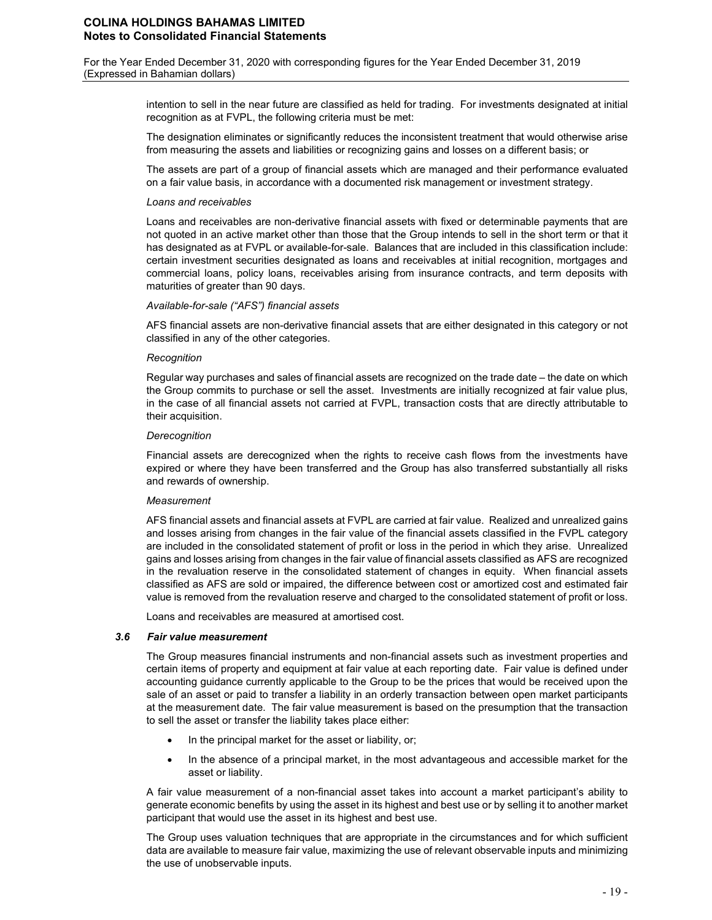intention to sell in the near future are classified as held for trading. For investments designated at initial recognition as at FVPL, the following criteria must be met:

The designation eliminates or significantly reduces the inconsistent treatment that would otherwise arise from measuring the assets and liabilities or recognizing gains and losses on a different basis; or

The assets are part of a group of financial assets which are managed and their performance evaluated on a fair value basis, in accordance with a documented risk management or investment strategy.

*Loans and receivables*

Loans and receivables are non-derivative financial assets with fixed or determinable payments that are not quoted in an active market other than those that the Group intends to sell in the short term or that it has designated as at FVPL or available-for-sale. Balances that are included in this classification include: certain investment securities designated as loans and receivables at initial recognition, mortgages and commercial loans, policy loans, receivables arising from insurance contracts, and term deposits with maturities of greater than 90 days.

*Available-for-sale ("AFS") financial assets*

AFS financial assets are non-derivative financial assets that are either designated in this category or not classified in any of the other categories.

*Recognition*

Regular way purchases and sales of financial assets are recognized on the trade date – the date on which the Group commits to purchase or sell the asset. Investments are initially recognized at fair value plus, in the case of all financial assets not carried at FVPL, transaction costs that are directly attributable to their acquisition.

*Derecognition*

Financial assets are derecognized when the rights to receive cash flows from the investments have expired or where they have been transferred and the Group has also transferred substantially all risks and rewards of ownership.

*Measurement*

AFS financial assets and financial assets at FVPL are carried at fair value. Realized and unrealized gains and losses arising from changes in the fair value of the financial assets classified in the FVPL category are included in the consolidated statement of profit or loss in the period in which they arise. Unrealized gains and losses arising from changes in the fair value of financial assets classified as AFS are recognized in the revaluation reserve in the consolidated statement of changes in equity. When financial assets classified as AFS are sold or impaired, the difference between cost or amortized cost and estimated fair value is removed from the revaluation reserve and charged to the consolidated statement of profit or loss.

Loans and receivables are measured at amortised cost.

### *3.6 Fair value measurement*

The Group measures financial instruments and non-financial assets such as investment properties and certain items of property and equipment at fair value at each reporting date. Fair value is defined under accounting guidance currently applicable to the Group to be the prices that would be received upon the sale of an asset or paid to transfer a liability in an orderly transaction between open market participants at the measurement date. The fair value measurement is based on the presumption that the transaction to sell the asset or transfer the liability takes place either:

- In the principal market for the asset or liability, or;
- In the absence of a principal market, in the most advantageous and accessible market for the asset or liability.

A fair value measurement of a non-financial asset takes into account a market participant's ability to generate economic benefits by using the asset in its highest and best use or by selling it to another market participant that would use the asset in its highest and best use.

The Group uses valuation techniques that are appropriate in the circumstances and for which sufficient data are available to measure fair value, maximizing the use of relevant observable inputs and minimizing the use of unobservable inputs.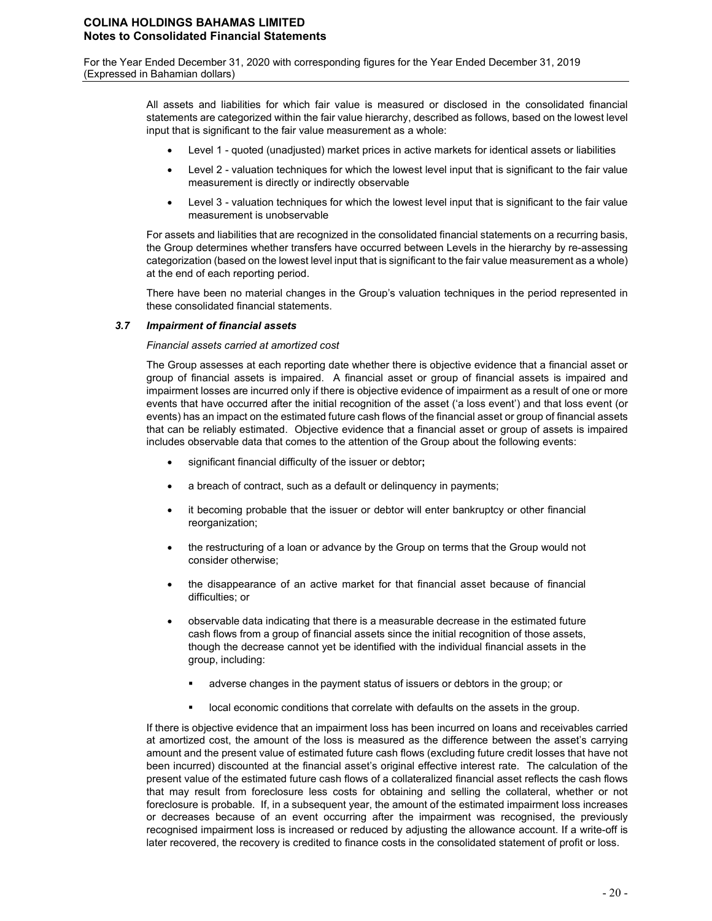All assets and liabilities for which fair value is measured or disclosed in the consolidated financial statements are categorized within the fair value hierarchy, described as follows, based on the lowest level input that is significant to the fair value measurement as a whole:

- Level 1 - quoted (unadjusted) market prices in active markets for identical assets or liabilities
- Level 2 - valuation techniques for which the lowest level input that is significant to the fair value measurement is directly or indirectly observable
- Level 3 - valuation techniques for which the lowest level input that is significant to the fair value measurement is unobservable

For assets and liabilities that are recognized in the consolidated financial statements on a recurring basis, the Group determines whether transfers have occurred between Levels in the hierarchy by re-assessing categorization (based on the lowest level input that is significant to the fair value measurement as a whole) at the end of each reporting period.

There have been no material changes in the Group's valuation techniques in the period represented in these consolidated financial statements.

### 3.7 *Impairment of financial assets*

*Financial assets carried at amortized cost*

The Group assesses at each reporting date whether there is objective evidence that a financial asset or group of financial assets is impaired. A financial asset or group of financial assets is impaired and impairment losses are incurred only if there is objective evidence of impairment as a result of one or more events that have occurred after the initial recognition of the asset ('a loss event') and that loss event (or events) has an impact on the estimated future cash flows of the financial asset or group of financial assets that can be reliably estimated. Objective evidence that a financial asset or group of assets is impaired includes observable data that comes to the attention of the Group about the following events:

- significant financial difficulty of the issuer or debtor**;**
- a breach of contract, such as a default or delinquency in payments;
- it becoming probable that the issuer or debtor will enter bankruptcy or other financial reorganization;
- the restructuring of a loan or advance by the Group on terms that the Group would not consider otherwise;
- the disappearance of an active market for that financial asset because of financial difficulties; or
- observable data indicating that there is a measurable decrease in the estimated future cash flows from a group of financial assets since the initial recognition of those assets, though the decrease cannot yet be identified with the individual financial assets in the group, including:
  - adverse changes in the payment status of issuers or debtors in the group; or
  - local economic conditions that correlate with defaults on the assets in the group.

If there is objective evidence that an impairment loss has been incurred on loans and receivables carried at amortized cost, the amount of the loss is measured as the difference between the asset's carrying amount and the present value of estimated future cash flows (excluding future credit losses that have not been incurred) discounted at the financial asset's original effective interest rate. The calculation of the present value of the estimated future cash flows of a collateralized financial asset reflects the cash flows that may result from foreclosure less costs for obtaining and selling the collateral, whether or not foreclosure is probable. If, in a subsequent year, the amount of the estimated impairment loss increases or decreases because of an event occurring after the impairment was recognised, the previously recognised impairment loss is increased or reduced by adjusting the allowance account. If a write-off is later recovered, the recovery is credited to finance costs in the consolidated statement of profit or loss.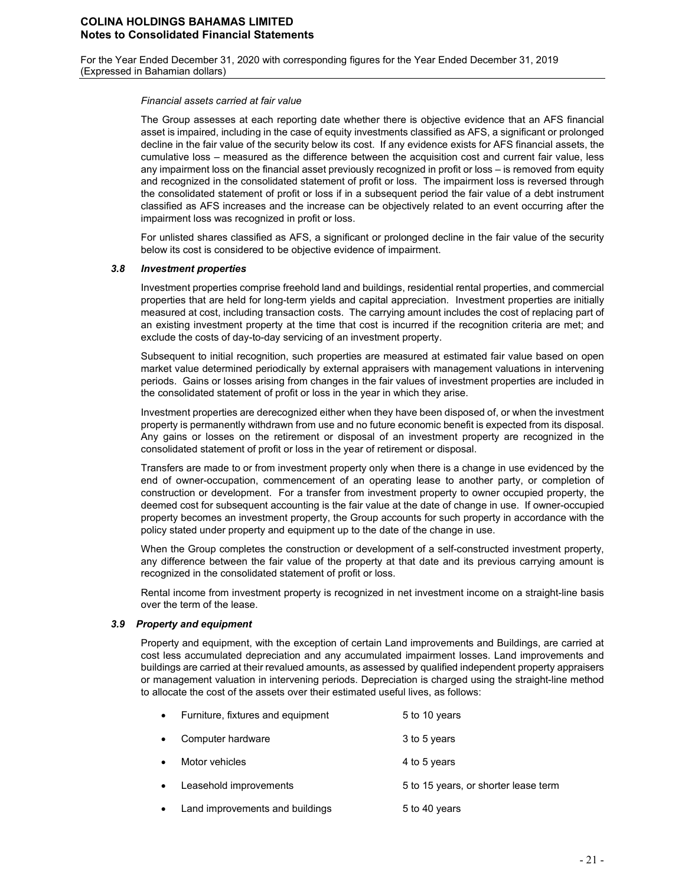*Financial assets carried at fair value*

The Group assesses at each reporting date whether there is objective evidence that an AFS financial asset is impaired, including in the case of equity investments classified as AFS, a significant or prolonged decline in the fair value of the security below its cost. If any evidence exists for AFS financial assets, the cumulative loss – measured as the difference between the acquisition cost and current fair value, less any impairment loss on the financial asset previously recognized in profit or loss – is removed from equity and recognized in the consolidated statement of profit or loss. The impairment loss is reversed through the consolidated statement of profit or loss if in a subsequent period the fair value of a debt instrument classified as AFS increases and the increase can be objectively related to an event occurring after the impairment loss was recognized in profit or loss.

For unlisted shares classified as AFS, a significant or prolonged decline in the fair value of the security below its cost is considered to be objective evidence of impairment.

### *3.8 Investment properties*

Investment properties comprise freehold land and buildings, residential rental properties, and commercial properties that are held for long-term yields and capital appreciation. Investment properties are initially measured at cost, including transaction costs. The carrying amount includes the cost of replacing part of an existing investment property at the time that cost is incurred if the recognition criteria are met; and exclude the costs of day-to-day servicing of an investment property.

Subsequent to initial recognition, such properties are measured at estimated fair value based on open market value determined periodically by external appraisers with management valuations in intervening periods. Gains or losses arising from changes in the fair values of investment properties are included in the consolidated statement of profit or loss in the year in which they arise.

Investment properties are derecognized either when they have been disposed of, or when the investment property is permanently withdrawn from use and no future economic benefit is expected from its disposal. Any gains or losses on the retirement or disposal of an investment property are recognized in the consolidated statement of profit or loss in the year of retirement or disposal.

Transfers are made to or from investment property only when there is a change in use evidenced by the end of owner-occupation, commencement of an operating lease to another party, or completion of construction or development. For a transfer from investment property to owner occupied property, the deemed cost for subsequent accounting is the fair value at the date of change in use. If owner-occupied property becomes an investment property, the Group accounts for such property in accordance with the policy stated under property and equipment up to the date of the change in use.

When the Group completes the construction or development of a self-constructed investment property, any difference between the fair value of the property at that date and its previous carrying amount is recognized in the consolidated statement of profit or loss.

Rental income from investment property is recognized in net investment income on a straight-line basis over the term of the lease.

### *3.9 Property and equipment*

Property and equipment, with the exception of certain Land improvements and Buildings, are carried at cost less accumulated depreciation and any accumulated impairment losses. Land improvements and buildings are carried at their revalued amounts, as assessed by qualified independent property appraisers or management valuation in intervening periods. Depreciation is charged using the straight-line method to allocate the cost of the assets over their estimated useful lives, as follows:

| | |
|---|---|
| • Furniture, fixtures and equipment | 5 to 10 years |
| • Computer hardware | 3 to 5 years |
| • Motor vehicles | 4 to 5 years |
| • Leasehold improvements | 5 to 15 years, or shorter lease term |
| • Land improvements and buildings | 5 to 40 years |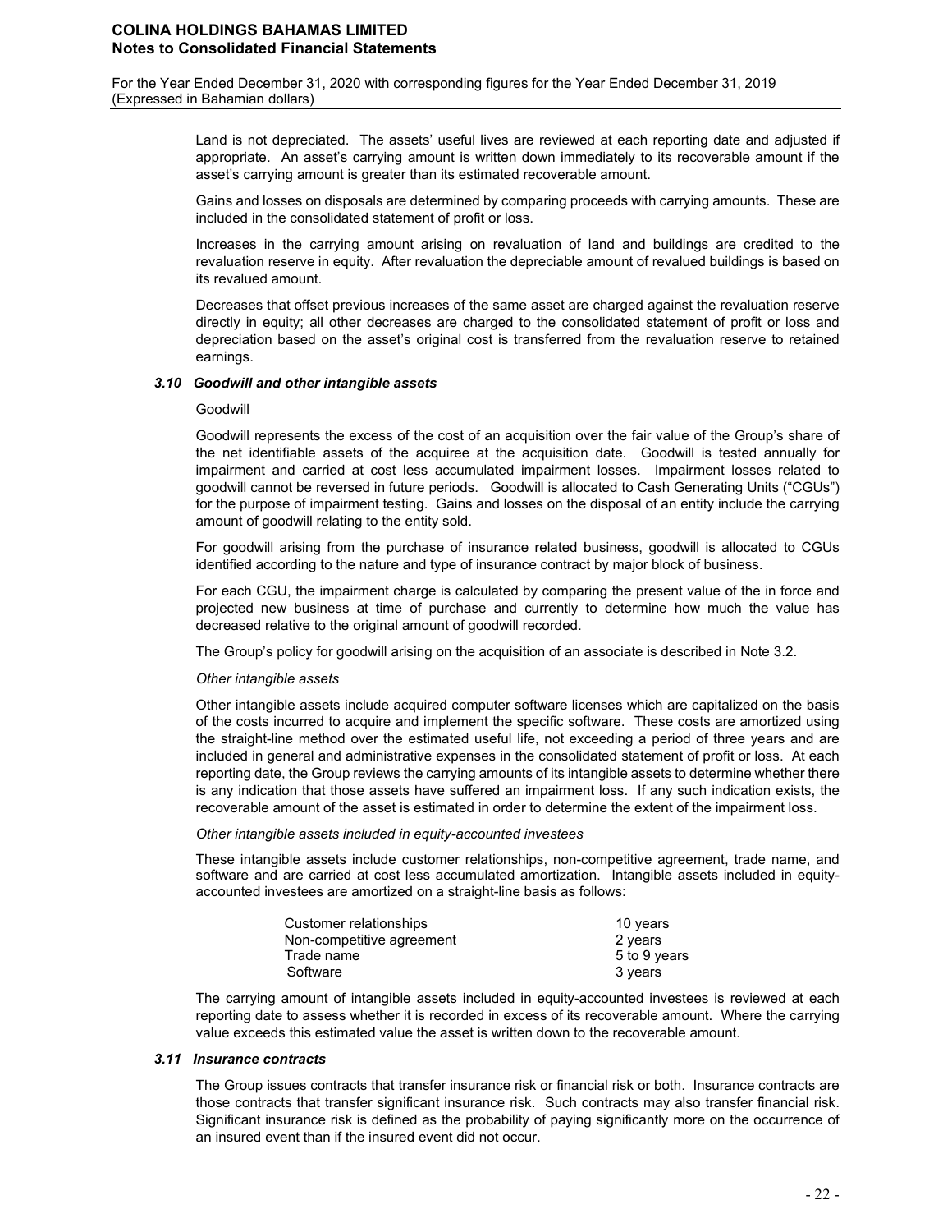Land is not depreciated. The assets' useful lives are reviewed at each reporting date and adjusted if appropriate. An asset's carrying amount is written down immediately to its recoverable amount if the asset's carrying amount is greater than its estimated recoverable amount.

Gains and losses on disposals are determined by comparing proceeds with carrying amounts. These are included in the consolidated statement of profit or loss.

Increases in the carrying amount arising on revaluation of land and buildings are credited to the revaluation reserve in equity. After revaluation the depreciable amount of revalued buildings is based on its revalued amount.

Decreases that offset previous increases of the same asset are charged against the revaluation reserve directly in equity; all other decreases are charged to the consolidated statement of profit or loss and depreciation based on the asset's original cost is transferred from the revaluation reserve to retained earnings.

### *3.10 Goodwill and other intangible assets*

Goodwill

Goodwill represents the excess of the cost of an acquisition over the fair value of the Group's share of the net identifiable assets of the acquiree at the acquisition date. Goodwill is tested annually for impairment and carried at cost less accumulated impairment losses. Impairment losses related to goodwill cannot be reversed in future periods. Goodwill is allocated to Cash Generating Units ("CGUs") for the purpose of impairment testing. Gains and losses on the disposal of an entity include the carrying amount of goodwill relating to the entity sold.

For goodwill arising from the purchase of insurance related business, goodwill is allocated to CGUs identified according to the nature and type of insurance contract by major block of business.

For each CGU, the impairment charge is calculated by comparing the present value of the in force and projected new business at time of purchase and currently to determine how much the value has decreased relative to the original amount of goodwill recorded.

The Group's policy for goodwill arising on the acquisition of an associate is described in Note 3.2.

*Other intangible assets*

Other intangible assets include acquired computer software licenses which are capitalized on the basis of the costs incurred to acquire and implement the specific software. These costs are amortized using the straight-line method over the estimated useful life, not exceeding a period of three years and are included in general and administrative expenses in the consolidated statement of profit or loss. At each reporting date, the Group reviews the carrying amounts of its intangible assets to determine whether there is any indication that those assets have suffered an impairment loss. If any such indication exists, the recoverable amount of the asset is estimated in order to determine the extent of the impairment loss.

*Other intangible assets included in equity-accounted investees*

These intangible assets include customer relationships, non-competitive agreement, trade name, and software and are carried at cost less accumulated amortization. Intangible assets included in equity-accounted investees are amortized on a straight-line basis as follows:

| | |
|---|---|
| Customer relationships | 10 years |
| Non-competitive agreement | 2 years |
| Trade name | 5 to 9 years |
| Software | 3 years |

The carrying amount of intangible assets included in equity-accounted investees is reviewed at each reporting date to assess whether it is recorded in excess of its recoverable amount. Where the carrying value exceeds this estimated value the asset is written down to the recoverable amount.

### *3.11 Insurance contracts*

The Group issues contracts that transfer insurance risk or financial risk or both. Insurance contracts are those contracts that transfer significant insurance risk. Such contracts may also transfer financial risk. Significant insurance risk is defined as the probability of paying significantly more on the occurrence of an insured event than if the insured event did not occur.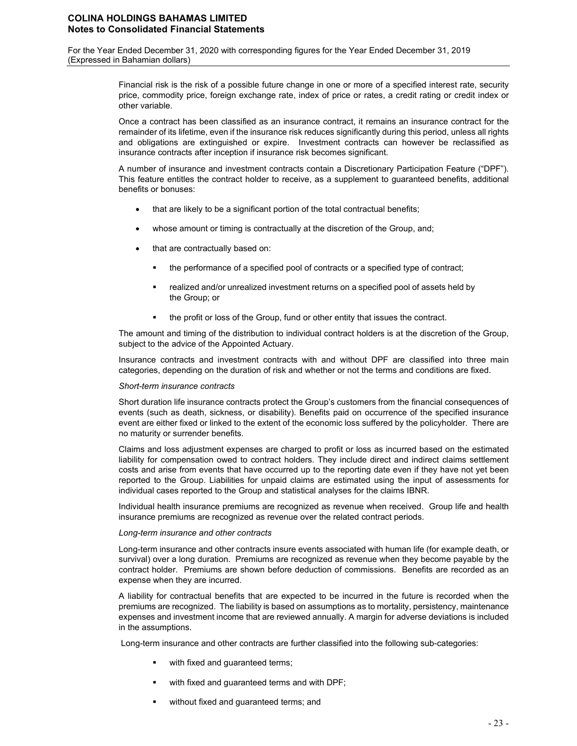Financial risk is the risk of a possible future change in one or more of a specified interest rate, security price, commodity price, foreign exchange rate, index of price or rates, a credit rating or credit index or other variable.

Once a contract has been classified as an insurance contract, it remains an insurance contract for the remainder of its lifetime, even if the insurance risk reduces significantly during this period, unless all rights and obligations are extinguished or expire. Investment contracts can however be reclassified as insurance contracts after inception if insurance risk becomes significant.

A number of insurance and investment contracts contain a Discretionary Participation Feature ("DPF"). This feature entitles the contract holder to receive, as a supplement to guaranteed benefits, additional benefits or bonuses:

- that are likely to be a significant portion of the total contractual benefits;
- whose amount or timing is contractually at the discretion of the Group, and;
- that are contractually based on:
  - the performance of a specified pool of contracts or a specified type of contract;
  - realized and/or unrealized investment returns on a specified pool of assets held by the Group; or
  - the profit or loss of the Group, fund or other entity that issues the contract.

The amount and timing of the distribution to individual contract holders is at the discretion of the Group, subject to the advice of the Appointed Actuary.

Insurance contracts and investment contracts with and without DPF are classified into three main categories, depending on the duration of risk and whether or not the terms and conditions are fixed.

*Short-term insurance contracts*

Short duration life insurance contracts protect the Group's customers from the financial consequences of events (such as death, sickness, or disability). Benefits paid on occurrence of the specified insurance event are either fixed or linked to the extent of the economic loss suffered by the policyholder. There are no maturity or surrender benefits.

Claims and loss adjustment expenses are charged to profit or loss as incurred based on the estimated liability for compensation owed to contract holders. They include direct and indirect claims settlement costs and arise from events that have occurred up to the reporting date even if they have not yet been reported to the Group. Liabilities for unpaid claims are estimated using the input of assessments for individual cases reported to the Group and statistical analyses for the claims IBNR.

Individual health insurance premiums are recognized as revenue when received. Group life and health insurance premiums are recognized as revenue over the related contract periods.

*Long-term insurance and other contracts*

Long-term insurance and other contracts insure events associated with human life (for example death, or survival) over a long duration. Premiums are recognized as revenue when they become payable by the contract holder. Premiums are shown before deduction of commissions. Benefits are recorded as an expense when they are incurred.

A liability for contractual benefits that are expected to be incurred in the future is recorded when the premiums are recognized. The liability is based on assumptions as to mortality, persistency, maintenance expenses and investment income that are reviewed annually. A margin for adverse deviations is included in the assumptions.

Long-term insurance and other contracts are further classified into the following sub-categories:

- with fixed and guaranteed terms;
- with fixed and guaranteed terms and with DPF;
- without fixed and guaranteed terms; and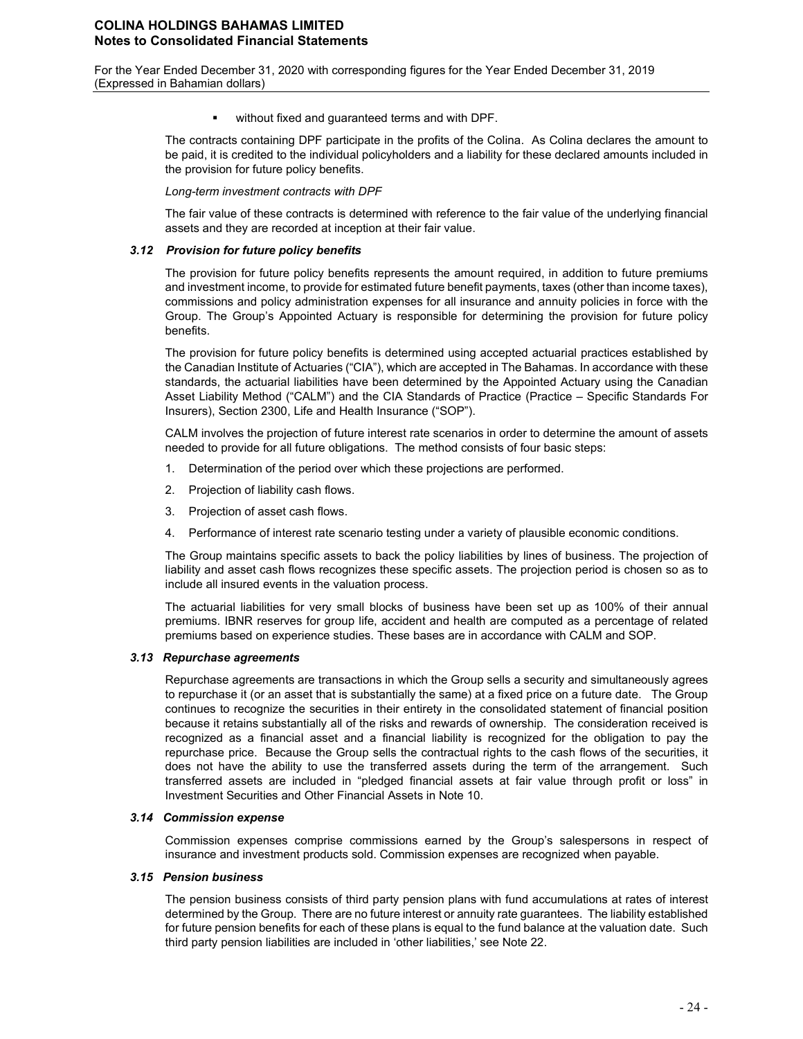- without fixed and guaranteed terms and with DPF.

The contracts containing DPF participate in the profits of the Colina. As Colina declares the amount to be paid, it is credited to the individual policyholders and a liability for these declared amounts included in the provision for future policy benefits.

*Long-term investment contracts with DPF*

The fair value of these contracts is determined with reference to the fair value of the underlying financial assets and they are recorded at inception at their fair value.

### *3.12 Provision for future policy benefits*

The provision for future policy benefits represents the amount required, in addition to future premiums and investment income, to provide for estimated future benefit payments, taxes (other than income taxes), commissions and policy administration expenses for all insurance and annuity policies in force with the Group. The Group's Appointed Actuary is responsible for determining the provision for future policy benefits.

The provision for future policy benefits is determined using accepted actuarial practices established by the Canadian Institute of Actuaries ("CIA"), which are accepted in The Bahamas. In accordance with these standards, the actuarial liabilities have been determined by the Appointed Actuary using the Canadian Asset Liability Method ("CALM") and the CIA Standards of Practice (Practice – Specific Standards For Insurers), Section 2300, Life and Health Insurance ("SOP").

CALM involves the projection of future interest rate scenarios in order to determine the amount of assets needed to provide for all future obligations. The method consists of four basic steps:

1. Determination of the period over which these projections are performed.
2. Projection of liability cash flows.
3. Projection of asset cash flows.
4. Performance of interest rate scenario testing under a variety of plausible economic conditions.

The Group maintains specific assets to back the policy liabilities by lines of business. The projection of liability and asset cash flows recognizes these specific assets. The projection period is chosen so as to include all insured events in the valuation process.

The actuarial liabilities for very small blocks of business have been set up as 100% of their annual premiums. IBNR reserves for group life, accident and health are computed as a percentage of related premiums based on experience studies. These bases are in accordance with CALM and SOP.

### *3.13 Repurchase agreements*

Repurchase agreements are transactions in which the Group sells a security and simultaneously agrees to repurchase it (or an asset that is substantially the same) at a fixed price on a future date. The Group continues to recognize the securities in their entirety in the consolidated statement of financial position because it retains substantially all of the risks and rewards of ownership. The consideration received is recognized as a financial asset and a financial liability is recognized for the obligation to pay the repurchase price. Because the Group sells the contractual rights to the cash flows of the securities, it does not have the ability to use the transferred assets during the term of the arrangement. Such transferred assets are included in "pledged financial assets at fair value through profit or loss" in Investment Securities and Other Financial Assets in Note 10.

### *3.14 Commission expense*

Commission expenses comprise commissions earned by the Group's salespersons in respect of insurance and investment products sold. Commission expenses are recognized when payable.

### *3.15 Pension business*

The pension business consists of third party pension plans with fund accumulations at rates of interest determined by the Group. There are no future interest or annuity rate guarantees. The liability established for future pension benefits for each of these plans is equal to the fund balance at the valuation date. Such third party pension liabilities are included in 'other liabilities,' see Note 22.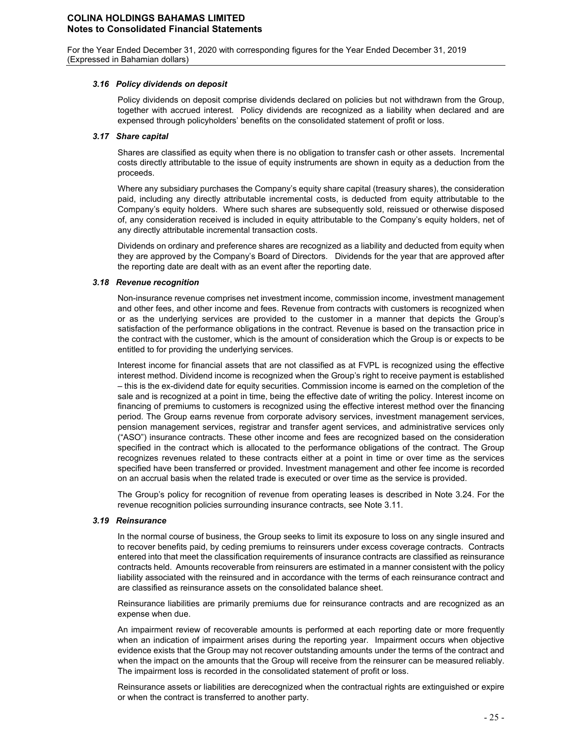### *3.16 Policy dividends on deposit*

Policy dividends on deposit comprise dividends declared on policies but not withdrawn from the Group, together with accrued interest. Policy dividends are recognized as a liability when declared and are expensed through policyholders' benefits on the consolidated statement of profit or loss.

### *3.17 Share capital*

Shares are classified as equity when there is no obligation to transfer cash or other assets. Incremental costs directly attributable to the issue of equity instruments are shown in equity as a deduction from the proceeds.

Where any subsidiary purchases the Company's equity share capital (treasury shares), the consideration paid, including any directly attributable incremental costs, is deducted from equity attributable to the Company's equity holders. Where such shares are subsequently sold, reissued or otherwise disposed of, any consideration received is included in equity attributable to the Company's equity holders, net of any directly attributable incremental transaction costs.

Dividends on ordinary and preference shares are recognized as a liability and deducted from equity when they are approved by the Company's Board of Directors. Dividends for the year that are approved after the reporting date are dealt with as an event after the reporting date.

### *3.18 Revenue recognition*

Non-insurance revenue comprises net investment income, commission income, investment management and other fees, and other income and fees. Revenue from contracts with customers is recognized when or as the underlying services are provided to the customer in a manner that depicts the Group's satisfaction of the performance obligations in the contract. Revenue is based on the transaction price in the contract with the customer, which is the amount of consideration which the Group is or expects to be entitled to for providing the underlying services.

Interest income for financial assets that are not classified as at FVPL is recognized using the effective interest method. Dividend income is recognized when the Group's right to receive payment is established – this is the ex-dividend date for equity securities. Commission income is earned on the completion of the sale and is recognized at a point in time, being the effective date of writing the policy. Interest income on financing of premiums to customers is recognized using the effective interest method over the financing period. The Group earns revenue from corporate advisory services, investment management services, pension management services, registrar and transfer agent services, and administrative services only ("ASO") insurance contracts. These other income and fees are recognized based on the consideration specified in the contract which is allocated to the performance obligations of the contract. The Group recognizes revenues related to these contracts either at a point in time or over time as the services specified have been transferred or provided. Investment management and other fee income is recorded on an accrual basis when the related trade is executed or over time as the service is provided.

The Group's policy for recognition of revenue from operating leases is described in Note 3.24. For the revenue recognition policies surrounding insurance contracts, see Note 3.11.

### *3.19 Reinsurance*

In the normal course of business, the Group seeks to limit its exposure to loss on any single insured and to recover benefits paid, by ceding premiums to reinsurers under excess coverage contracts. Contracts entered into that meet the classification requirements of insurance contracts are classified as reinsurance contracts held. Amounts recoverable from reinsurers are estimated in a manner consistent with the policy liability associated with the reinsured and in accordance with the terms of each reinsurance contract and are classified as reinsurance assets on the consolidated balance sheet.

Reinsurance liabilities are primarily premiums due for reinsurance contracts and are recognized as an expense when due.

An impairment review of recoverable amounts is performed at each reporting date or more frequently when an indication of impairment arises during the reporting year. Impairment occurs when objective evidence exists that the Group may not recover outstanding amounts under the terms of the contract and when the impact on the amounts that the Group will receive from the reinsurer can be measured reliably. The impairment loss is recorded in the consolidated statement of profit or loss.

Reinsurance assets or liabilities are derecognized when the contractual rights are extinguished or expire or when the contract is transferred to another party.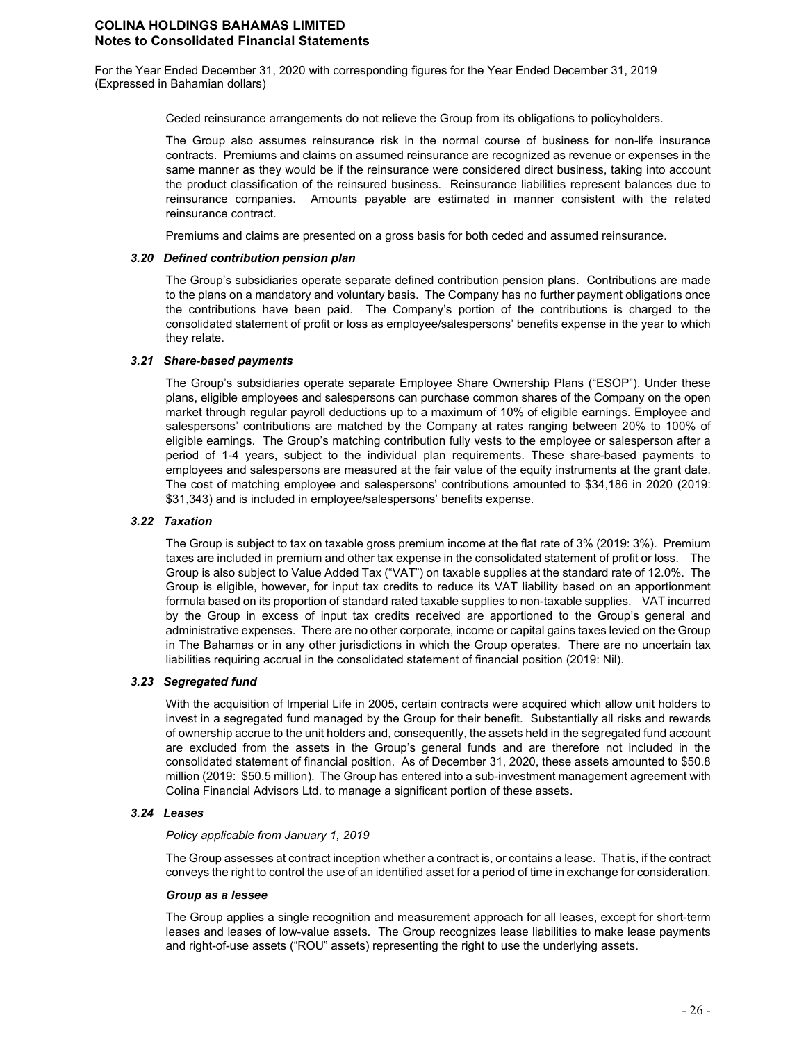Ceded reinsurance arrangements do not relieve the Group from its obligations to policyholders.

The Group also assumes reinsurance risk in the normal course of business for non-life insurance contracts. Premiums and claims on assumed reinsurance are recognized as revenue or expenses in the same manner as they would be if the reinsurance were considered direct business, taking into account the product classification of the reinsured business. Reinsurance liabilities represent balances due to reinsurance companies. Amounts payable are estimated in manner consistent with the related reinsurance contract.

Premiums and claims are presented on a gross basis for both ceded and assumed reinsurance.

### *3.20 Defined contribution pension plan*

The Group's subsidiaries operate separate defined contribution pension plans. Contributions are made to the plans on a mandatory and voluntary basis. The Company has no further payment obligations once the contributions have been paid. The Company's portion of the contributions is charged to the consolidated statement of profit or loss as employee/salespersons' benefits expense in the year to which they relate.

### *3.21 Share-based payments*

The Group's subsidiaries operate separate Employee Share Ownership Plans ("ESOP"). Under these plans, eligible employees and salespersons can purchase common shares of the Company on the open market through regular payroll deductions up to a maximum of 10% of eligible earnings. Employee and salespersons' contributions are matched by the Company at rates ranging between 20% to 100% of eligible earnings. The Group's matching contribution fully vests to the employee or salesperson after a period of 1-4 years, subject to the individual plan requirements. These share-based payments to employees and salespersons are measured at the fair value of the equity instruments at the grant date. The cost of matching employee and salespersons' contributions amounted to $34,186 in 2020 (2019: $31,343) and is included in employee/salespersons' benefits expense.

### *3.22 Taxation*

The Group is subject to tax on taxable gross premium income at the flat rate of 3% (2019: 3%). Premium taxes are included in premium and other tax expense in the consolidated statement of profit or loss. The Group is also subject to Value Added Tax ("VAT") on taxable supplies at the standard rate of 12.0%. The Group is eligible, however, for input tax credits to reduce its VAT liability based on an apportionment formula based on its proportion of standard rated taxable supplies to non-taxable supplies. VAT incurred by the Group in excess of input tax credits received are apportioned to the Group's general and administrative expenses. There are no other corporate, income or capital gains taxes levied on the Group in The Bahamas or in any other jurisdictions in which the Group operates. There are no uncertain tax liabilities requiring accrual in the consolidated statement of financial position (2019: Nil).

### *3.23 Segregated fund*

With the acquisition of Imperial Life in 2005, certain contracts were acquired which allow unit holders to invest in a segregated fund managed by the Group for their benefit. Substantially all risks and rewards of ownership accrue to the unit holders and, consequently, the assets held in the segregated fund account are excluded from the assets in the Group's general funds and are therefore not included in the consolidated statement of financial position. As of December 31, 2020, these assets amounted to $50.8 million (2019: $50.5 million). The Group has entered into a sub-investment management agreement with Colina Financial Advisors Ltd. to manage a significant portion of these assets.

### *3.24 Leases*

*Policy applicable from January 1, 2019*

The Group assesses at contract inception whether a contract is, or contains a lease. That is, if the contract conveys the right to control the use of an identified asset for a period of time in exchange for consideration.

***Group as a lessee***

The Group applies a single recognition and measurement approach for all leases, except for short-term leases and leases of low-value assets. The Group recognizes lease liabilities to make lease payments and right-of-use assets ("ROU" assets) representing the right to use the underlying assets.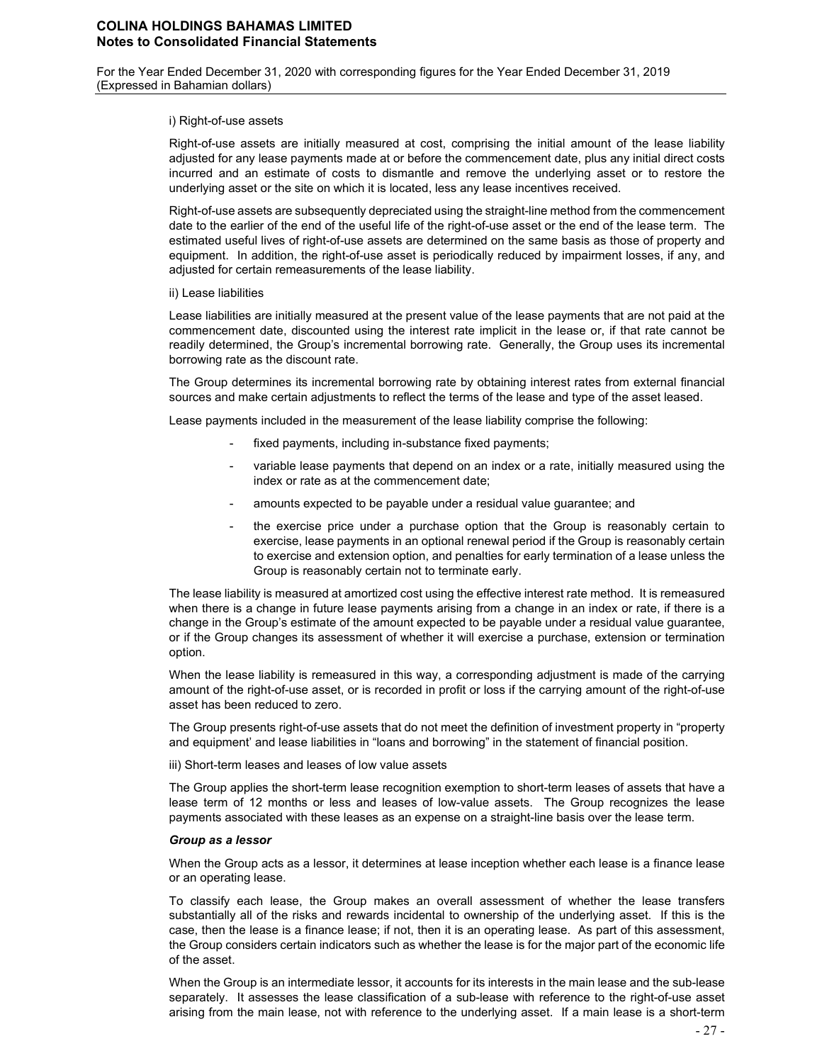i) Right-of-use assets

Right-of-use assets are initially measured at cost, comprising the initial amount of the lease liability adjusted for any lease payments made at or before the commencement date, plus any initial direct costs incurred and an estimate of costs to dismantle and remove the underlying asset or to restore the underlying asset or the site on which it is located, less any lease incentives received.

Right-of-use assets are subsequently depreciated using the straight-line method from the commencement date to the earlier of the end of the useful life of the right-of-use asset or the end of the lease term. The estimated useful lives of right-of-use assets are determined on the same basis as those of property and equipment. In addition, the right-of-use asset is periodically reduced by impairment losses, if any, and adjusted for certain remeasurements of the lease liability.

ii) Lease liabilities

Lease liabilities are initially measured at the present value of the lease payments that are not paid at the commencement date, discounted using the interest rate implicit in the lease or, if that rate cannot be readily determined, the Group's incremental borrowing rate. Generally, the Group uses its incremental borrowing rate as the discount rate.

The Group determines its incremental borrowing rate by obtaining interest rates from external financial sources and make certain adjustments to reflect the terms of the lease and type of the asset leased.

Lease payments included in the measurement of the lease liability comprise the following:

- fixed payments, including in-substance fixed payments;
- variable lease payments that depend on an index or a rate, initially measured using the index or rate as at the commencement date;
- amounts expected to be payable under a residual value guarantee; and
- the exercise price under a purchase option that the Group is reasonably certain to exercise, lease payments in an optional renewal period if the Group is reasonably certain to exercise and extension option, and penalties for early termination of a lease unless the Group is reasonably certain not to terminate early.

The lease liability is measured at amortized cost using the effective interest rate method. It is remeasured when there is a change in future lease payments arising from a change in an index or rate, if there is a change in the Group's estimate of the amount expected to be payable under a residual value guarantee, or if the Group changes its assessment of whether it will exercise a purchase, extension or termination option.

When the lease liability is remeasured in this way, a corresponding adjustment is made of the carrying amount of the right-of-use asset, or is recorded in profit or loss if the carrying amount of the right-of-use asset has been reduced to zero.

The Group presents right-of-use assets that do not meet the definition of investment property in "property and equipment' and lease liabilities in "loans and borrowing" in the statement of financial position.

iii) Short-term leases and leases of low value assets

The Group applies the short-term lease recognition exemption to short-term leases of assets that have a lease term of 12 months or less and leases of low-value assets. The Group recognizes the lease payments associated with these leases as an expense on a straight-line basis over the lease term.

***Group as a lessor***

When the Group acts as a lessor, it determines at lease inception whether each lease is a finance lease or an operating lease.

To classify each lease, the Group makes an overall assessment of whether the lease transfers substantially all of the risks and rewards incidental to ownership of the underlying asset. If this is the case, then the lease is a finance lease; if not, then it is an operating lease. As part of this assessment, the Group considers certain indicators such as whether the lease is for the major part of the economic life of the asset.

When the Group is an intermediate lessor, it accounts for its interests in the main lease and the sub-lease separately. It assesses the lease classification of a sub-lease with reference to the right-of-use asset arising from the main lease, not with reference to the underlying asset. If a main lease is a short-term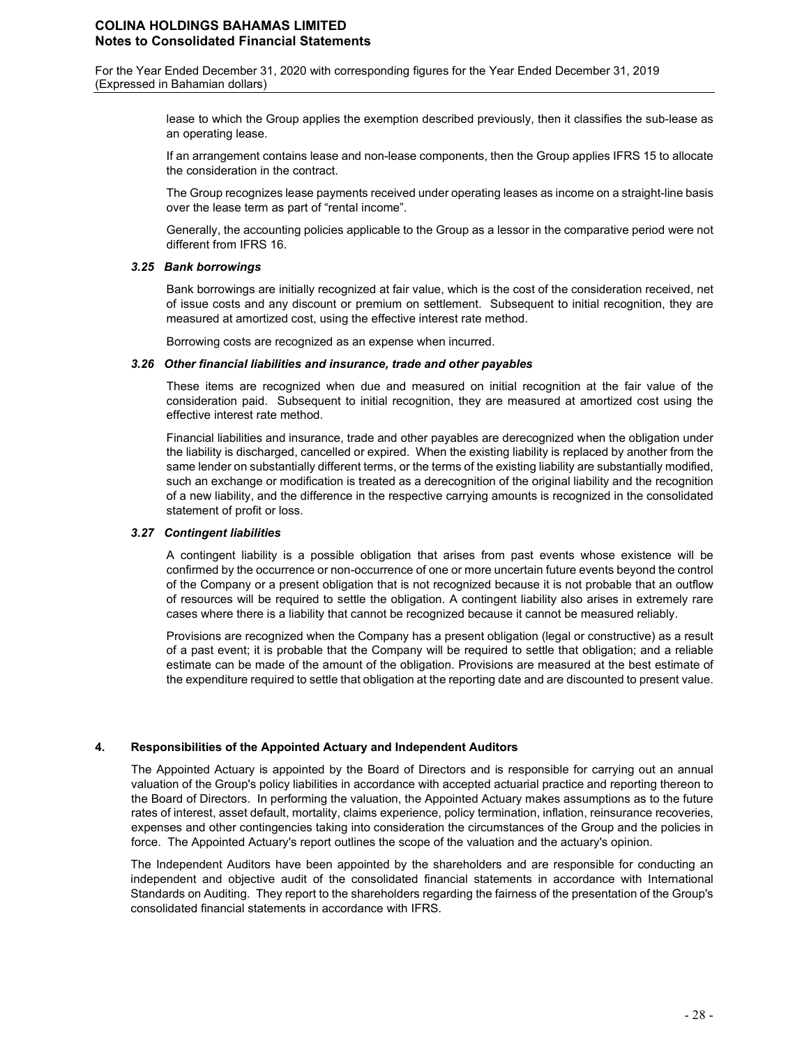lease to which the Group applies the exemption described previously, then it classifies the sub-lease as an operating lease.

If an arrangement contains lease and non-lease components, then the Group applies IFRS 15 to allocate the consideration in the contract.

The Group recognizes lease payments received under operating leases as income on a straight-line basis over the lease term as part of "rental income".

Generally, the accounting policies applicable to the Group as a lessor in the comparative period were not different from IFRS 16.

### *3.25 Bank borrowings*

Bank borrowings are initially recognized at fair value, which is the cost of the consideration received, net of issue costs and any discount or premium on settlement. Subsequent to initial recognition, they are measured at amortized cost, using the effective interest rate method.

Borrowing costs are recognized as an expense when incurred.

### *3.26 Other financial liabilities and insurance, trade and other payables*

These items are recognized when due and measured on initial recognition at the fair value of the consideration paid. Subsequent to initial recognition, they are measured at amortized cost using the effective interest rate method.

Financial liabilities and insurance, trade and other payables are derecognized when the obligation under the liability is discharged, cancelled or expired. When the existing liability is replaced by another from the same lender on substantially different terms, or the terms of the existing liability are substantially modified, such an exchange or modification is treated as a derecognition of the original liability and the recognition of a new liability, and the difference in the respective carrying amounts is recognized in the consolidated statement of profit or loss.

### *3.27 Contingent liabilities*

A contingent liability is a possible obligation that arises from past events whose existence will be confirmed by the occurrence or non-occurrence of one or more uncertain future events beyond the control of the Company or a present obligation that is not recognized because it is not probable that an outflow of resources will be required to settle the obligation. A contingent liability also arises in extremely rare cases where there is a liability that cannot be recognized because it cannot be measured reliably.

Provisions are recognized when the Company has a present obligation (legal or constructive) as a result of a past event; it is probable that the Company will be required to settle that obligation; and a reliable estimate can be made of the amount of the obligation. Provisions are measured at the best estimate of the expenditure required to settle that obligation at the reporting date and are discounted to present value.

## 4. Responsibilities of the Appointed Actuary and Independent Auditors

The Appointed Actuary is appointed by the Board of Directors and is responsible for carrying out an annual valuation of the Group's policy liabilities in accordance with accepted actuarial practice and reporting thereon to the Board of Directors. In performing the valuation, the Appointed Actuary makes assumptions as to the future rates of interest, asset default, mortality, claims experience, policy termination, inflation, reinsurance recoveries, expenses and other contingencies taking into consideration the circumstances of the Group and the policies in force. The Appointed Actuary's report outlines the scope of the valuation and the actuary's opinion.

The Independent Auditors have been appointed by the shareholders and are responsible for conducting an independent and objective audit of the consolidated financial statements in accordance with International Standards on Auditing. They report to the shareholders regarding the fairness of the presentation of the Group's consolidated financial statements in accordance with IFRS.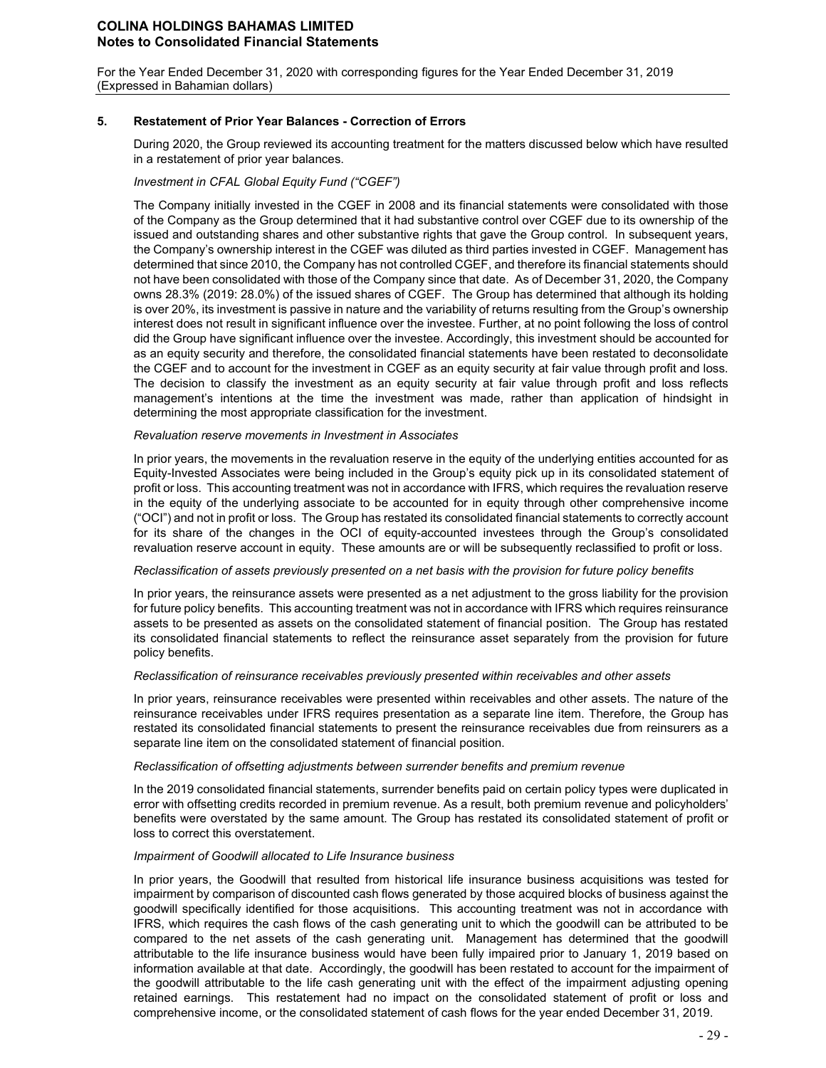## 5. Restatement of Prior Year Balances - Correction of Errors

During 2020, the Group reviewed its accounting treatment for the matters discussed below which have resulted in a restatement of prior year balances.

*Investment in CFAL Global Equity Fund ("CGEF")*

The Company initially invested in the CGEF in 2008 and its financial statements were consolidated with those of the Company as the Group determined that it had substantive control over CGEF due to its ownership of the issued and outstanding shares and other substantive rights that gave the Group control. In subsequent years, the Company's ownership interest in the CGEF was diluted as third parties invested in CGEF. Management has determined that since 2010, the Company has not controlled CGEF, and therefore its financial statements should not have been consolidated with those of the Company since that date. As of December 31, 2020, the Company owns 28.3% (2019: 28.0%) of the issued shares of CGEF. The Group has determined that although its holding is over 20%, its investment is passive in nature and the variability of returns resulting from the Group's ownership interest does not result in significant influence over the investee. Further, at no point following the loss of control did the Group have significant influence over the investee. Accordingly, this investment should be accounted for as an equity security and therefore, the consolidated financial statements have been restated to deconsolidate the CGEF and to account for the investment in CGEF as an equity security at fair value through profit and loss. The decision to classify the investment as an equity security at fair value through profit and loss reflects management's intentions at the time the investment was made, rather than application of hindsight in determining the most appropriate classification for the investment.

*Revaluation reserve movements in Investment in Associates*

In prior years, the movements in the revaluation reserve in the equity of the underlying entities accounted for as Equity-Invested Associates were being included in the Group's equity pick up in its consolidated statement of profit or loss. This accounting treatment was not in accordance with IFRS, which requires the revaluation reserve in the equity of the underlying associate to be accounted for in equity through other comprehensive income ("OCI") and not in profit or loss. The Group has restated its consolidated financial statements to correctly account for its share of the changes in the OCI of equity-accounted investees through the Group's consolidated revaluation reserve account in equity. These amounts are or will be subsequently reclassified to profit or loss.

*Reclassification of assets previously presented on a net basis with the provision for future policy benefits*

In prior years, the reinsurance assets were presented as a net adjustment to the gross liability for the provision for future policy benefits. This accounting treatment was not in accordance with IFRS which requires reinsurance assets to be presented as assets on the consolidated statement of financial position. The Group has restated its consolidated financial statements to reflect the reinsurance asset separately from the provision for future policy benefits.

*Reclassification of reinsurance receivables previously presented within receivables and other assets*

In prior years, reinsurance receivables were presented within receivables and other assets. The nature of the reinsurance receivables under IFRS requires presentation as a separate line item. Therefore, the Group has restated its consolidated financial statements to present the reinsurance receivables due from reinsurers as a separate line item on the consolidated statement of financial position.

*Reclassification of offsetting adjustments between surrender benefits and premium revenue*

In the 2019 consolidated financial statements, surrender benefits paid on certain policy types were duplicated in error with offsetting credits recorded in premium revenue. As a result, both premium revenue and policyholders' benefits were overstated by the same amount. The Group has restated its consolidated statement of profit or loss to correct this overstatement.

*Impairment of Goodwill allocated to Life Insurance business*

In prior years, the Goodwill that resulted from historical life insurance business acquisitions was tested for impairment by comparison of discounted cash flows generated by those acquired blocks of business against the goodwill specifically identified for those acquisitions. This accounting treatment was not in accordance with IFRS, which requires the cash flows of the cash generating unit to which the goodwill can be attributed to be compared to the net assets of the cash generating unit. Management has determined that the goodwill attributable to the life insurance business would have been fully impaired prior to January 1, 2019 based on information available at that date. Accordingly, the goodwill has been restated to account for the impairment of the goodwill attributable to the life cash generating unit with the effect of the impairment adjusting opening retained earnings. This restatement had no impact on the consolidated statement of profit or loss and comprehensive income, or the consolidated statement of cash flows for the year ended December 31, 2019.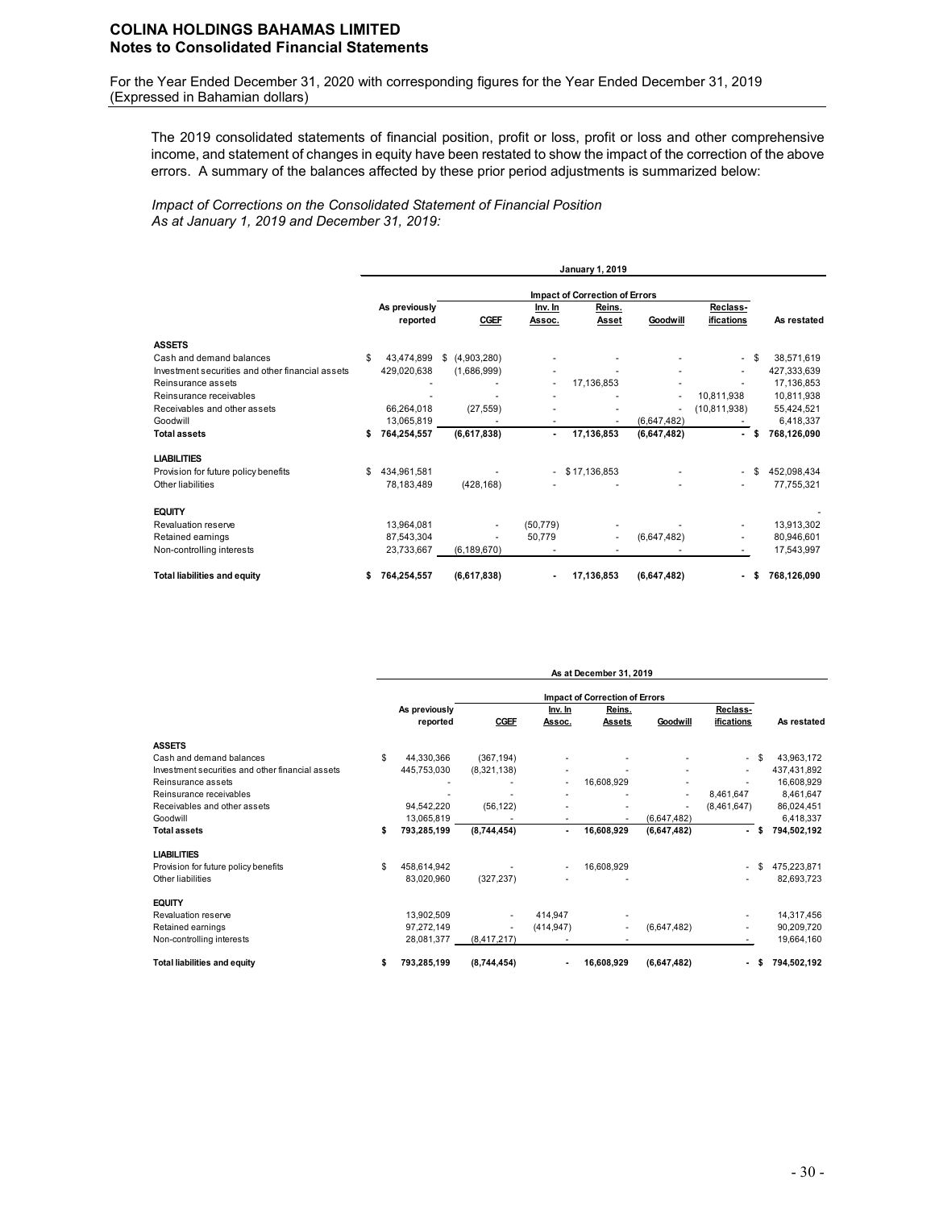The 2019 consolidated statements of financial position, profit or loss, profit or loss and other comprehensive income, and statement of changes in equity have been restated to show the impact of the correction of the above errors. A summary of the balances affected by these prior period adjustments is summarized below:

*Impact of Corrections on the Consolidated Statement of Financial Position*
*As at January 1, 2019 and December 31, 2019:*

| | January 1, 2019 | | | | | | |
|---|---|---|---|---|---|---|---|
| | | Impact of Correction of Errors | | | | | |
| | As previously reported | CGEF | Inv. In Assoc. | Reins. Asset | Goodwill | Reclass-ifications | As restated |
| **ASSETS** | | | | | | | |
| Cash and demand balances | $ 43,474,899 | $ (4,903,280) | - | - | - | - | $ 38,571,619 |
| Investment securities and other financial assets | 429,020,638 | (1,686,999) | - | - | - | - | 427,333,639 |
| Reinsurance assets | - | - | - | 17,136,853 | - | - | 17,136,853 |
| Reinsurance receivables | - | - | - | - | - | 10,811,938 | 10,811,938 |
| Receivables and other assets | 66,264,018 | (27,559) | - | - | - | (10,811,938) | 55,424,521 |
| Goodwill | 13,065,819 | - | - | - | (6,647,482) | - | 6,418,337 |
| **Total assets** | **$ 764,254,557** | **(6,617,838)** | **-** | **17,136,853** | **(6,647,482)** | **-** | **$ 768,126,090** |
| **LIABILITIES** | | | | | | | |
| Provision for future policy benefits | $ 434,961,581 | - | - | $ 17,136,853 | - | - | $ 452,098,434 |
| Other liabilities | 78,183,489 | (428,168) | - | - | - | - | 77,755,321 |
| **EQUITY** | | | | | | | - |
| Revaluation reserve | 13,964,081 | - | (50,779) | - | - | - | 13,913,302 |
| Retained earnings | 87,543,304 | - | 50,779 | - | (6,647,482) | - | 80,946,601 |
| Non-controlling interests | 23,733,667 | (6,189,670) | - | - | - | - | 17,543,997 |
| **Total liabilities and equity** | **$ 764,254,557** | **(6,617,838)** | **-** | **17,136,853** | **(6,647,482)** | **-** | **$ 768,126,090** |

| | As at December 31, 2019 | | | | | | |
|---|---|---|---|---|---|---|---|
| | | Impact of Correction of Errors | | | | | |
| | As previously reported | CGEF | Inv. In Assoc. | Reins. Assets | Goodwill | Reclass-ifications | As restated |
| **ASSETS** | | | | | | | |
| Cash and demand balances | $ 44,330,366 | (367,194) | - | - | - | - | $ 43,963,172 |
| Investment securities and other financial assets | 445,753,030 | (8,321,138) | - | - | - | - | 437,431,892 |
| Reinsurance assets | - | - | - | 16,608,929 | - | - | 16,608,929 |
| Reinsurance receivables | - | - | - | - | - | 8,461,647 | 8,461,647 |
| Receivables and other assets | 94,542,220 | (56,122) | - | - | - | (8,461,647) | 86,024,451 |
| Goodwill | 13,065,819 | - | - | - | (6,647,482) | | 6,418,337 |
| **Total assets** | **$ 793,285,199** | **(8,744,454)** | **-** | **16,608,929** | **(6,647,482)** | **-** | **$ 794,502,192** |
| **LIABILITIES** | | | | | | | |
| Provision for future policy benefits | $ 458,614,942 | - | - | 16,608,929 | | - | $ 475,223,871 |
| Other liabilities | 83,020,960 | (327,237) | - | - | | - | 82,693,723 |
| **EQUITY** | | | | | | | |
| Revaluation reserve | 13,902,509 | - | 414,947 | - | | - | 14,317,456 |
| Retained earnings | 97,272,149 | - | (414,947) | - | (6,647,482) | - | 90,209,720 |
| Non-controlling interests | 28,081,377 | (8,417,217) | - | - | | - | 19,664,160 |
| **Total liabilities and equity** | **$ 793,285,199** | **(8,744,454)** | **-** | **16,608,929** | **(6,647,482)** | **-** | **$ 794,502,192** |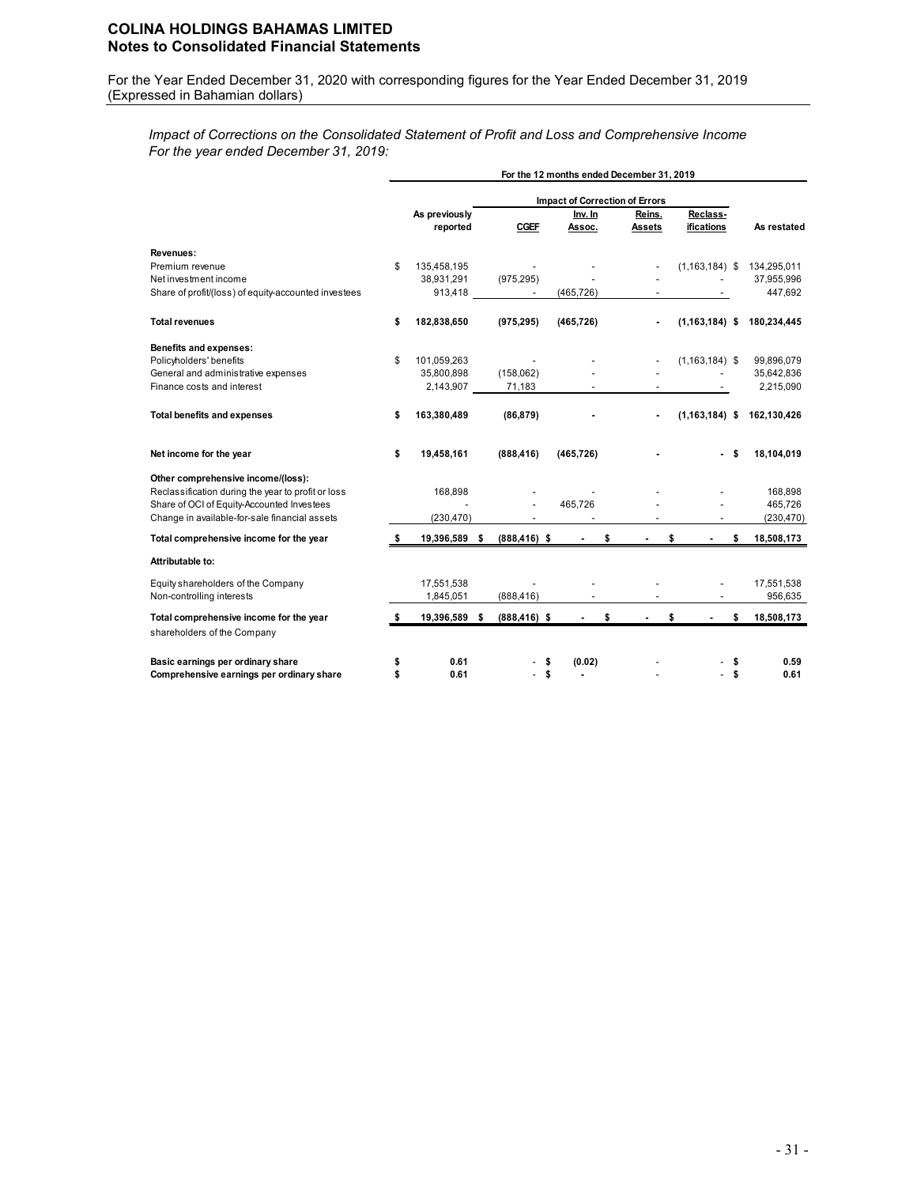*Impact of Corrections on the Consolidated Statement of Profit and Loss and Comprehensive Income*
*For the year ended December 31, 2019:*

| | For the 12 months ended December 31, 2019 | | | | | |
|---|---|---|---|---|---|---|
| | | Impact of Correction of Errors | | | | |
| | As previously reported | CGEF | Inv. In Assoc. | Reins. Assets | Reclass-ifications | As restated |
| **Revenues:** | | | | | | |
| Premium revenue | $ 135,458,195 | - | - | - | (1,163,184) $ | 134,295,011 |
| Net investment income | 38,931,291 | (975,295) | - | - | - | 37,955,996 |
| Share of profit/(loss) of equity-accounted investees | 913,418 | - | (465,726) | - | - | 447,692 |
| **Total revenues** | **$ 182,838,650** | **(975,295)** | **(465,726)** | **-** | **(1,163,184) $** | **180,234,445** |
| **Benefits and expenses:** | | | | | | |
| Policyholders' benefits | $ 101,059,263 | - | - | - | (1,163,184) $ | 99,896,079 |
| General and administrative expenses | 35,800,898 | (158,062) | - | - | - | 35,642,836 |
| Finance costs and interest | 2,143,907 | 71,183 | - | - | - | 2,215,090 |
| **Total benefits and expenses** | **$ 163,380,489** | **(86,879)** | **-** | **-** | **(1,163,184) $** | **162,130,426** |
| **Net income for the year** | **$ 19,458,161** | **(888,416)** | **(465,726)** | **-** | **- $** | **18,104,019** |
| **Other comprehensive income/(loss):** | | | | | | |
| Reclassification during the year to profit or loss | 168,898 | - | - | - | - | 168,898 |
| Share of OCI of Equity-Accounted Investees | - | - | 465,726 | - | - | 465,726 |
| Change in available-for-sale financial assets | (230,470) | - | - | - | - | (230,470) |
| **Total comprehensive income for the year** | **$ 19,396,589 $** | **(888,416) $** | **- $** | **- $** | **- $** | **18,508,173** |
| **Attributable to:** | | | | | | |
| Equity shareholders of the Company | 17,551,538 | - | - | - | - | 17,551,538 |
| Non-controlling interests | 1,845,051 | (888,416) | - | - | - | 956,635 |
| **Total comprehensive income for the year** | **$ 19,396,589 $** | **(888,416) $** | **- $** | **- $** | **- $** | **18,508,173** |
| shareholders of the Company | | | | | | |
| **Basic earnings per ordinary share** | **$ 0.61** | **-** | **$ (0.02)** | **-** | **- $** | **0.59** |
| **Comprehensive earnings per ordinary share** | **$ 0.61** | **-** | **$ -** | **-** | **- $** | **0.61** |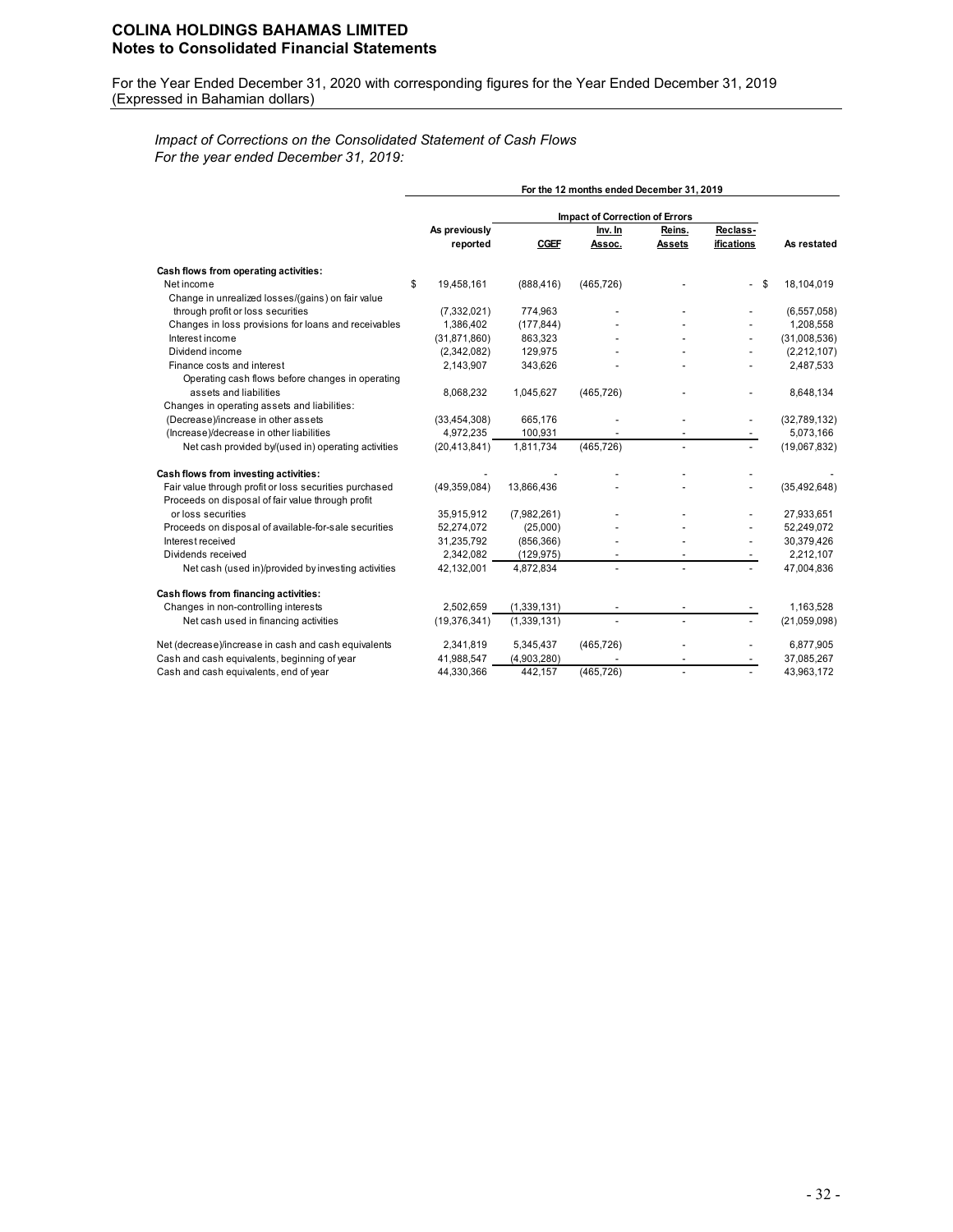*Impact of Corrections on the Consolidated Statement of Cash Flows*
*For the year ended December 31, 2019:*

| | For the 12 months ended December 31, 2019 | | | | | |
|---|---|---|---|---|---|---|
| | | Impact of Correction of Errors | | | | |
| | As previously reported | CGEF | Inv. In Assoc. | Reins. Assets | Reclass-ifications | As restated |
| **Cash flows from operating activities:** | | | | | | |
| Net income | $ 19,458,161 | (888,416) | (465,726) | - | - | $ 18,104,019 |
| Change in unrealized losses/(gains) on fair value through profit or loss securities | (7,332,021) | 774,963 | - | - | - | (6,557,058) |
| Changes in loss provisions for loans and receivables | 1,386,402 | (177,844) | - | - | - | 1,208,558 |
| Interest income | (31,871,860) | 863,323 | - | - | - | (31,008,536) |
| Dividend income | (2,342,082) | 129,975 | - | - | - | (2,212,107) |
| Finance costs and interest | 2,143,907 | 343,626 | - | - | - | 2,487,533 |
| Operating cash flows before changes in operating assets and liabilities | 8,068,232 | 1,045,627 | (465,726) | - | - | 8,648,134 |
| Changes in operating assets and liabilities: | | | | | | |
| (Decrease)/increase in other assets | (33,454,308) | 665,176 | - | - | - | (32,789,132) |
| (Increase)/decrease in other liabilities | 4,972,235 | 100,931 | - | - | - | 5,073,166 |
| Net cash provided by/(used in) operating activities | (20,413,841) | 1,811,734 | (465,726) | - | - | (19,067,832) |
| **Cash flows from investing activities:** | - | - | - | - | - | - |
| Fair value through profit or loss securities purchased | (49,359,084) | 13,866,436 | - | - | - | (35,492,648) |
| Proceeds on disposal of fair value through profit or loss securities | 35,915,912 | (7,982,261) | - | - | - | 27,933,651 |
| Proceeds on disposal of available-for-sale securities | 52,274,072 | (25,000) | - | - | - | 52,249,072 |
| Interest received | 31,235,792 | (856,366) | - | - | - | 30,379,426 |
| Dividends received | 2,342,082 | (129,975) | - | - | - | 2,212,107 |
| Net cash (used in)/provided by investing activities | 42,132,001 | 4,872,834 | - | - | - | 47,004,836 |
| **Cash flows from financing activities:** | | | | | | |
| Changes in non-controlling interests | 2,502,659 | (1,339,131) | - | - | - | 1,163,528 |
| Net cash used in financing activities | (19,376,341) | (1,339,131) | - | - | - | (21,059,098) |
| Net (decrease)/increase in cash and cash equivalents | 2,341,819 | 5,345,437 | (465,726) | - | - | 6,877,905 |
| Cash and cash equivalents, beginning of year | 41,988,547 | (4,903,280) | - | - | - | 37,085,267 |
| Cash and cash equivalents, end of year | 44,330,366 | 442,157 | (465,726) | - | - | 43,963,172 |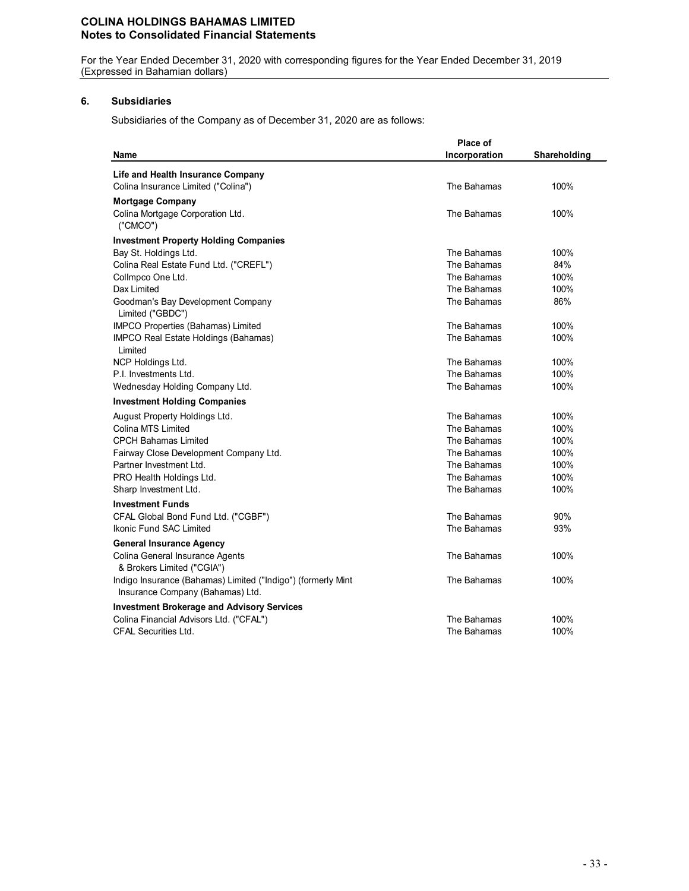# COLINA HOLDINGS BAHAMAS LIMITED
## Notes to Consolidated Financial Statements

For the Year Ended December 31, 2020 with corresponding figures for the Year Ended December 31, 2019
(Expressed in Bahamian dollars)

### 6. Subsidiaries

Subsidiaries of the Company as of December 31, 2020 are as follows:

| Name | Place of Incorporation | Shareholding |
|---|---|---|
| **Life and Health Insurance Company** | | |
| Colina Insurance Limited ("Colina") | The Bahamas | 100% |
| **Mortgage Company** | | |
| Colina Mortgage Corporation Ltd. ("CMCO") | The Bahamas | 100% |
| **Investment Property Holding Companies** | | |
| Bay St. Holdings Ltd. | The Bahamas | 100% |
| Colina Real Estate Fund Ltd. ("CREFL") | The Bahamas | 84% |
| CollImpco One Ltd. | The Bahamas | 100% |
| Dax Limited | The Bahamas | 100% |
| Goodman's Bay Development Company Limited ("GBDC") | The Bahamas | 86% |
| IMPCO Properties (Bahamas) Limited | The Bahamas | 100% |
| IMPCO Real Estate Holdings (Bahamas) Limited | The Bahamas | 100% |
| NCP Holdings Ltd. | The Bahamas | 100% |
| P.I. Investments Ltd. | The Bahamas | 100% |
| Wednesday Holding Company Ltd. | The Bahamas | 100% |
| **Investment Holding Companies** | | |
| August Property Holdings Ltd. | The Bahamas | 100% |
| Colina MTS Limited | The Bahamas | 100% |
| CPCH Bahamas Limited | The Bahamas | 100% |
| Fairway Close Development Company Ltd. | The Bahamas | 100% |
| Partner Investment Ltd. | The Bahamas | 100% |
| PRO Health Holdings Ltd. | The Bahamas | 100% |
| Sharp Investment Ltd. | The Bahamas | 100% |
| **Investment Funds** | | |
| CFAL Global Bond Fund Ltd. ("CGBF") | The Bahamas | 90% |
| Ikonic Fund SAC Limited | The Bahamas | 93% |
| **General Insurance Agency** | | |
| Colina General Insurance Agents & Brokers Limited ("CGIA") | The Bahamas | 100% |
| Indigo Insurance (Bahamas) Limited ("Indigo") (formerly Mint Insurance Company (Bahamas) Ltd. | The Bahamas | 100% |
| **Investment Brokerage and Advisory Services** | | |
| Colina Financial Advisors Ltd. ("CFAL") | The Bahamas | 100% |
| CFAL Securities Ltd. | The Bahamas | 100% |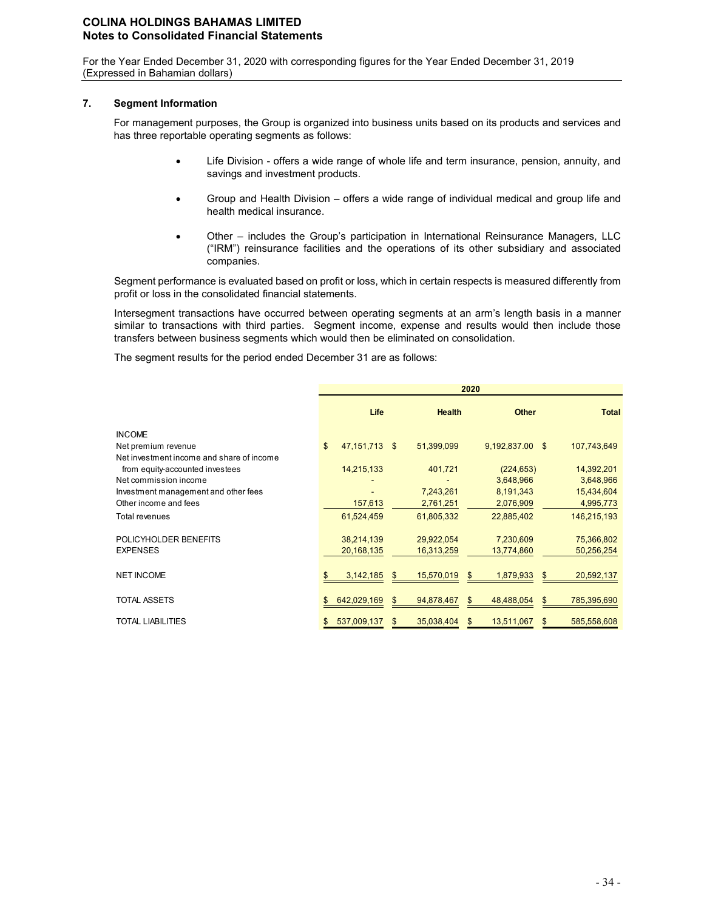## 7. Segment Information

For management purposes, the Group is organized into business units based on its products and services and has three reportable operating segments as follows:

- Life Division - offers a wide range of whole life and term insurance, pension, annuity, and savings and investment products.
- Group and Health Division – offers a wide range of individual medical and group life and health medical insurance.
- Other – includes the Group's participation in International Reinsurance Managers, LLC ("IRM") reinsurance facilities and the operations of its other subsidiary and associated companies.

Segment performance is evaluated based on profit or loss, which in certain respects is measured differently from profit or loss in the consolidated financial statements.

Intersegment transactions have occurred between operating segments at an arm's length basis in a manner similar to transactions with third parties. Segment income, expense and results would then include those transfers between business segments which would then be eliminated on consolidation.

The segment results for the period ended December 31 are as follows:

| | 2020 | | | |
|---|---|---|---|---|
| | **Life** | **Health** | **Other** | **Total** |
| INCOME | | | | |
| Net premium revenue | $ 47,151,713 | $ 51,399,099 | 9,192,837.00 | $ 107,743,649 |
| Net investment income and share of income from equity-accounted investees | 14,215,133 | 401,721 | (224,653) | 14,392,201 |
| Net commission income | - | - | 3,648,966 | 3,648,966 |
| Investment management and other fees | - | 7,243,261 | 8,191,343 | 15,434,604 |
| Other income and fees | 157,613 | 2,761,251 | 2,076,909 | 4,995,773 |
| Total revenues | 61,524,459 | 61,805,332 | 22,885,402 | 146,215,193 |
| POLICYHOLDER BENEFITS | 38,214,139 | 29,922,054 | 7,230,609 | 75,366,802 |
| EXPENSES | 20,168,135 | 16,313,259 | 13,774,860 | 50,256,254 |
| NET INCOME | $ 3,142,185 | $ 15,570,019 | $ 1,879,933 | $ 20,592,137 |
| TOTAL ASSETS | $ 642,029,169 | $ 94,878,467 | $ 48,488,054 | $ 785,395,690 |
| TOTAL LIABILITIES | $ 537,009,137 | $ 35,038,404 | $ 13,511,067 | $ 585,558,608 |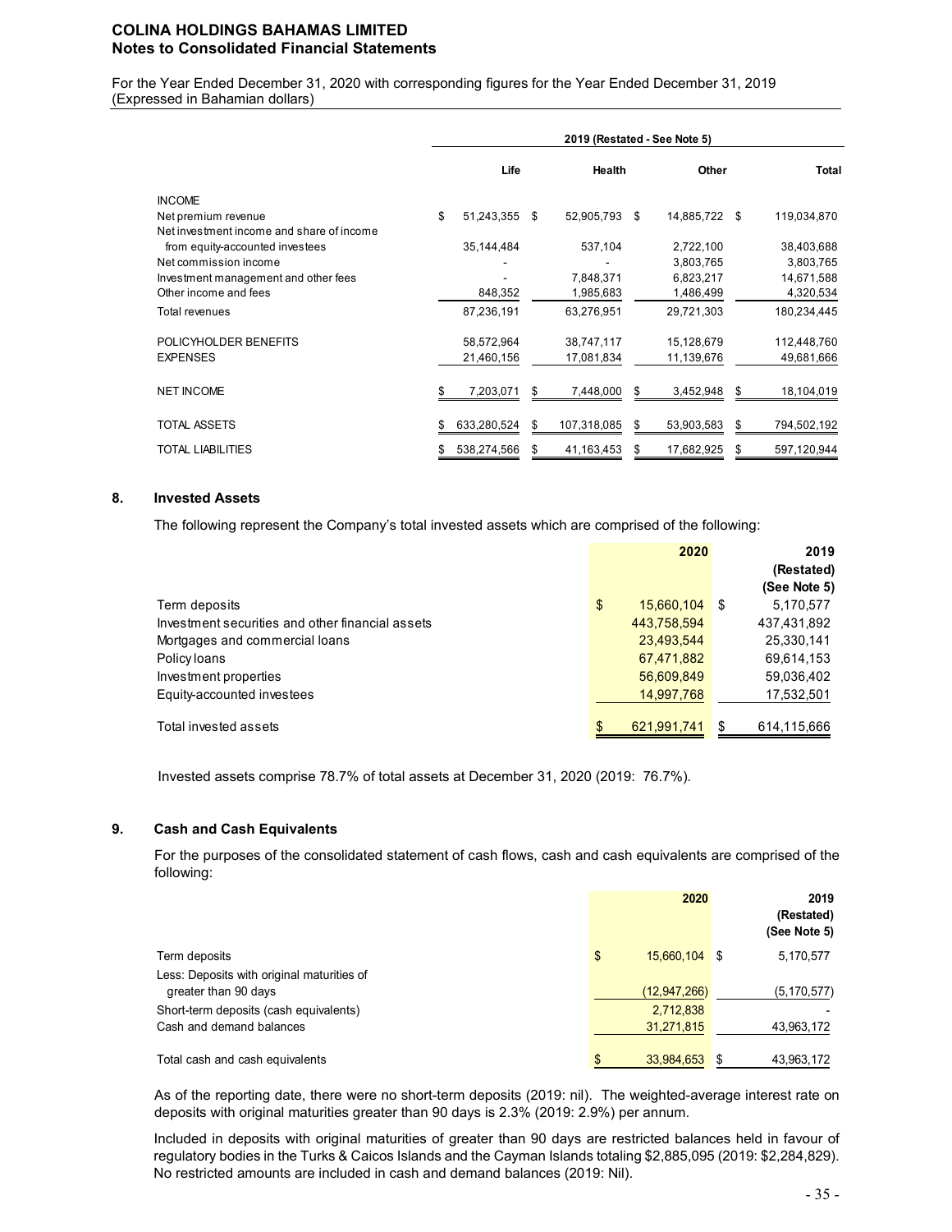| | 2019 (Restated - See Note 5) | | | |
|---|---|---|---|---|
| | Life | Health | Other | Total |
| INCOME | | | | |
| Net premium revenue | $ 51,243,355 | $ 52,905,793 | $ 14,885,722 | $ 119,034,870 |
| Net investment income and share of income from equity-accounted investees | 35,144,484 | 537,104 | 2,722,100 | 38,403,688 |
| Net commission income | - | - | 3,803,765 | 3,803,765 |
| Investment management and other fees | - | 7,848,371 | 6,823,217 | 14,671,588 |
| Other income and fees | 848,352 | 1,985,683 | 1,486,499 | 4,320,534 |
| Total revenues | 87,236,191 | 63,276,951 | 29,721,303 | 180,234,445 |
| POLICYHOLDER BENEFITS | 58,572,964 | 38,747,117 | 15,128,679 | 112,448,760 |
| EXPENSES | 21,460,156 | 17,081,834 | 11,139,676 | 49,681,666 |
| NET INCOME | $ 7,203,071 | $ 7,448,000 | $ 3,452,948 | $ 18,104,019 |
| TOTAL ASSETS | $ 633,280,524 | $ 107,318,085 | $ 53,903,583 | $ 794,502,192 |
| TOTAL LIABILITIES | $ 538,274,566 | $ 41,163,453 | $ 17,682,925 | $ 597,120,944 |

## 8. Invested Assets

The following represent the Company's total invested assets which are comprised of the following:

| | 2020 | 2019 (Restated) (See Note 5) |
|---|---|---|
| Term deposits | $ 15,660,104 | $ 5,170,577 |
| Investment securities and other financial assets | 443,758,594 | 437,431,892 |
| Mortgages and commercial loans | 23,493,544 | 25,330,141 |
| Policy loans | 67,471,882 | 69,614,153 |
| Investment properties | 56,609,849 | 59,036,402 |
| Equity-accounted investees | 14,997,768 | 17,532,501 |
| Total invested assets | $ 621,991,741 | $ 614,115,666 |

Invested assets comprise 78.7% of total assets at December 31, 2020 (2019: 76.7%).

## 9. Cash and Cash Equivalents

For the purposes of the consolidated statement of cash flows, cash and cash equivalents are comprised of the following:

| | 2020 | 2019 (Restated) (See Note 5) |
|---|---|---|
| Term deposits | $ 15,660,104 | $ 5,170,577 |
| Less: Deposits with original maturities of greater than 90 days | (12,947,266) | (5,170,577) |
| Short-term deposits (cash equivalents) | 2,712,838 | - |
| Cash and demand balances | 31,271,815 | 43,963,172 |
| Total cash and cash equivalents | $ 33,984,653 | $ 43,963,172 |

As of the reporting date, there were no short-term deposits (2019: nil). The weighted-average interest rate on deposits with original maturities greater than 90 days is 2.3% (2019: 2.9%) per annum.

Included in deposits with original maturities of greater than 90 days are restricted balances held in favour of regulatory bodies in the Turks & Caicos Islands and the Cayman Islands totaling $2,885,095 (2019: $2,284,829). No restricted amounts are included in cash and demand balances (2019: Nil).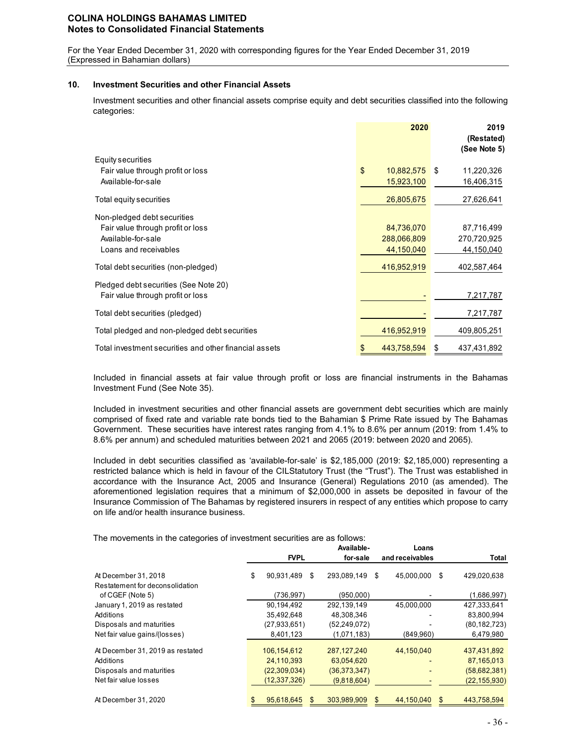**COLINA HOLDINGS BAHAMAS LIMITED**
**Notes to Consolidated Financial Statements**

For the Year Ended December 31, 2020 with corresponding figures for the Year Ended December 31, 2019
(Expressed in Bahamian dollars)

## 10. Investment Securities and other Financial Assets

Investment securities and other financial assets comprise equity and debt securities classified into the following categories:

| | 2020 | 2019 (Restated) (See Note 5) |
|---|---|---|
| Equity securities | | |
| Fair value through profit or loss | $ 10,882,575 | $ 11,220,326 |
| Available-for-sale | 15,923,100 | 16,406,315 |
| Total equity securities | 26,805,675 | 27,626,641 |
| Non-pledged debt securities | | |
| Fair value through profit or loss | 84,736,070 | 87,716,499 |
| Available-for-sale | 288,066,809 | 270,720,925 |
| Loans and receivables | 44,150,040 | 44,150,040 |
| Total debt securities (non-pledged) | 416,952,919 | 402,587,464 |
| Pledged debt securities (See Note 20) | | |
| Fair value through profit or loss | - | 7,217,787 |
| Total debt securities (pledged) | - | 7,217,787 |
| Total pledged and non-pledged debt securities | 416,952,919 | 409,805,251 |
| Total investment securities and other financial assets | $ 443,758,594 | $ 437,431,892 |

Included in financial assets at fair value through profit or loss are financial instruments in the Bahamas Investment Fund (See Note 35).

Included in investment securities and other financial assets are government debt securities which are mainly comprised of fixed rate and variable rate bonds tied to the Bahamian $ Prime Rate issued by The Bahamas Government. These securities have interest rates ranging from 4.1% to 8.6% per annum (2019: from 1.4% to 8.6% per annum) and scheduled maturities between 2021 and 2065 (2019: between 2020 and 2065).

Included in debt securities classified as 'available-for-sale' is $2,185,000 (2019: $2,185,000) representing a restricted balance which is held in favour of the CILStatutory Trust (the "Trust"). The Trust was established in accordance with the Insurance Act, 2005 and Insurance (General) Regulations 2010 (as amended). The aforementioned legislation requires that a minimum of $2,000,000 in assets be deposited in favour of the Insurance Commission of The Bahamas by registered insurers in respect of any entities which propose to carry on life and/or health insurance business.

The movements in the categories of investment securities are as follows:

| | FVPL | Available-for-sale | Loans and receivables | Total |
|---|---|---|---|---|
| At December 31, 2018 | $ 90,931,489 | $ 293,089,149 | $ 45,000,000 | $ 429,020,638 |
| Restatement for deconsolidation of CGEF (Note 5) | (736,997) | (950,000) | - | (1,686,997) |
| January 1, 2019 as restated | 90,194,492 | 292,139,149 | 45,000,000 | 427,333,641 |
| Additions | 35,492,648 | 48,308,346 | - | 83,800,994 |
| Disposals and maturities | (27,933,651) | (52,249,072) | - | (80,182,723) |
| Net fair value gains/(losses) | 8,401,123 | (1,071,183) | (849,960) | 6,479,980 |
| At December 31, 2019 as restated | 106,154,612 | 287,127,240 | 44,150,040 | 437,431,892 |
| Additions | 24,110,393 | 63,054,620 | - | 87,165,013 |
| Disposals and maturities | (22,309,034) | (36,373,347) | - | (58,682,381) |
| Net fair value losses | (12,337,326) | (9,818,604) | - | (22,155,930) |
| At December 31, 2020 | $ 95,618,645 | $ 303,989,909 | $ 44,150,040 | $ 443,758,594 |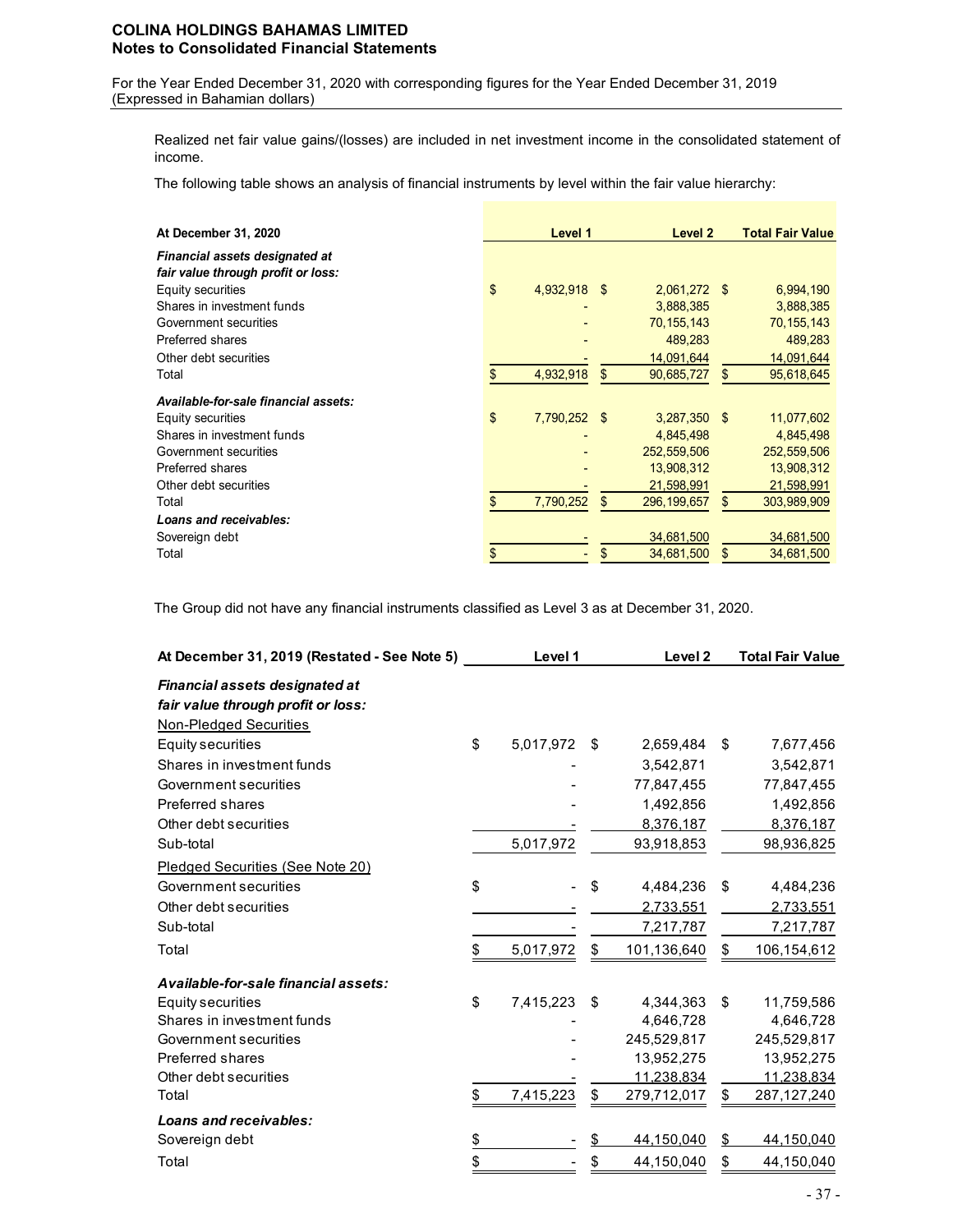Realized net fair value gains/(losses) are included in net investment income in the consolidated statement of income.

The following table shows an analysis of financial instruments by level within the fair value hierarchy:

| At December 31, 2020 | Level 1 | Level 2 | Total Fair Value |
|---|---|---|---|
| ***Financial assets designated at fair value through profit or loss:*** | | | |
| Equity securities | $ 4,932,918 | $ 2,061,272 | $ 6,994,190 |
| Shares in investment funds | - | 3,888,385 | 3,888,385 |
| Government securities | - | 70,155,143 | 70,155,143 |
| Preferred shares | - | 489,283 | 489,283 |
| Other debt securities | - | 14,091,644 | 14,091,644 |
| Total | $ 4,932,918 | $ 90,685,727 | $ 95,618,645 |
| ***Available-for-sale financial assets:*** | | | |
| Equity securities | $ 7,790,252 | $ 3,287,350 | $ 11,077,602 |
| Shares in investment funds | - | 4,845,498 | 4,845,498 |
| Government securities | - | 252,559,506 | 252,559,506 |
| Preferred shares | - | 13,908,312 | 13,908,312 |
| Other debt securities | - | 21,598,991 | 21,598,991 |
| Total | $ 7,790,252 | $ 296,199,657 | $ 303,989,909 |
| ***Loans and receivables:*** | | | |
| Sovereign debt | - | 34,681,500 | 34,681,500 |
| Total | $ - | $ 34,681,500 | $ 34,681,500 |

The Group did not have any financial instruments classified as Level 3 as at December 31, 2020.

| At December 31, 2019 (Restated - See Note 5) | Level 1 | Level 2 | Total Fair Value |
|---|---|---|---|
| ***Financial assets designated at fair value through profit or loss:*** | | | |
| Non-Pledged Securities | | | |
| Equity securities | $ 5,017,972 | $ 2,659,484 | $ 7,677,456 |
| Shares in investment funds | - | 3,542,871 | 3,542,871 |
| Government securities | - | 77,847,455 | 77,847,455 |
| Preferred shares | - | 1,492,856 | 1,492,856 |
| Other debt securities | - | 8,376,187 | 8,376,187 |
| Sub-total | 5,017,972 | 93,918,853 | 98,936,825 |
| Pledged Securities (See Note 20) | | | |
| Government securities | $ - | $ 4,484,236 | $ 4,484,236 |
| Other debt securities | - | 2,733,551 | 2,733,551 |
| Sub-total | - | 7,217,787 | 7,217,787 |
| Total | $ 5,017,972 | $ 101,136,640 | $ 106,154,612 |
| ***Available-for-sale financial assets:*** | | | |
| Equity securities | $ 7,415,223 | $ 4,344,363 | $ 11,759,586 |
| Shares in investment funds | - | 4,646,728 | 4,646,728 |
| Government securities | - | 245,529,817 | 245,529,817 |
| Preferred shares | - | 13,952,275 | 13,952,275 |
| Other debt securities | - | 11,238,834 | 11,238,834 |
| Total | $ 7,415,223 | $ 279,712,017 | $ 287,127,240 |
| ***Loans and receivables:*** | | | |
| Sovereign debt | $ - | $ 44,150,040 | $ 44,150,040 |
| Total | $ - | $ 44,150,040 | $ 44,150,040 |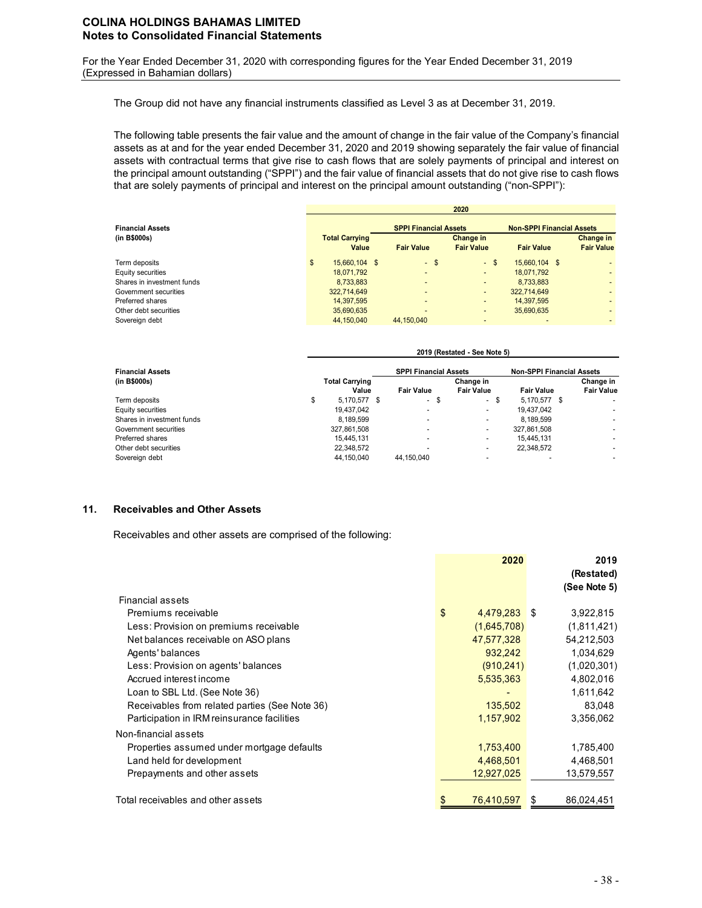The Group did not have any financial instruments classified as Level 3 as at December 31, 2019.

The following table presents the fair value and the amount of change in the fair value of the Company's financial assets as at and for the year ended December 31, 2020 and 2019 showing separately the fair value of financial assets with contractual terms that give rise to cash flows that are solely payments of principal and interest on the principal amount outstanding ("SPPI") and the fair value of financial assets that do not give rise to cash flows that are solely payments of principal and interest on the principal amount outstanding ("non-SPPI"):

| | 2020 | | | | |
|---|---|---|---|---|---|
| **Financial Assets** | | **SPPI Financial Assets** | | **Non-SPPI Financial Assets** | |
| **(in B$000s)** | **Total Carrying Value** | **Fair Value** | **Change in Fair Value** | **Fair Value** | **Change in Fair Value** |
| Term deposits | $ 15,660,104 | $ - | $ - | $ 15,660,104 | $ - |
| Equity securities | 18,071,792 | - | - | 18,071,792 | - |
| Shares in investment funds | 8,733,883 | - | - | 8,733,883 | - |
| Government securities | 322,714,649 | - | - | 322,714,649 | - |
| Preferred shares | 14,397,595 | - | - | 14,397,595 | - |
| Other debt securities | 35,690,635 | - | - | 35,690,635 | - |
| Sovereign debt | 44,150,040 | 44,150,040 | - | - | - |

| | 2019 (Restated - See Note 5) | | | | |
|---|---|---|---|---|---|
| **Financial Assets** | | **SPPI Financial Assets** | | **Non-SPPI Financial Assets** | |
| **(in B$000s)** | **Total Carrying Value** | **Fair Value** | **Change in Fair Value** | **Fair Value** | **Change in Fair Value** |
| Term deposits | $ 5,170,577 | $ - | $ - | $ 5,170,577 | $ - |
| Equity securities | 19,437,042 | - | - | 19,437,042 | - |
| Shares in investment funds | 8,189,599 | - | - | 8,189,599 | - |
| Government securities | 327,861,508 | - | - | 327,861,508 | - |
| Preferred shares | 15,445,131 | - | - | 15,445,131 | - |
| Other debt securities | 22,348,572 | - | - | 22,348,572 | - |
| Sovereign debt | 44,150,040 | 44,150,040 | - | - | - |

## 11. Receivables and Other Assets

Receivables and other assets are comprised of the following:

| | 2020 | 2019 (Restated) (See Note 5) |
|---|---|---|
| Financial assets | | |
| Premiums receivable | $ 4,479,283 | $ 3,922,815 |
| Less: Provision on premiums receivable | (1,645,708) | (1,811,421) |
| Net balances receivable on ASO plans | 47,577,328 | 54,212,503 |
| Agents' balances | 932,242 | 1,034,629 |
| Less: Provision on agents' balances | (910,241) | (1,020,301) |
| Accrued interest income | 5,535,363 | 4,802,016 |
| Loan to SBL Ltd. (See Note 36) | - | 1,611,642 |
| Receivables from related parties (See Note 36) | 135,502 | 83,048 |
| Participation in IRM reinsurance facilities | 1,157,902 | 3,356,062 |
| Non-financial assets | | |
| Properties assumed under mortgage defaults | 1,753,400 | 1,785,400 |
| Land held for development | 4,468,501 | 4,468,501 |
| Prepayments and other assets | 12,927,025 | 13,579,557 |
| Total receivables and other assets | $ 76,410,597 | $ 86,024,451 |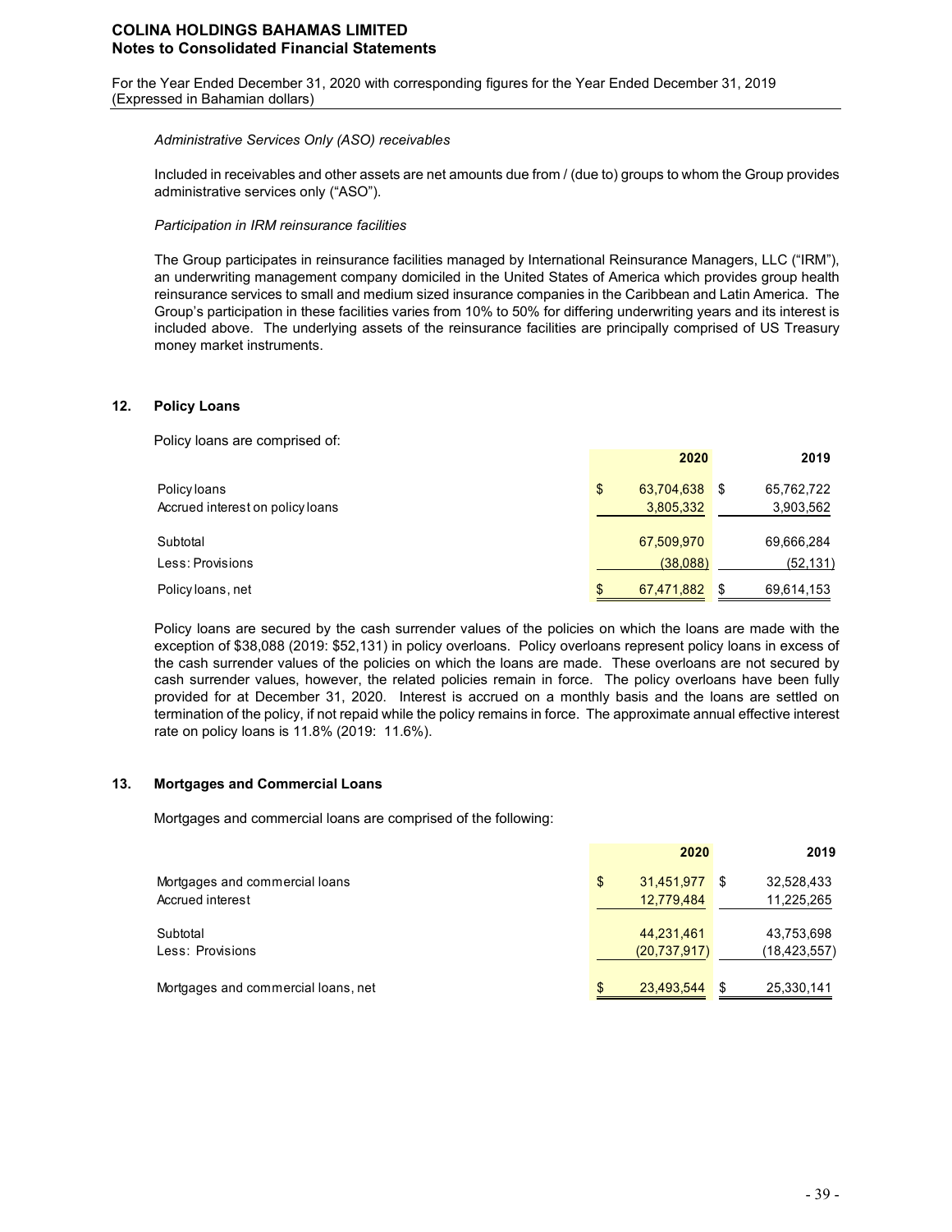*Administrative Services Only (ASO) receivables*

Included in receivables and other assets are net amounts due from / (due to) groups to whom the Group provides administrative services only ("ASO").

*Participation in IRM reinsurance facilities*

The Group participates in reinsurance facilities managed by International Reinsurance Managers, LLC ("IRM"), an underwriting management company domiciled in the United States of America which provides group health reinsurance services to small and medium sized insurance companies in the Caribbean and Latin America. The Group's participation in these facilities varies from 10% to 50% for differing underwriting years and its interest is included above. The underlying assets of the reinsurance facilities are principally comprised of US Treasury money market instruments.

## 12. Policy Loans

Policy loans are comprised of:

| | 2020 | 2019 |
|---|---|---|
| Policy loans | $ 63,704,638 | $ 65,762,722 |
| Accrued interest on policy loans | 3,805,332 | 3,903,562 |
| Subtotal | 67,509,970 | 69,666,284 |
| Less: Provisions | (38,088) | (52,131) |
| Policy loans, net | $ 67,471,882 | $ 69,614,153 |

Policy loans are secured by the cash surrender values of the policies on which the loans are made with the exception of $38,088 (2019: $52,131) in policy overloans. Policy overloans represent policy loans in excess of the cash surrender values of the policies on which the loans are made. These overloans are not secured by cash surrender values, however, the related policies remain in force. The policy overloans have been fully provided for at December 31, 2020. Interest is accrued on a monthly basis and the loans are settled on termination of the policy, if not repaid while the policy remains in force. The approximate annual effective interest rate on policy loans is 11.8% (2019: 11.6%).

## 13. Mortgages and Commercial Loans

Mortgages and commercial loans are comprised of the following:

| | 2020 | 2019 |
|---|---|---|
| Mortgages and commercial loans | $ 31,451,977 | $ 32,528,433 |
| Accrued interest | 12,779,484 | 11,225,265 |
| Subtotal | 44,231,461 | 43,753,698 |
| Less: Provisions | (20,737,917) | (18,423,557) |
| Mortgages and commercial loans, net | $ 23,493,544 | $ 25,330,141 |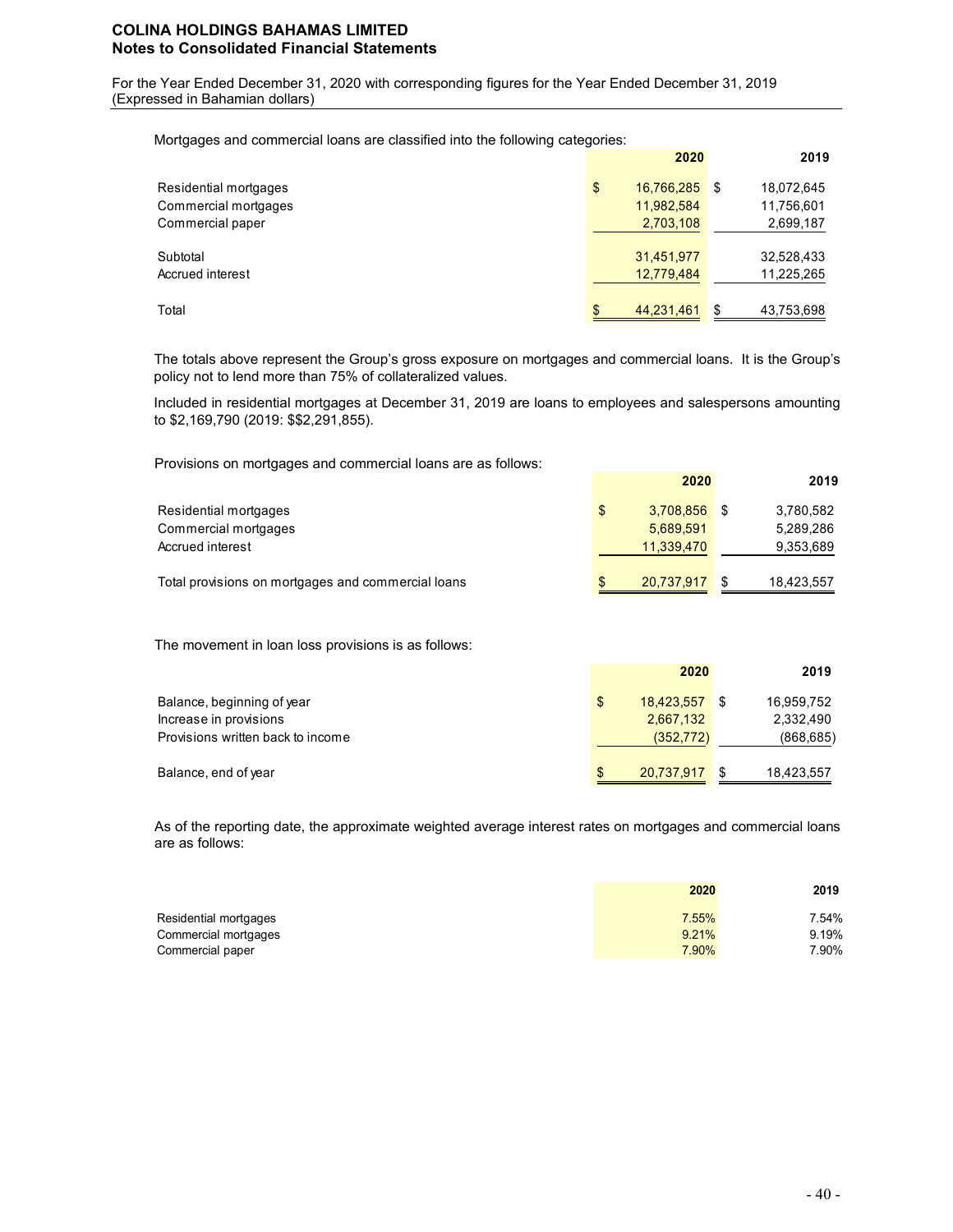Mortgages and commercial loans are classified into the following categories:

| | 2020 | 2019 |
|---|---|---|
| Residential mortgages | $ 16,766,285 | $ 18,072,645 |
| Commercial mortgages | 11,982,584 | 11,756,601 |
| Commercial paper | 2,703,108 | 2,699,187 |
| Subtotal | 31,451,977 | 32,528,433 |
| Accrued interest | 12,779,484 | 11,225,265 |
| Total | $ 44,231,461 | $ 43,753,698 |

The totals above represent the Group's gross exposure on mortgages and commercial loans. It is the Group's policy not to lend more than 75% of collateralized values.

Included in residential mortgages at December 31, 2019 are loans to employees and salespersons amounting to $2,169,790 (2019: $$2,291,855).

Provisions on mortgages and commercial loans are as follows:

| | 2020 | 2019 |
|---|---|---|
| Residential mortgages | $ 3,708,856 | $ 3,780,582 |
| Commercial mortgages | 5,689,591 | 5,289,286 |
| Accrued interest | 11,339,470 | 9,353,689 |
| Total provisions on mortgages and commercial loans | $ 20,737,917 | $ 18,423,557 |

The movement in loan loss provisions is as follows:

| | 2020 | 2019 |
|---|---|---|
| Balance, beginning of year | $ 18,423,557 | $ 16,959,752 |
| Increase in provisions | 2,667,132 | 2,332,490 |
| Provisions written back to income | (352,772) | (868,685) |
| Balance, end of year | $ 20,737,917 | $ 18,423,557 |

As of the reporting date, the approximate weighted average interest rates on mortgages and commercial loans are as follows:

| | 2020 | 2019 |
|---|---|---|
| Residential mortgages | 7.55% | 7.54% |
| Commercial mortgages | 9.21% | 9.19% |
| Commercial paper | 7.90% | 7.90% |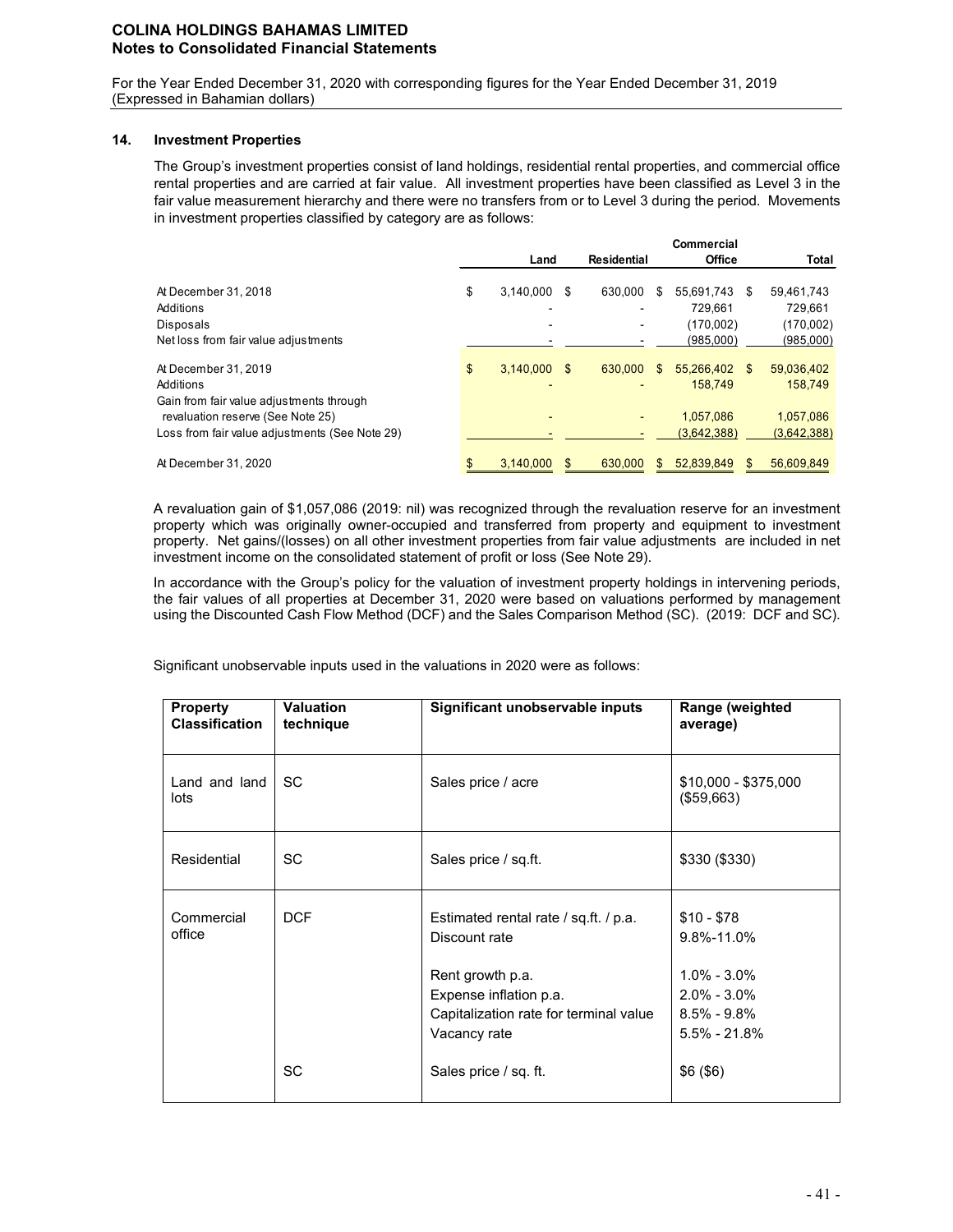**COLINA HOLDINGS BAHAMAS LIMITED**
**Notes to Consolidated Financial Statements**

For the Year Ended December 31, 2020 with corresponding figures for the Year Ended December 31, 2019
(Expressed in Bahamian dollars)

## 14. Investment Properties

The Group's investment properties consist of land holdings, residential rental properties, and commercial office rental properties and are carried at fair value. All investment properties have been classified as Level 3 in the fair value measurement hierarchy and there were no transfers from or to Level 3 during the period. Movements in investment properties classified by category are as follows:

| | Land | Residential | Commercial Office | Total |
|---|---|---|---|---|
| At December 31, 2018 | $ 3,140,000 | $ 630,000 | $ 55,691,743 | $ 59,461,743 |
| Additions | - | - | 729,661 | 729,661 |
| Disposals | - | - | (170,002) | (170,002) |
| Net loss from fair value adjustments | - | - | (985,000) | (985,000) |
| At December 31, 2019 | $ 3,140,000 | $ 630,000 | $ 55,266,402 | $ 59,036,402 |
| Additions | - | - | 158,749 | 158,749 |
| Gain from fair value adjustments through revaluation reserve (See Note 25) | - | - | 1,057,086 | 1,057,086 |
| Loss from fair value adjustments (See Note 29) | - | - | (3,642,388) | (3,642,388) |
| At December 31, 2020 | $ 3,140,000 | $ 630,000 | $ 52,839,849 | $ 56,609,849 |

A revaluation gain of $1,057,086 (2019: nil) was recognized through the revaluation reserve for an investment property which was originally owner-occupied and transferred from property and equipment to investment property. Net gains/(losses) on all other investment properties from fair value adjustments are included in net investment income on the consolidated statement of profit or loss (See Note 29).

In accordance with the Group's policy for the valuation of investment property holdings in intervening periods, the fair values of all properties at December 31, 2020 were based on valuations performed by management using the Discounted Cash Flow Method (DCF) and the Sales Comparison Method (SC). (2019: DCF and SC).

Significant unobservable inputs used in the valuations in 2020 were as follows:

| Property Classification | Valuation technique | Significant unobservable inputs | Range (weighted average) |
|---|---|---|---|
| Land and land lots | SC | Sales price / acre | $10,000 - $375,000 ($59,663) |
| Residential | SC | Sales price / sq.ft. | $330 ($330) |
| Commercial office | DCF | Estimated rental rate / sq.ft. / p.a. | $10 - $78 |
| | | Discount rate | 9.8%-11.0% |
| | | Rent growth p.a. | 1.0% - 3.0% |
| | | Expense inflation p.a. | 2.0% - 3.0% |
| | | Capitalization rate for terminal value | 8.5% - 9.8% |
| | | Vacancy rate | 5.5% - 21.8% |
| | SC | Sales price / sq. ft. | $6 ($6) |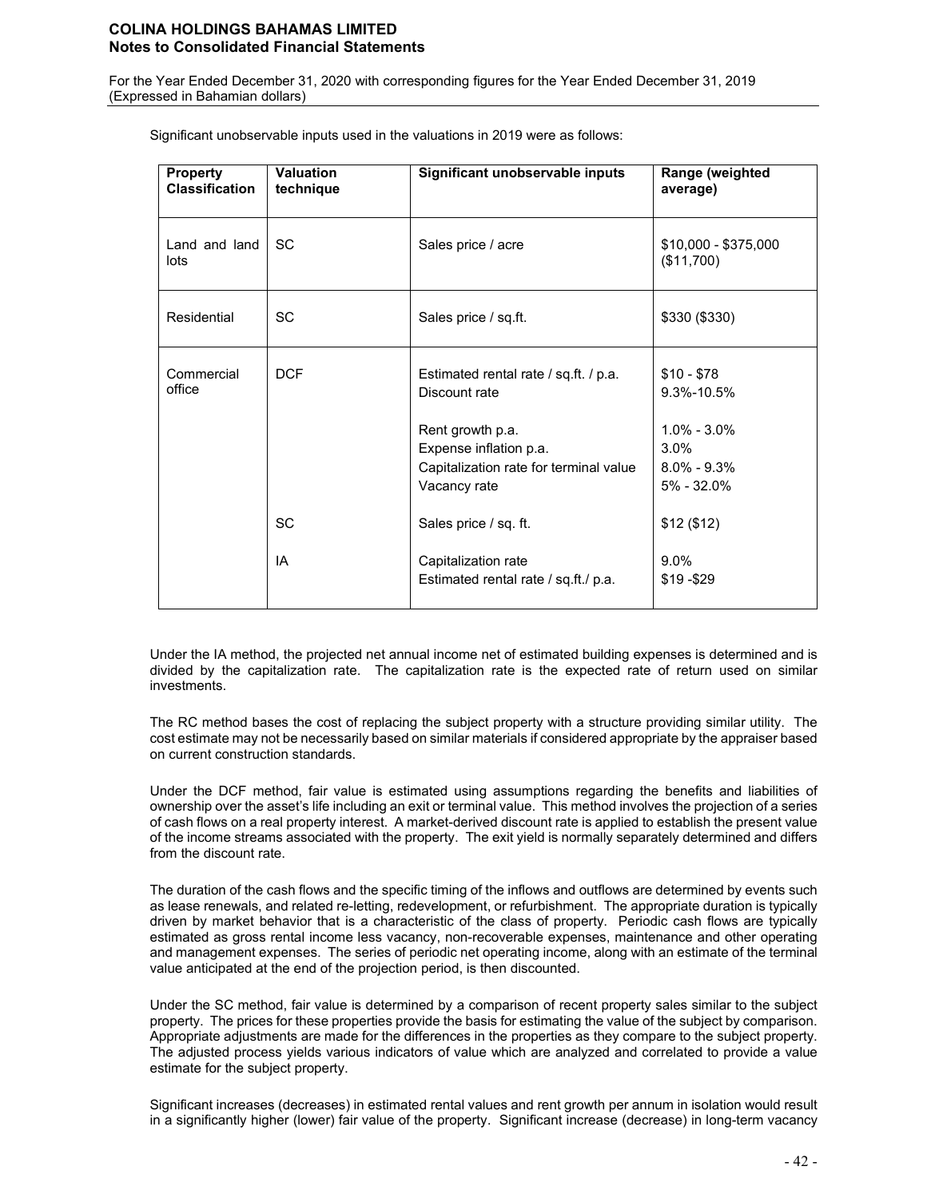Significant unobservable inputs used in the valuations in 2019 were as follows:

| Property Classification | Valuation technique | Significant unobservable inputs | Range (weighted average) |
|---|---|---|---|
| Land and land lots | SC | Sales price / acre | $10,000 - $375,000 ($11,700) |
| Residential | SC | Sales price / sq.ft. | $330 ($330) |
| Commercial office | DCF | Estimated rental rate / sq.ft. / p.a.<br>Discount rate<br><br>Rent growth p.a.<br>Expense inflation p.a.<br>Capitalization rate for terminal value<br>Vacancy rate | $10 - $78<br>9.3%-10.5%<br><br>1.0% - 3.0%<br>3.0%<br>8.0% - 9.3%<br>5% - 32.0% |
| | SC | Sales price / sq. ft. | $12 ($12) |
| | IA | Capitalization rate<br>Estimated rental rate / sq.ft./ p.a. | 9.0%<br>$19 -$29 |

Under the IA method, the projected net annual income net of estimated building expenses is determined and is divided by the capitalization rate. The capitalization rate is the expected rate of return used on similar investments.

The RC method bases the cost of replacing the subject property with a structure providing similar utility. The cost estimate may not be necessarily based on similar materials if considered appropriate by the appraiser based on current construction standards.

Under the DCF method, fair value is estimated using assumptions regarding the benefits and liabilities of ownership over the asset's life including an exit or terminal value. This method involves the projection of a series of cash flows on a real property interest. A market-derived discount rate is applied to establish the present value of the income streams associated with the property. The exit yield is normally separately determined and differs from the discount rate.

The duration of the cash flows and the specific timing of the inflows and outflows are determined by events such as lease renewals, and related re-letting, redevelopment, or refurbishment. The appropriate duration is typically driven by market behavior that is a characteristic of the class of property. Periodic cash flows are typically estimated as gross rental income less vacancy, non-recoverable expenses, maintenance and other operating and management expenses. The series of periodic net operating income, along with an estimate of the terminal value anticipated at the end of the projection period, is then discounted.

Under the SC method, fair value is determined by a comparison of recent property sales similar to the subject property. The prices for these properties provide the basis for estimating the value of the subject by comparison. Appropriate adjustments are made for the differences in the properties as they compare to the subject property. The adjusted process yields various indicators of value which are analyzed and correlated to provide a value estimate for the subject property.

Significant increases (decreases) in estimated rental values and rent growth per annum in isolation would result in a significantly higher (lower) fair value of the property. Significant increase (decrease) in long-term vacancy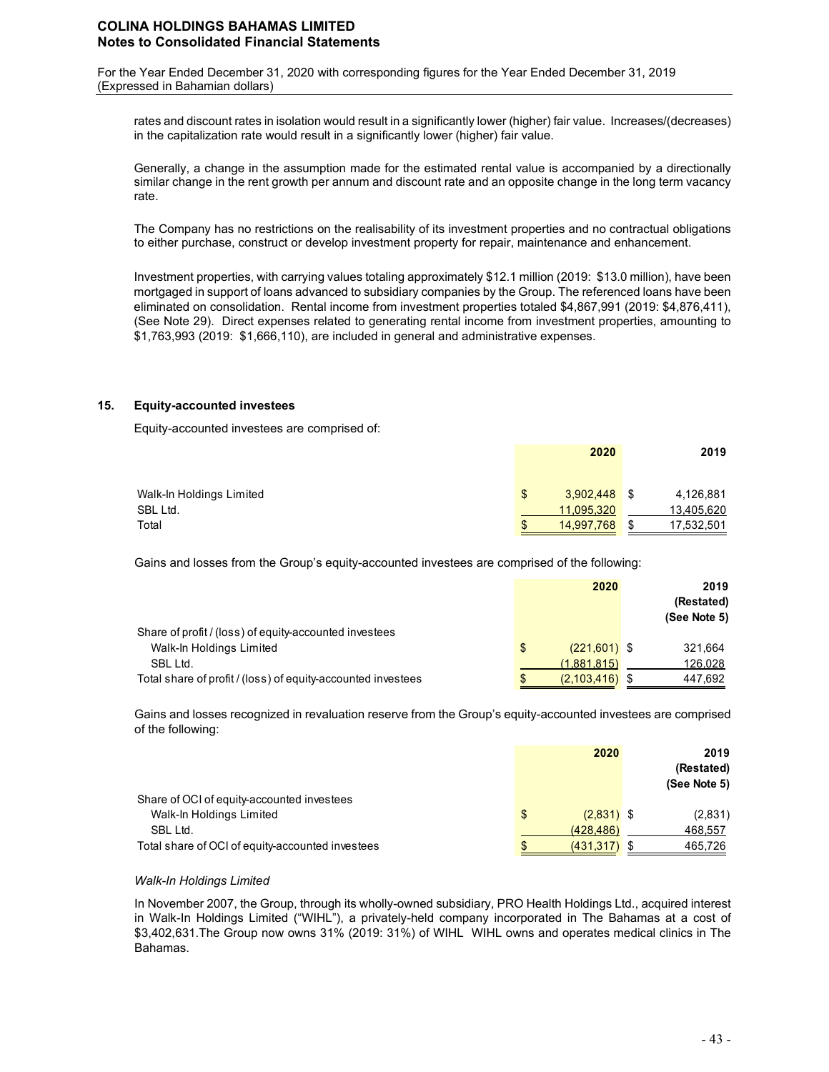rates and discount rates in isolation would result in a significantly lower (higher) fair value. Increases/(decreases) in the capitalization rate would result in a significantly lower (higher) fair value.

Generally, a change in the assumption made for the estimated rental value is accompanied by a directionally similar change in the rent growth per annum and discount rate and an opposite change in the long term vacancy rate.

The Company has no restrictions on the realisability of its investment properties and no contractual obligations to either purchase, construct or develop investment property for repair, maintenance and enhancement.

Investment properties, with carrying values totaling approximately $12.1 million (2019: $13.0 million), have been mortgaged in support of loans advanced to subsidiary companies by the Group. The referenced loans have been eliminated on consolidation. Rental income from investment properties totaled $4,867,991 (2019: $4,876,411), (See Note 29). Direct expenses related to generating rental income from investment properties, amounting to $1,763,993 (2019: $1,666,110), are included in general and administrative expenses.

## 15. Equity-accounted investees

Equity-accounted investees are comprised of:

| | 2020 | 2019 |
|---|---|---|
| Walk-In Holdings Limited | $ 3,902,448 | $ 4,126,881 |
| SBL Ltd. | 11,095,320 | 13,405,620 |
| Total | $ 14,997,768 | $ 17,532,501 |

Gains and losses from the Group's equity-accounted investees are comprised of the following:

| | 2020 | 2019 (Restated) (See Note 5) |
|---|---|---|
| Share of profit / (loss) of equity-accounted investees | | |
| Walk-In Holdings Limited | $ (221,601) | $ 321,664 |
| SBL Ltd. | (1,881,815) | 126,028 |
| Total share of profit / (loss) of equity-accounted investees | $ (2,103,416) | $ 447,692 |

Gains and losses recognized in revaluation reserve from the Group's equity-accounted investees are comprised of the following:

| | 2020 | 2019 (Restated) (See Note 5) |
|---|---|---|
| Share of OCI of equity-accounted investees | | |
| Walk-In Holdings Limited | $ (2,831) | $ (2,831) |
| SBL Ltd. | (428,486) | 468,557 |
| Total share of OCI of equity-accounted investees | $ (431,317) | $ 465,726 |

*Walk-In Holdings Limited*

In November 2007, the Group, through its wholly-owned subsidiary, PRO Health Holdings Ltd., acquired interest in Walk-In Holdings Limited ("WIHL"), a privately-held company incorporated in The Bahamas at a cost of $3,402,631.The Group now owns 31% (2019: 31%) of WIHL WIHL owns and operates medical clinics in The Bahamas.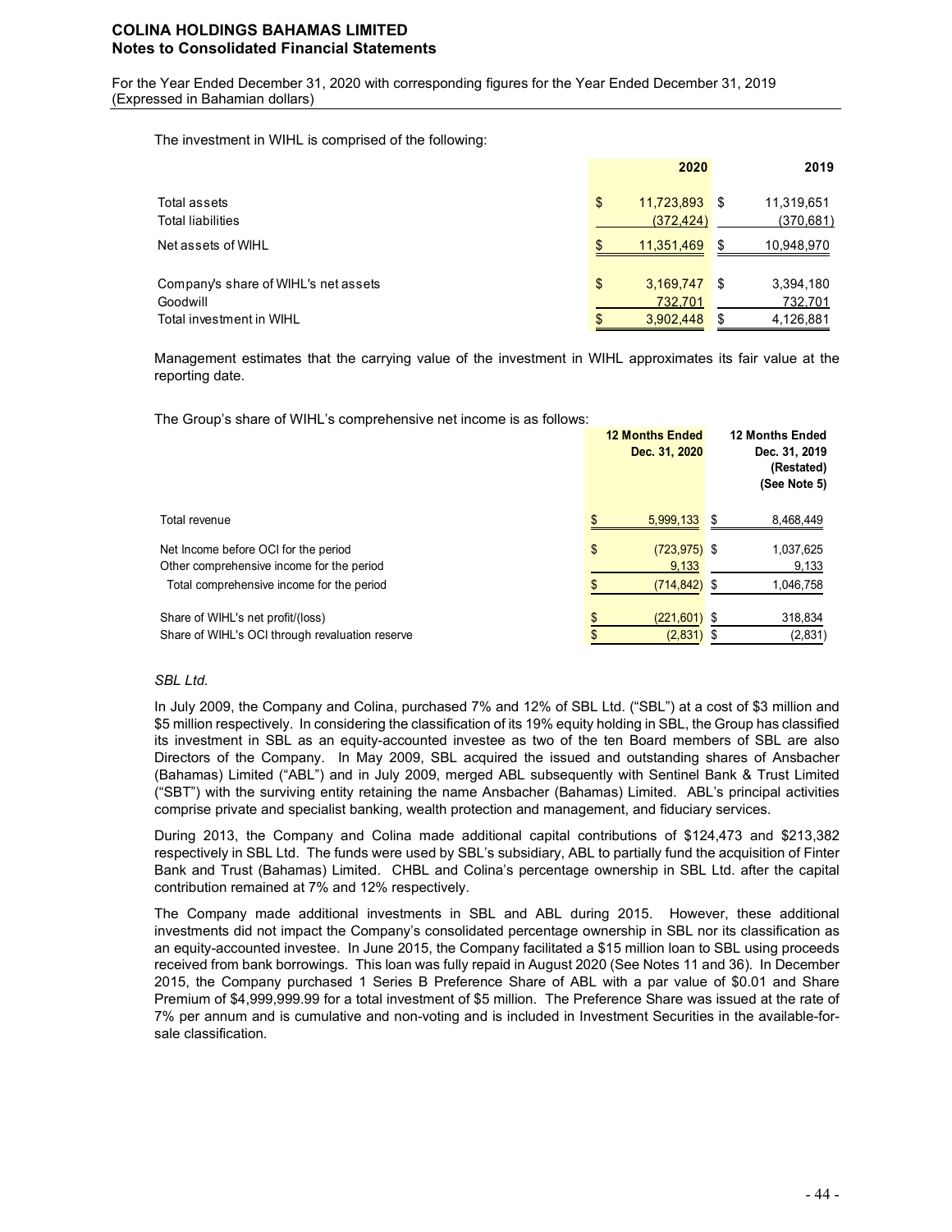The investment in WIHL is comprised of the following:

| | 2020 | 2019 |
|---|---|---|
| Total assets | $ 11,723,893 | $ 11,319,651 |
| Total liabilities | (372,424) | (370,681) |
| Net assets of WIHL | $ 11,351,469 | $ 10,948,970 |
| | | |
| Company's share of WIHL's net assets | $ 3,169,747 | $ 3,394,180 |
| Goodwill | 732,701 | 732,701 |
| Total investment in WIHL | $ 3,902,448 | $ 4,126,881 |

Management estimates that the carrying value of the investment in WIHL approximates its fair value at the reporting date.

The Group's share of WIHL's comprehensive net income is as follows:

| | 12 Months Ended Dec. 31, 2020 | 12 Months Ended Dec. 31, 2019 (Restated) (See Note 5) |
|---|---|---|
| Total revenue | $ 5,999,133 | $ 8,468,449 |
| | | |
| Net Income before OCI for the period | $ (723,975) | $ 1,037,625 |
| Other comprehensive income for the period | 9,133 | 9,133 |
| Total comprehensive income for the period | $ (714,842) | $ 1,046,758 |
| | | |
| Share of WIHL's net profit/(loss) | $ (221,601) | $ 318,834 |
| Share of WIHL's OCI through revaluation reserve | $ (2,831) | $ (2,831) |

*SBL Ltd.*

In July 2009, the Company and Colina, purchased 7% and 12% of SBL Ltd. ("SBL") at a cost of $3 million and $5 million respectively. In considering the classification of its 19% equity holding in SBL, the Group has classified its investment in SBL as an equity-accounted investee as two of the ten Board members of SBL are also Directors of the Company. In May 2009, SBL acquired the issued and outstanding shares of Ansbacher (Bahamas) Limited ("ABL") and in July 2009, merged ABL subsequently with Sentinel Bank & Trust Limited ("SBT") with the surviving entity retaining the name Ansbacher (Bahamas) Limited. ABL's principal activities comprise private and specialist banking, wealth protection and management, and fiduciary services.

During 2013, the Company and Colina made additional capital contributions of $124,473 and $213,382 respectively in SBL Ltd. The funds were used by SBL's subsidiary, ABL to partially fund the acquisition of Finter Bank and Trust (Bahamas) Limited. CHBL and Colina's percentage ownership in SBL Ltd. after the capital contribution remained at 7% and 12% respectively.

The Company made additional investments in SBL and ABL during 2015. However, these additional investments did not impact the Company's consolidated percentage ownership in SBL nor its classification as an equity-accounted investee. In June 2015, the Company facilitated a $15 million loan to SBL using proceeds received from bank borrowings. This loan was fully repaid in August 2020 (See Notes 11 and 36). In December 2015, the Company purchased 1 Series B Preference Share of ABL with a par value of $0.01 and Share Premium of $4,999,999.99 for a total investment of $5 million. The Preference Share was issued at the rate of 7% per annum and is cumulative and non-voting and is included in Investment Securities in the available-for-sale classification.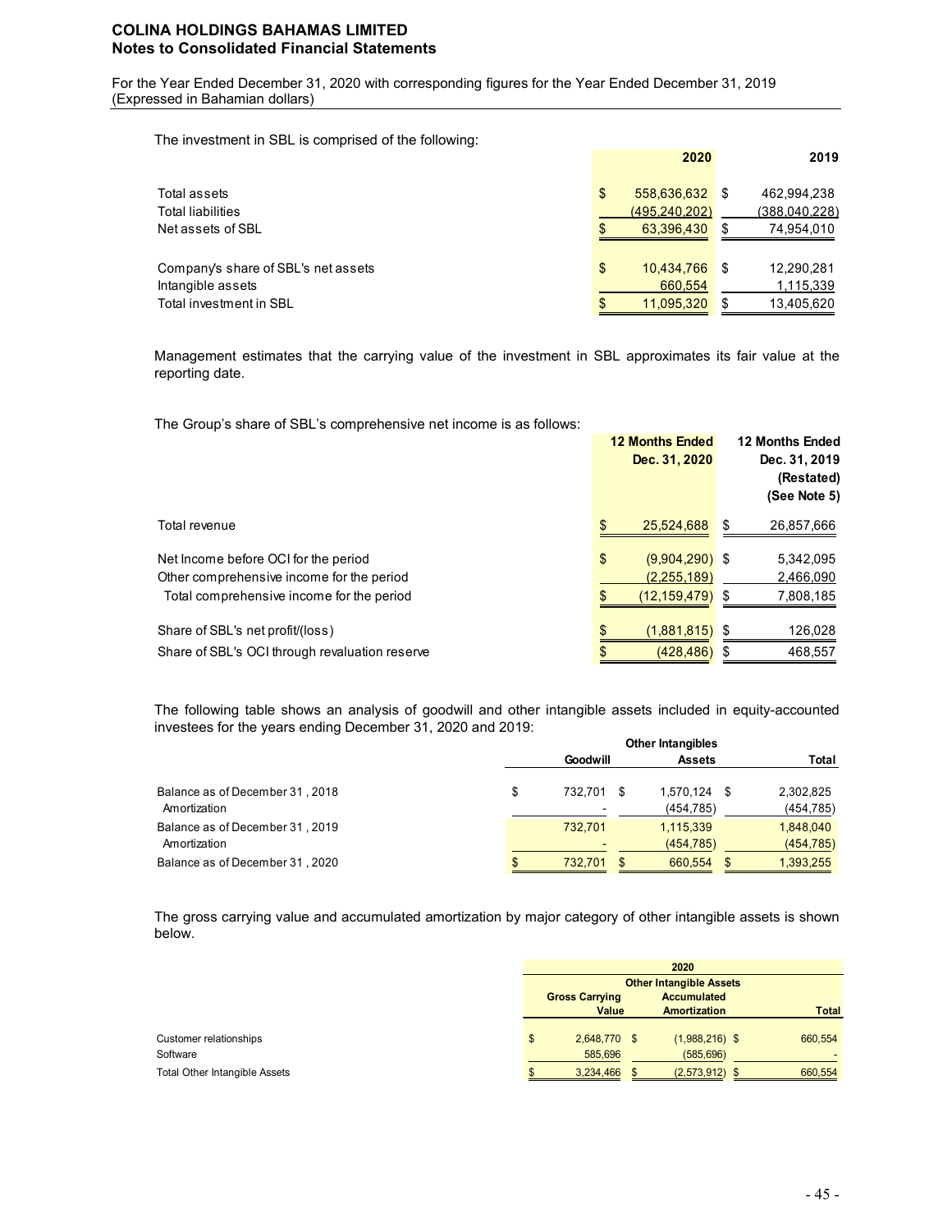**COLINA HOLDINGS BAHAMAS LIMITED**
**Notes to Consolidated Financial Statements**

For the Year Ended December 31, 2020 with corresponding figures for the Year Ended December 31, 2019
(Expressed in Bahamian dollars)

The investment in SBL is comprised of the following:

| | 2020 | 2019 |
|---|---|---|
| Total assets | $ 558,636,632 | $ 462,994,238 |
| Total liabilities | (495,240,202) | (388,040,228) |
| Net assets of SBL | $ 63,396,430 | $ 74,954,010 |
| | | |
| Company's share of SBL's net assets | $ 10,434,766 | $ 12,290,281 |
| Intangible assets | 660,554 | 1,115,339 |
| Total investment in SBL | $ 11,095,320 | $ 13,405,620 |

Management estimates that the carrying value of the investment in SBL approximates its fair value at the reporting date.

The Group's share of SBL's comprehensive net income is as follows:

| | 12 Months Ended Dec. 31, 2020 | 12 Months Ended Dec. 31, 2019 (Restated) (See Note 5) |
|---|---|---|
| Total revenue | $ 25,524,688 | $ 26,857,666 |
| | | |
| Net Income before OCI for the period | $ (9,904,290) | $ 5,342,095 |
| Other comprehensive income for the period | (2,255,189) | 2,466,090 |
| Total comprehensive income for the period | $ (12,159,479) | $ 7,808,185 |
| | | |
| Share of SBL's net profit/(loss) | $ (1,881,815) | $ 126,028 |
| Share of SBL's OCI through revaluation reserve | $ (428,486) | $ 468,557 |

The following table shows an analysis of goodwill and other intangible assets included in equity-accounted investees for the years ending December 31, 2020 and 2019:

| | Goodwill | Other Intangibles Assets | Total |
|---|---|---|---|
| Balance as of December 31 , 2018 | $ 732,701 | $ 1,570,124 | $ 2,302,825 |
| Amortization | - | (454,785) | (454,785) |
| Balance as of December 31 , 2019 | 732,701 | 1,115,339 | 1,848,040 |
| Amortization | - | (454,785) | (454,785) |
| Balance as of December 31 , 2020 | $ 732,701 | $ 660,554 | $ 1,393,255 |

The gross carrying value and accumulated amortization by major category of other intangible assets is shown below.

| | 2020 | | |
|---|---|---|---|
| | Other Intangible Assets | | |
| | Gross Carrying Value | Accumulated Amortization | Total |
| Customer relationships | $ 2,648,770 | $ (1,988,216) | $ 660,554 |
| Software | 585,696 | (585,696) | - |
| Total Other Intangible Assets | $ 3,234,466 | $ (2,573,912) | $ 660,554 |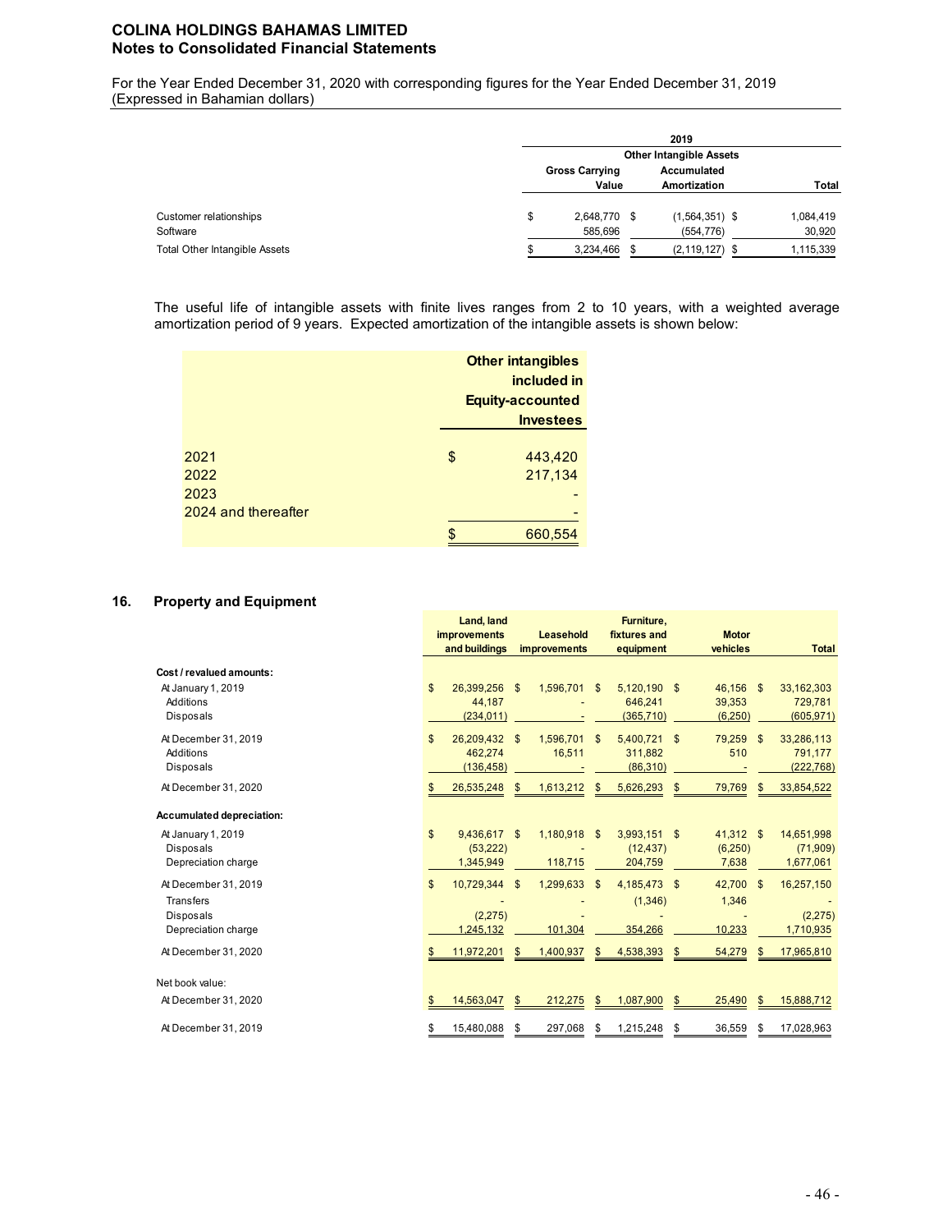| | 2019 | | |
|---|---|---|---|
| | Other Intangible Assets | | |
| | Gross Carrying Value | Accumulated Amortization | Total |
| Customer relationships | $ 2,648,770 | $ (1,564,351) | $ 1,084,419 |
| Software | 585,696 | (554,776) | 30,920 |
| Total Other Intangible Assets | $ 3,234,466 | $ (2,119,127) | $ 1,115,339 |

The useful life of intangible assets with finite lives ranges from 2 to 10 years, with a weighted average amortization period of 9 years. Expected amortization of the intangible assets is shown below:

| | Other intangibles included in Equity-accounted Investees |
|---|---|
| 2021 | $ 443,420 |
| 2022 | 217,134 |
| 2023 | - |
| 2024 and thereafter | - |
| | $ 660,554 |

## 16. Property and Equipment

| | Land, land improvements and buildings | Leasehold improvements | Furniture, fixtures and equipment | Motor vehicles | Total |
|---|---|---|---|---|---|
| **Cost / revalued amounts:** | | | | | |
| At January 1, 2019 | $ 26,399,256 | $ 1,596,701 | $ 5,120,190 | $ 46,156 | $ 33,162,303 |
| Additions | 44,187 | - | 646,241 | 39,353 | 729,781 |
| Disposals | (234,011) | - | (365,710) | (6,250) | (605,971) |
| At December 31, 2019 | $ 26,209,432 | $ 1,596,701 | $ 5,400,721 | $ 79,259 | $ 33,286,113 |
| Additions | 462,274 | 16,511 | 311,882 | 510 | 791,177 |
| Disposals | (136,458) | - | (86,310) | - | (222,768) |
| At December 31, 2020 | $ 26,535,248 | $ 1,613,212 | $ 5,626,293 | $ 79,769 | $ 33,854,522 |
| **Accumulated depreciation:** | | | | | |
| At January 1, 2019 | $ 9,436,617 | $ 1,180,918 | $ 3,993,151 | $ 41,312 | $ 14,651,998 |
| Disposals | (53,222) | - | (12,437) | (6,250) | (71,909) |
| Depreciation charge | 1,345,949 | 118,715 | 204,759 | 7,638 | 1,677,061 |
| At December 31, 2019 | $ 10,729,344 | $ 1,299,633 | $ 4,185,473 | $ 42,700 | $ 16,257,150 |
| Transfers | - | - | (1,346) | 1,346 | - |
| Disposals | (2,275) | - | - | - | (2,275) |
| Depreciation charge | 1,245,132 | 101,304 | 354,266 | 10,233 | 1,710,935 |
| At December 31, 2020 | $ 11,972,201 | $ 1,400,937 | $ 4,538,393 | $ 54,279 | $ 17,965,810 |
| Net book value: | | | | | |
| At December 31, 2020 | $ 14,563,047 | $ 212,275 | $ 1,087,900 | $ 25,490 | $ 15,888,712 |
| At December 31, 2019 | $ 15,480,088 | $ 297,068 | $ 1,215,248 | $ 36,559 | $ 17,028,963 |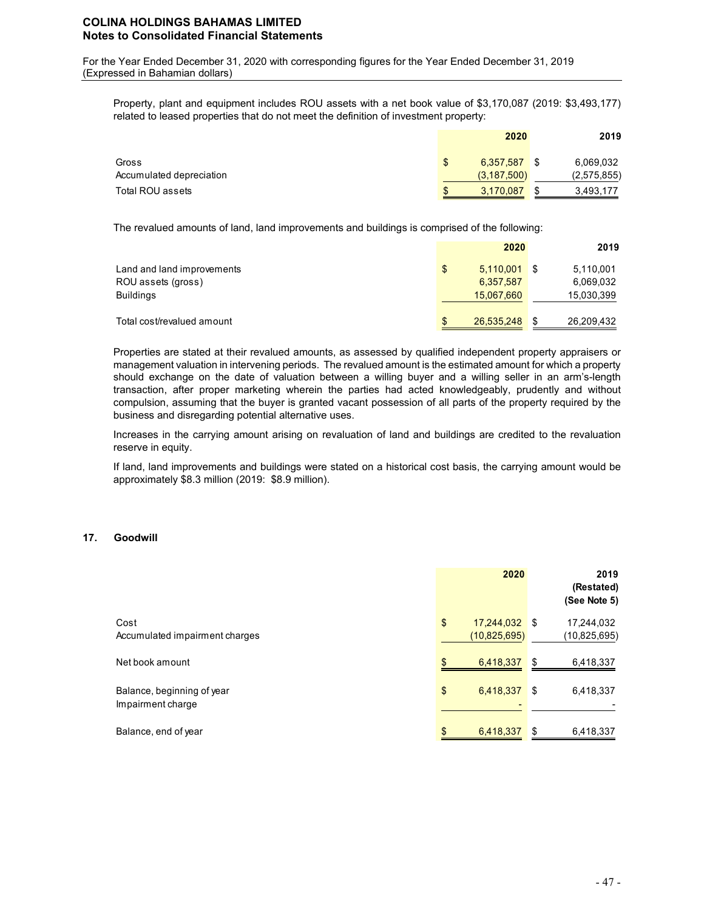Property, plant and equipment includes ROU assets with a net book value of $3,170,087 (2019: $3,493,177) related to leased properties that do not meet the definition of investment property:

| | 2020 | 2019 |
|---|---|---|
| Gross | $ 6,357,587 | $ 6,069,032 |
| Accumulated depreciation | (3,187,500) | (2,575,855) |
| Total ROU assets | $ 3,170,087 | $ 3,493,177 |

The revalued amounts of land, land improvements and buildings is comprised of the following:

| | 2020 | 2019 |
|---|---|---|
| Land and land improvements | $ 5,110,001 | $ 5,110,001 |
| ROU assets (gross) | 6,357,587 | 6,069,032 |
| Buildings | 15,067,660 | 15,030,399 |
| Total cost/revalued amount | $ 26,535,248 | $ 26,209,432 |

Properties are stated at their revalued amounts, as assessed by qualified independent property appraisers or management valuation in intervening periods. The revalued amount is the estimated amount for which a property should exchange on the date of valuation between a willing buyer and a willing seller in an arm's-length transaction, after proper marketing wherein the parties had acted knowledgeably, prudently and without compulsion, assuming that the buyer is granted vacant possession of all parts of the property required by the business and disregarding potential alternative uses.

Increases in the carrying amount arising on revaluation of land and buildings are credited to the revaluation reserve in equity.

If land, land improvements and buildings were stated on a historical cost basis, the carrying amount would be approximately $8.3 million (2019: $8.9 million).

## 17. Goodwill

| | 2020 | 2019 (Restated) (See Note 5) |
|---|---|---|
| Cost | $ 17,244,032 | $ 17,244,032 |
| Accumulated impairment charges | (10,825,695) | (10,825,695) |
| Net book amount | $ 6,418,337 | $ 6,418,337 |
| Balance, beginning of year | $ 6,418,337 | $ 6,418,337 |
| Impairment charge | - | - |
| Balance, end of year | $ 6,418,337 | $ 6,418,337 |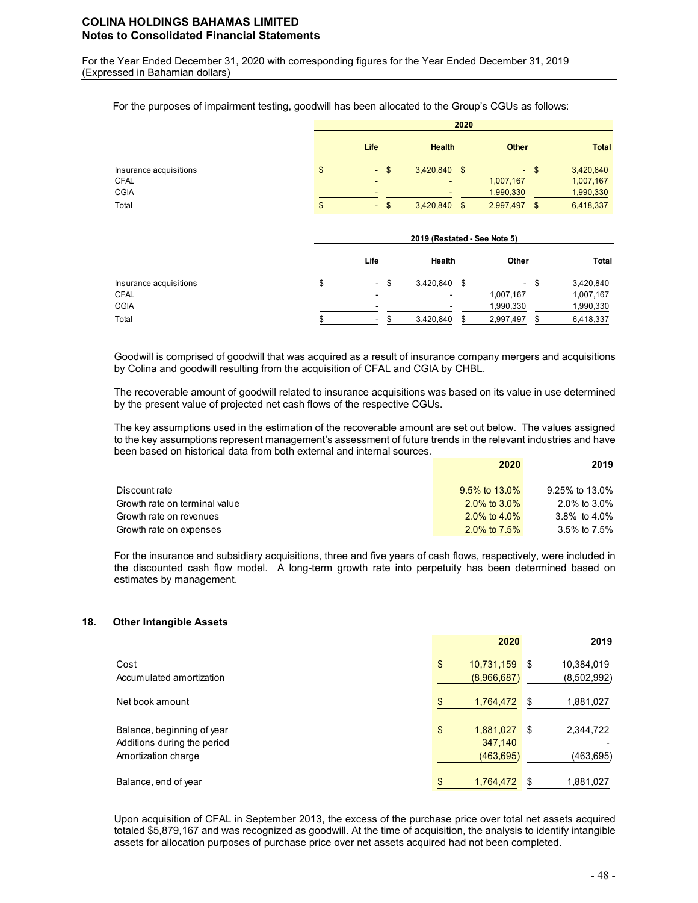For the purposes of impairment testing, goodwill has been allocated to the Group's CGUs as follows:

| | 2020 | | | |
|---|---|---|---|---|
| | Life | Health | Other | Total |
| Insurance acquisitions | $ - | $ 3,420,840 | $ - | $ 3,420,840 |
| CFAL | - | - | 1,007,167 | 1,007,167 |
| CGIA | - | - | 1,990,330 | 1,990,330 |
| Total | $ - | $ 3,420,840 | $ 2,997,497 | $ 6,418,337 |

| | 2019 (Restated - See Note 5) | | | |
|---|---|---|---|---|
| | Life | Health | Other | Total |
| Insurance acquisitions | $ - | $ 3,420,840 | $ - | $ 3,420,840 |
| CFAL | - | - | 1,007,167 | 1,007,167 |
| CGIA | - | - | 1,990,330 | 1,990,330 |
| Total | $ - | $ 3,420,840 | $ 2,997,497 | $ 6,418,337 |

Goodwill is comprised of goodwill that was acquired as a result of insurance company mergers and acquisitions by Colina and goodwill resulting from the acquisition of CFAL and CGIA by CHBL.

The recoverable amount of goodwill related to insurance acquisitions was based on its value in use determined by the present value of projected net cash flows of the respective CGUs.

The key assumptions used in the estimation of the recoverable amount are set out below. The values assigned to the key assumptions represent management's assessment of future trends in the relevant industries and have been based on historical data from both external and internal sources.

| | 2020 | 2019 |
|---|---|---|
| Discount rate | 9.5% to 13.0% | 9.25% to 13.0% |
| Growth rate on terminal value | 2.0% to 3.0% | 2.0% to 3.0% |
| Growth rate on revenues | 2.0% to 4.0% | 3.8% to 4.0% |
| Growth rate on expenses | 2.0% to 7.5% | 3.5% to 7.5% |

For the insurance and subsidiary acquisitions, three and five years of cash flows, respectively, were included in the discounted cash flow model. A long-term growth rate into perpetuity has been determined based on estimates by management.

## 18. Other Intangible Assets

| | 2020 | 2019 |
|---|---|---|
| Cost | $ 10,731,159 | $ 10,384,019 |
| Accumulated amortization | (8,966,687) | (8,502,992) |
| Net book amount | $ 1,764,472 | $ 1,881,027 |
| Balance, beginning of year | $ 1,881,027 | $ 2,344,722 |
| Additions during the period | 347,140 | - |
| Amortization charge | (463,695) | (463,695) |
| Balance, end of year | $ 1,764,472 | $ 1,881,027 |

Upon acquisition of CFAL in September 2013, the excess of the purchase price over total net assets acquired totaled $5,879,167 and was recognized as goodwill. At the time of acquisition, the analysis to identify intangible assets for allocation purposes of purchase price over net assets acquired had not been completed.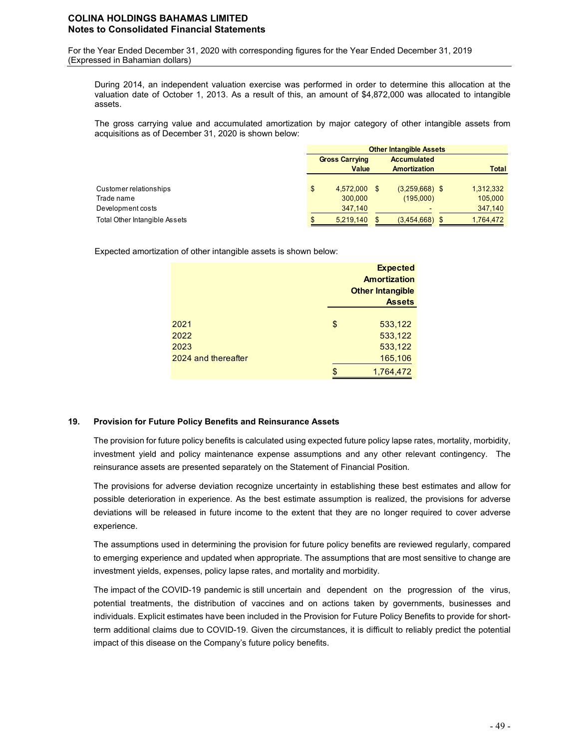During 2014, an independent valuation exercise was performed in order to determine this allocation at the valuation date of October 1, 2013. As a result of this, an amount of $4,872,000 was allocated to intangible assets.

The gross carrying value and accumulated amortization by major category of other intangible assets from acquisitions as of December 31, 2020 is shown below:

| | Other Intangible Assets | | |
|---|---|---|---|
| | Gross Carrying Value | Accumulated Amortization | Total |
| Customer relationships | $ 4,572,000 | $ (3,259,668) | $ 1,312,332 |
| Trade name | 300,000 | (195,000) | 105,000 |
| Development costs | 347,140 | - | 347,140 |
| Total Other Intangible Assets | $ 5,219,140 | $ (3,454,668) | $ 1,764,472 |

Expected amortization of other intangible assets is shown below:

| | Expected Amortization Other Intangible Assets |
|---|---|
| 2021 | $ 533,122 |
| 2022 | 533,122 |
| 2023 | 533,122 |
| 2024 and thereafter | 165,106 |
| | $ 1,764,472 |

## 19. Provision for Future Policy Benefits and Reinsurance Assets

The provision for future policy benefits is calculated using expected future policy lapse rates, mortality, morbidity, investment yield and policy maintenance expense assumptions and any other relevant contingency. The reinsurance assets are presented separately on the Statement of Financial Position.

The provisions for adverse deviation recognize uncertainty in establishing these best estimates and allow for possible deterioration in experience. As the best estimate assumption is realized, the provisions for adverse deviations will be released in future income to the extent that they are no longer required to cover adverse experience.

The assumptions used in determining the provision for future policy benefits are reviewed regularly, compared to emerging experience and updated when appropriate. The assumptions that are most sensitive to change are investment yields, expenses, policy lapse rates, and mortality and morbidity.

The impact of the COVID-19 pandemic is still uncertain and dependent on the progression of the virus, potential treatments, the distribution of vaccines and on actions taken by governments, businesses and individuals. Explicit estimates have been included in the Provision for Future Policy Benefits to provide for short-term additional claims due to COVID-19. Given the circumstances, it is difficult to reliably predict the potential impact of this disease on the Company's future policy benefits.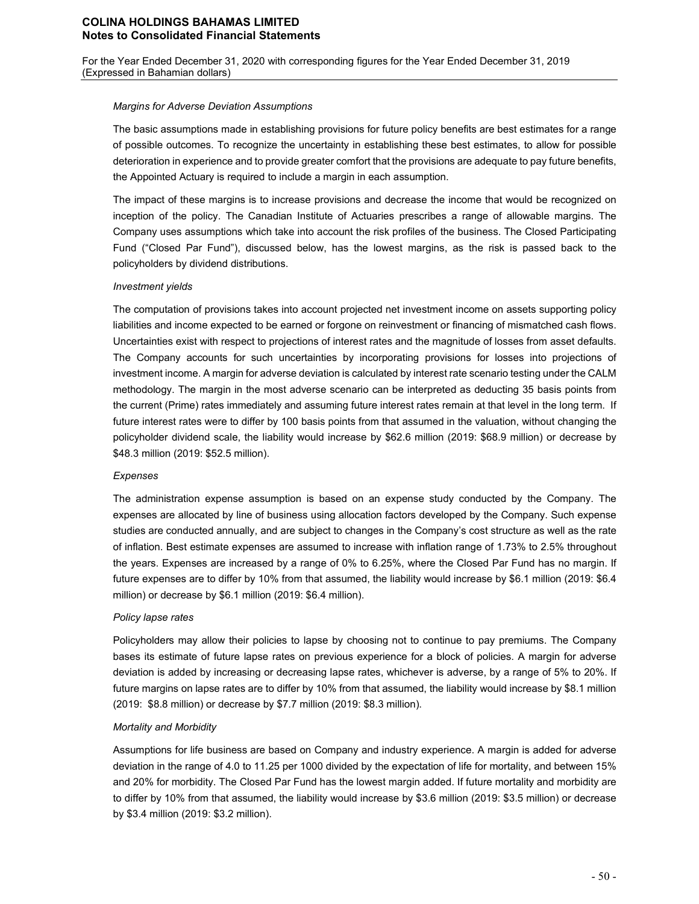*Margins for Adverse Deviation Assumptions*

The basic assumptions made in establishing provisions for future policy benefits are best estimates for a range of possible outcomes. To recognize the uncertainty in establishing these best estimates, to allow for possible deterioration in experience and to provide greater comfort that the provisions are adequate to pay future benefits, the Appointed Actuary is required to include a margin in each assumption.

The impact of these margins is to increase provisions and decrease the income that would be recognized on inception of the policy. The Canadian Institute of Actuaries prescribes a range of allowable margins. The Company uses assumptions which take into account the risk profiles of the business. The Closed Participating Fund ("Closed Par Fund"), discussed below, has the lowest margins, as the risk is passed back to the policyholders by dividend distributions.

*Investment yields*

The computation of provisions takes into account projected net investment income on assets supporting policy liabilities and income expected to be earned or forgone on reinvestment or financing of mismatched cash flows. Uncertainties exist with respect to projections of interest rates and the magnitude of losses from asset defaults. The Company accounts for such uncertainties by incorporating provisions for losses into projections of investment income. A margin for adverse deviation is calculated by interest rate scenario testing under the CALM methodology. The margin in the most adverse scenario can be interpreted as deducting 35 basis points from the current (Prime) rates immediately and assuming future interest rates remain at that level in the long term. If future interest rates were to differ by 100 basis points from that assumed in the valuation, without changing the policyholder dividend scale, the liability would increase by $62.6 million (2019: $68.9 million) or decrease by $48.3 million (2019: $52.5 million).

*Expenses*

The administration expense assumption is based on an expense study conducted by the Company. The expenses are allocated by line of business using allocation factors developed by the Company. Such expense studies are conducted annually, and are subject to changes in the Company's cost structure as well as the rate of inflation. Best estimate expenses are assumed to increase with inflation range of 1.73% to 2.5% throughout the years. Expenses are increased by a range of 0% to 6.25%, where the Closed Par Fund has no margin. If future expenses are to differ by 10% from that assumed, the liability would increase by $6.1 million (2019: $6.4 million) or decrease by $6.1 million (2019: $6.4 million).

*Policy lapse rates*

Policyholders may allow their policies to lapse by choosing not to continue to pay premiums. The Company bases its estimate of future lapse rates on previous experience for a block of policies. A margin for adverse deviation is added by increasing or decreasing lapse rates, whichever is adverse, by a range of 5% to 20%. If future margins on lapse rates are to differ by 10% from that assumed, the liability would increase by $8.1 million (2019: $8.8 million) or decrease by $7.7 million (2019: $8.3 million).

*Mortality and Morbidity*

Assumptions for life business are based on Company and industry experience. A margin is added for adverse deviation in the range of 4.0 to 11.25 per 1000 divided by the expectation of life for mortality, and between 15% and 20% for morbidity. The Closed Par Fund has the lowest margin added. If future mortality and morbidity are to differ by 10% from that assumed, the liability would increase by $3.6 million (2019: $3.5 million) or decrease by $3.4 million (2019: $3.2 million).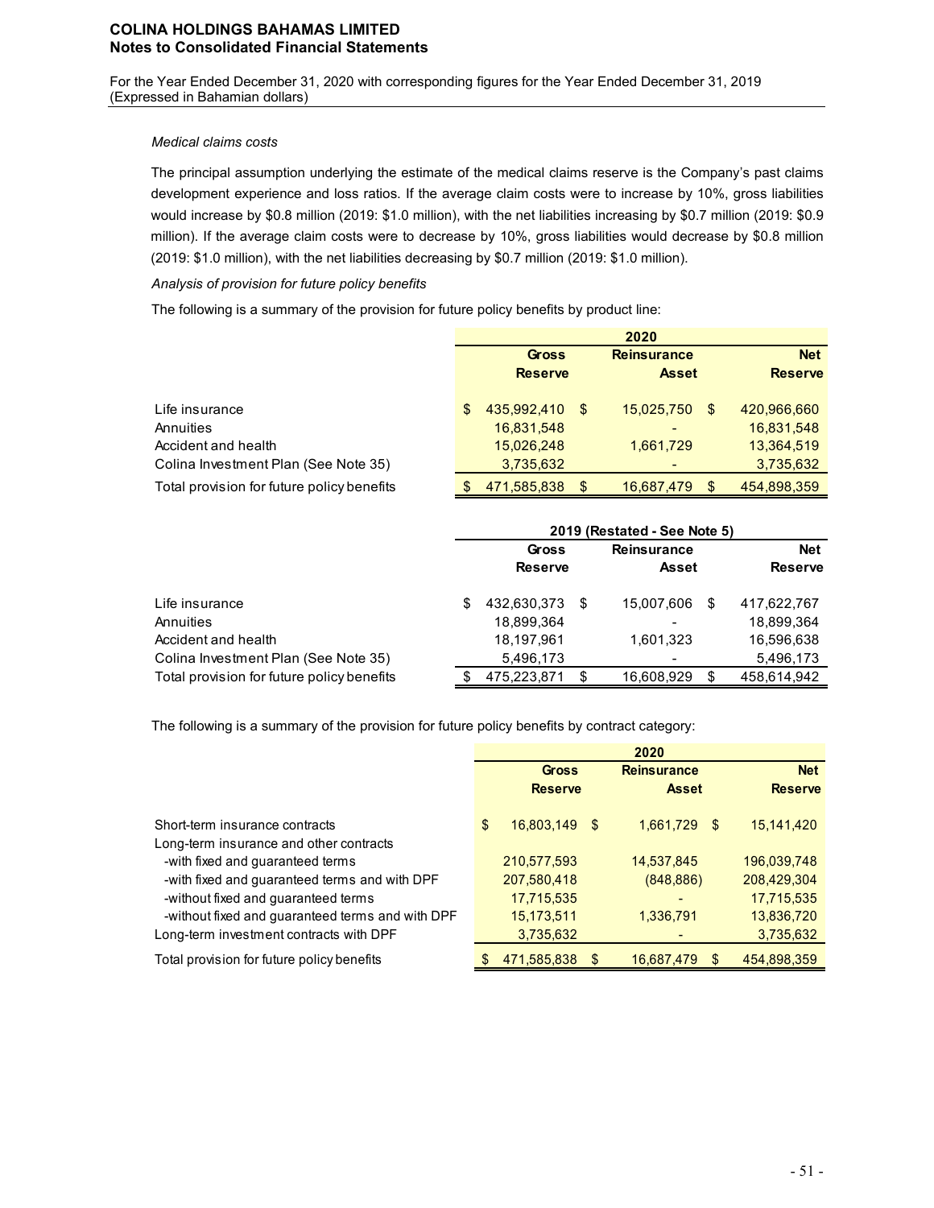*Medical claims costs*

The principal assumption underlying the estimate of the medical claims reserve is the Company's past claims development experience and loss ratios. If the average claim costs were to increase by 10%, gross liabilities would increase by $0.8 million (2019: $1.0 million), with the net liabilities increasing by $0.7 million (2019: $0.9 million). If the average claim costs were to decrease by 10%, gross liabilities would decrease by $0.8 million (2019: $1.0 million), with the net liabilities decreasing by $0.7 million (2019: $1.0 million).

*Analysis of provision for future policy benefits*

The following is a summary of the provision for future policy benefits by product line:

| | 2020 | | |
|---|---|---|---|
| | Gross Reserve | Reinsurance Asset | Net Reserve |
| Life insurance | $ 435,992,410 | $ 15,025,750 | $ 420,966,660 |
| Annuities | 16,831,548 | - | 16,831,548 |
| Accident and health | 15,026,248 | 1,661,729 | 13,364,519 |
| Colina Investment Plan (See Note 35) | 3,735,632 | - | 3,735,632 |
| Total provision for future policy benefits | $ 471,585,838 | $ 16,687,479 | $ 454,898,359 |

| | 2019 (Restated - See Note 5) | | |
|---|---|---|---|
| | Gross Reserve | Reinsurance Asset | Net Reserve |
| Life insurance | $ 432,630,373 | $ 15,007,606 | $ 417,622,767 |
| Annuities | 18,899,364 | - | 18,899,364 |
| Accident and health | 18,197,961 | 1,601,323 | 16,596,638 |
| Colina Investment Plan (See Note 35) | 5,496,173 | - | 5,496,173 |
| Total provision for future policy benefits | $ 475,223,871 | $ 16,608,929 | $ 458,614,942 |

The following is a summary of the provision for future policy benefits by contract category:

| | 2020 | | |
|---|---|---|---|
| | Gross Reserve | Reinsurance Asset | Net Reserve |
| Short-term insurance contracts | $ 16,803,149 | $ 1,661,729 | $ 15,141,420 |
| Long-term insurance and other contracts | | | |
| -with fixed and guaranteed terms | 210,577,593 | 14,537,845 | 196,039,748 |
| -with fixed and guaranteed terms and with DPF | 207,580,418 | (848,886) | 208,429,304 |
| -without fixed and guaranteed terms | 17,715,535 | - | 17,715,535 |
| -without fixed and guaranteed terms and with DPF | 15,173,511 | 1,336,791 | 13,836,720 |
| Long-term investment contracts with DPF | 3,735,632 | - | 3,735,632 |
| Total provision for future policy benefits | $ 471,585,838 | $ 16,687,479 | $ 454,898,359 |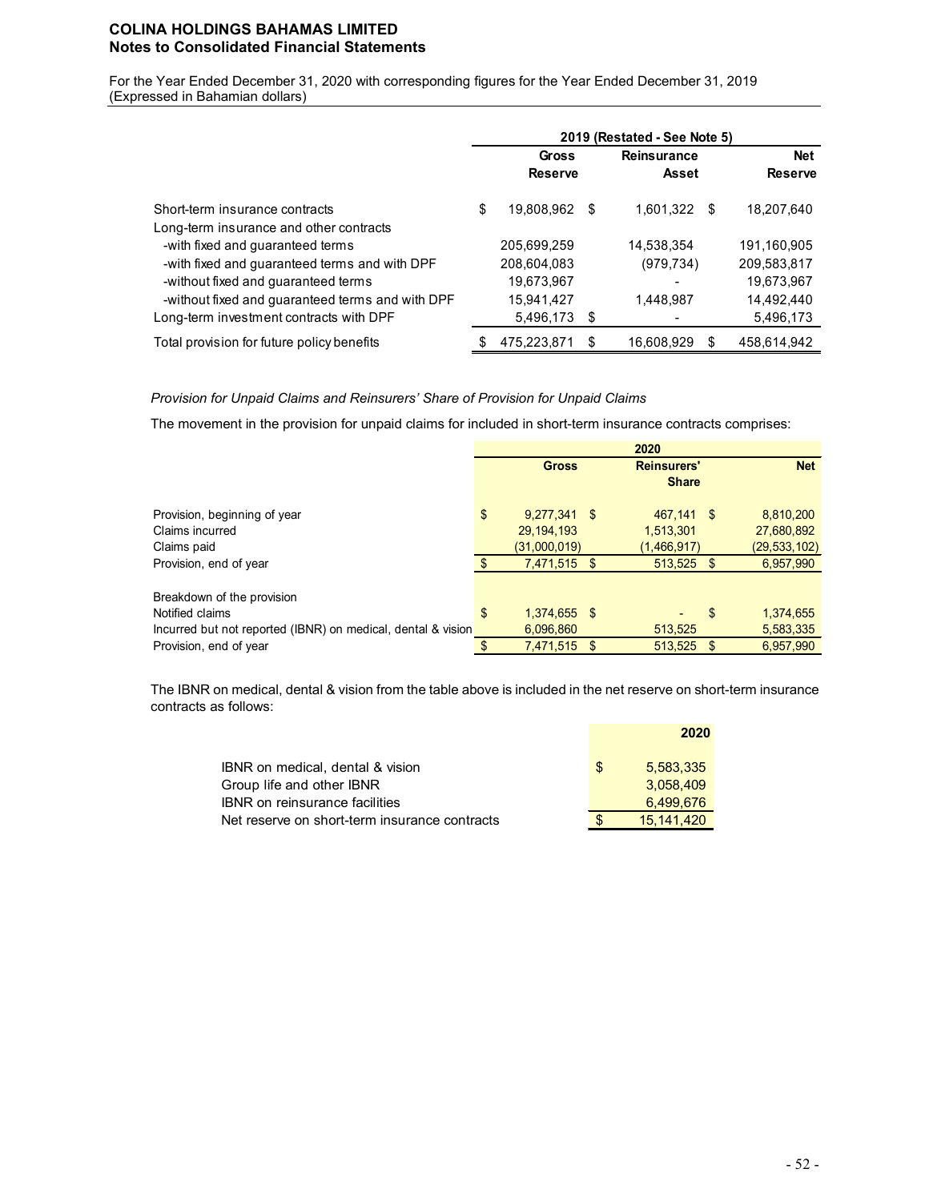**COLINA HOLDINGS BAHAMAS LIMITED**
**Notes to Consolidated Financial Statements**

For the Year Ended December 31, 2020 with corresponding figures for the Year Ended December 31, 2019
(Expressed in Bahamian dollars)

| | 2019 (Restated - See Note 5) | | |
|---|---|---|---|
| | Gross Reserve | Reinsurance Asset | Net Reserve |
| Short-term insurance contracts | $ 19,808,962 | $ 1,601,322 | $ 18,207,640 |
| Long-term insurance and other contracts | | | |
| -with fixed and guaranteed terms | 205,699,259 | 14,538,354 | 191,160,905 |
| -with fixed and guaranteed terms and with DPF | 208,604,083 | (979,734) | 209,583,817 |
| -without fixed and guaranteed terms | 19,673,967 | - | 19,673,967 |
| -without fixed and guaranteed terms and with DPF | 15,941,427 | 1,448,987 | 14,492,440 |
| Long-term investment contracts with DPF | 5,496,173 | $ - | 5,496,173 |
| Total provision for future policy benefits | $ 475,223,871 | $ 16,608,929 | $ 458,614,942 |

*Provision for Unpaid Claims and Reinsurers' Share of Provision for Unpaid Claims*

The movement in the provision for unpaid claims for included in short-term insurance contracts comprises:

| | 2020 | | |
|---|---|---|---|
| | Gross | Reinsurers' Share | Net |
| Provision, beginning of year | $ 9,277,341 | $ 467,141 | $ 8,810,200 |
| Claims incurred | 29,194,193 | 1,513,301 | 27,680,892 |
| Claims paid | (31,000,019) | (1,466,917) | (29,533,102) |
| Provision, end of year | $ 7,471,515 | $ 513,525 | $ 6,957,990 |
| | | | |
| Breakdown of the provision | | | |
| Notified claims | $ 1,374,655 | $ - | $ 1,374,655 |
| Incurred but not reported (IBNR) on medical, dental & vision | 6,096,860 | 513,525 | 5,583,335 |
| Provision, end of year | $ 7,471,515 | $ 513,525 | $ 6,957,990 |

The IBNR on medical, dental & vision from the table above is included in the net reserve on short-term insurance contracts as follows:

| | 2020 |
|---|---|
| IBNR on medical, dental & vision | $ 5,583,335 |
| Group life and other IBNR | 3,058,409 |
| IBNR on reinsurance facilities | 6,499,676 |
| Net reserve on short-term insurance contracts | $ 15,141,420 |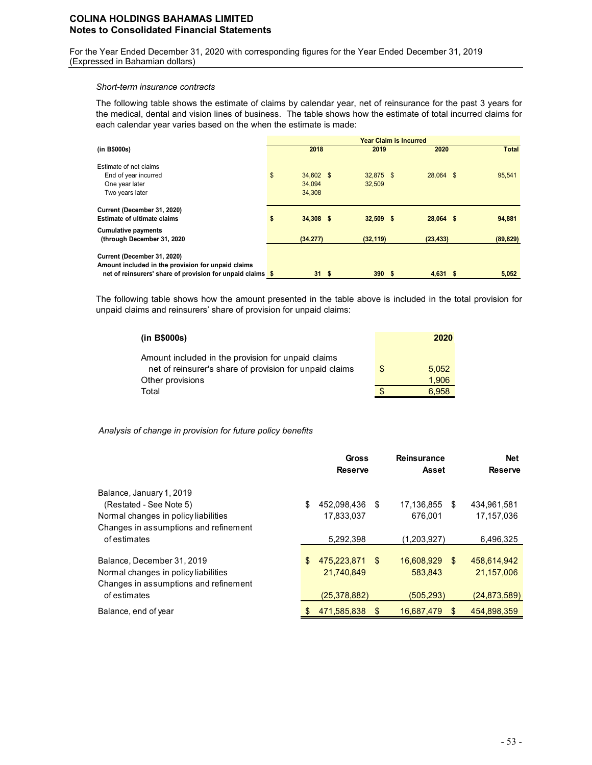*Short-term insurance contracts*

The following table shows the estimate of claims by calendar year, net of reinsurance for the past 3 years for the medical, dental and vision lines of business. The table shows how the estimate of total incurred claims for each calendar year varies based on the when the estimate is made:

| (in B$000s) | Year Claim is Incurred | | | |
|---|---|---|---|---|
| | 2018 | 2019 | 2020 | Total |
| Estimate of net claims | | | | |
| End of year incurred | $ 34,602 | $ 32,875 | $ 28,064 | $ 95,541 |
| One year later | 34,094 | 32,509 | | |
| Two years later | 34,308 | | | |
| **Current (December 31, 2020) Estimate of ultimate claims** | **$ 34,308** | **$ 32,509** | **$ 28,064** | **$ 94,881** |
| **Cumulative payments (through December 31, 2020** | **(34,277)** | **(32,119)** | **(23,433)** | **(89,829)** |
| **Current (December 31, 2020) Amount included in the provision for unpaid claims net of reinsurers' share of provision for unpaid claims** | **$ 31** | **$ 390** | **$ 4,631** | **$ 5,052** |

The following table shows how the amount presented in the table above is included in the total provision for unpaid claims and reinsurers' share of provision for unpaid claims:

| (in B$000s) | 2020 |
|---|---|
| Amount included in the provision for unpaid claims net of reinsurer's share of provision for unpaid claims | $ 5,052 |
| Other provisions | 1,906 |
| Total | $ 6,958 |

*Analysis of change in provision for future policy benefits*

| | Gross Reserve | Reinsurance Asset | Net Reserve |
|---|---|---|---|
| Balance, January 1, 2019 (Restated - See Note 5) | $ 452,098,436 | $ 17,136,855 | $ 434,961,581 |
| Normal changes in policy liabilities | 17,833,037 | 676,001 | 17,157,036 |
| Changes in assumptions and refinement of estimates | 5,292,398 | (1,203,927) | 6,496,325 |
| Balance, December 31, 2019 | $ 475,223,871 | $ 16,608,929 | $ 458,614,942 |
| Normal changes in policy liabilities | 21,740,849 | 583,843 | 21,157,006 |
| Changes in assumptions and refinement of estimates | (25,378,882) | (505,293) | (24,873,589) |
| Balance, end of year | $ 471,585,838 | $ 16,687,479 | $ 454,898,359 |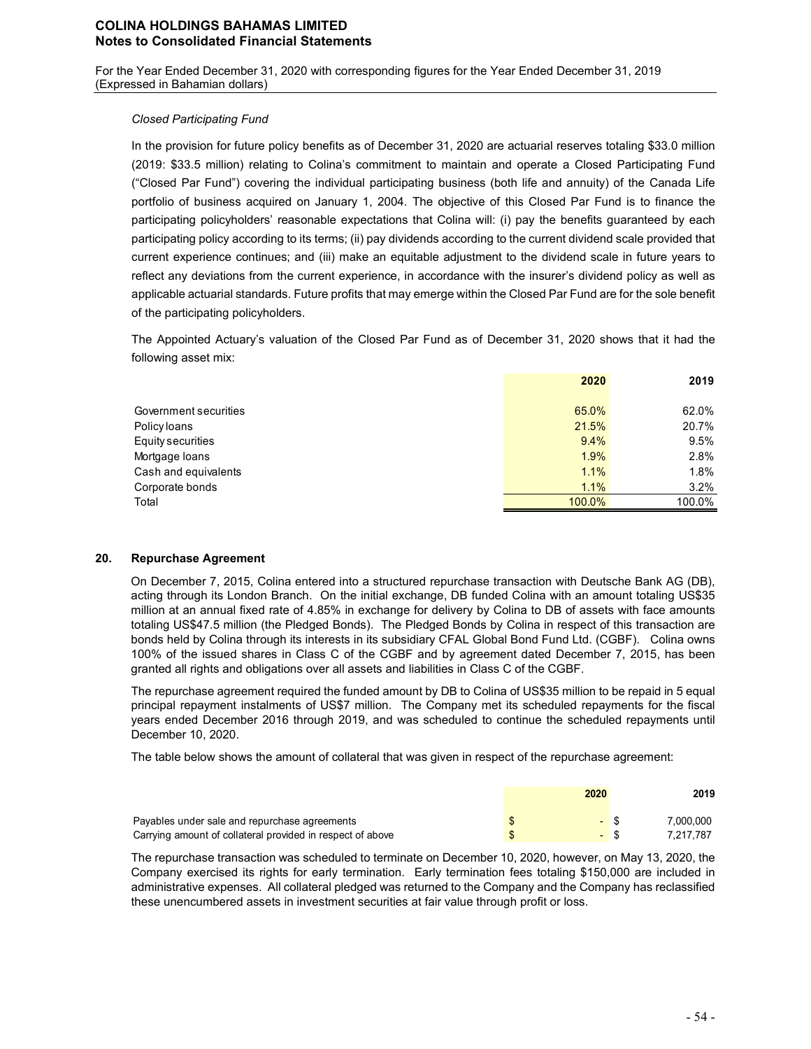*Closed Participating Fund*

In the provision for future policy benefits as of December 31, 2020 are actuarial reserves totaling $33.0 million (2019: $33.5 million) relating to Colina's commitment to maintain and operate a Closed Participating Fund ("Closed Par Fund") covering the individual participating business (both life and annuity) of the Canada Life portfolio of business acquired on January 1, 2004. The objective of this Closed Par Fund is to finance the participating policyholders' reasonable expectations that Colina will: (i) pay the benefits guaranteed by each participating policy according to its terms; (ii) pay dividends according to the current dividend scale provided that current experience continues; and (iii) make an equitable adjustment to the dividend scale in future years to reflect any deviations from the current experience, in accordance with the insurer's dividend policy as well as applicable actuarial standards. Future profits that may emerge within the Closed Par Fund are for the sole benefit of the participating policyholders.

The Appointed Actuary's valuation of the Closed Par Fund as of December 31, 2020 shows that it had the following asset mix:

| | **2020** | **2019** |
|---|---|---|
| Government securities | 65.0% | 62.0% |
| Policy loans | 21.5% | 20.7% |
| Equity securities | 9.4% | 9.5% |
| Mortgage loans | 1.9% | 2.8% |
| Cash and equivalents | 1.1% | 1.8% |
| Corporate bonds | 1.1% | 3.2% |
| Total | 100.0% | 100.0% |

## 20. Repurchase Agreement

On December 7, 2015, Colina entered into a structured repurchase transaction with Deutsche Bank AG (DB), acting through its London Branch. On the initial exchange, DB funded Colina with an amount totaling US$35 million at an annual fixed rate of 4.85% in exchange for delivery by Colina to DB of assets with face amounts totaling US$47.5 million (the Pledged Bonds). The Pledged Bonds by Colina in respect of this transaction are bonds held by Colina through its interests in its subsidiary CFAL Global Bond Fund Ltd. (CGBF). Colina owns 100% of the issued shares in Class C of the CGBF and by agreement dated December 7, 2015, has been granted all rights and obligations over all assets and liabilities in Class C of the CGBF.

The repurchase agreement required the funded amount by DB to Colina of US$35 million to be repaid in 5 equal principal repayment instalments of US$7 million. The Company met its scheduled repayments for the fiscal years ended December 2016 through 2019, and was scheduled to continue the scheduled repayments until December 10, 2020.

The table below shows the amount of collateral that was given in respect of the repurchase agreement:

| | **2020** | **2019** |
|---|---|---|
| Payables under sale and repurchase agreements | $ - | $ 7,000,000 |
| Carrying amount of collateral provided in respect of above | $ - | $ 7,217,787 |

The repurchase transaction was scheduled to terminate on December 10, 2020, however, on May 13, 2020, the Company exercised its rights for early termination. Early termination fees totaling $150,000 are included in administrative expenses. All collateral pledged was returned to the Company and the Company has reclassified these unencumbered assets in investment securities at fair value through profit or loss.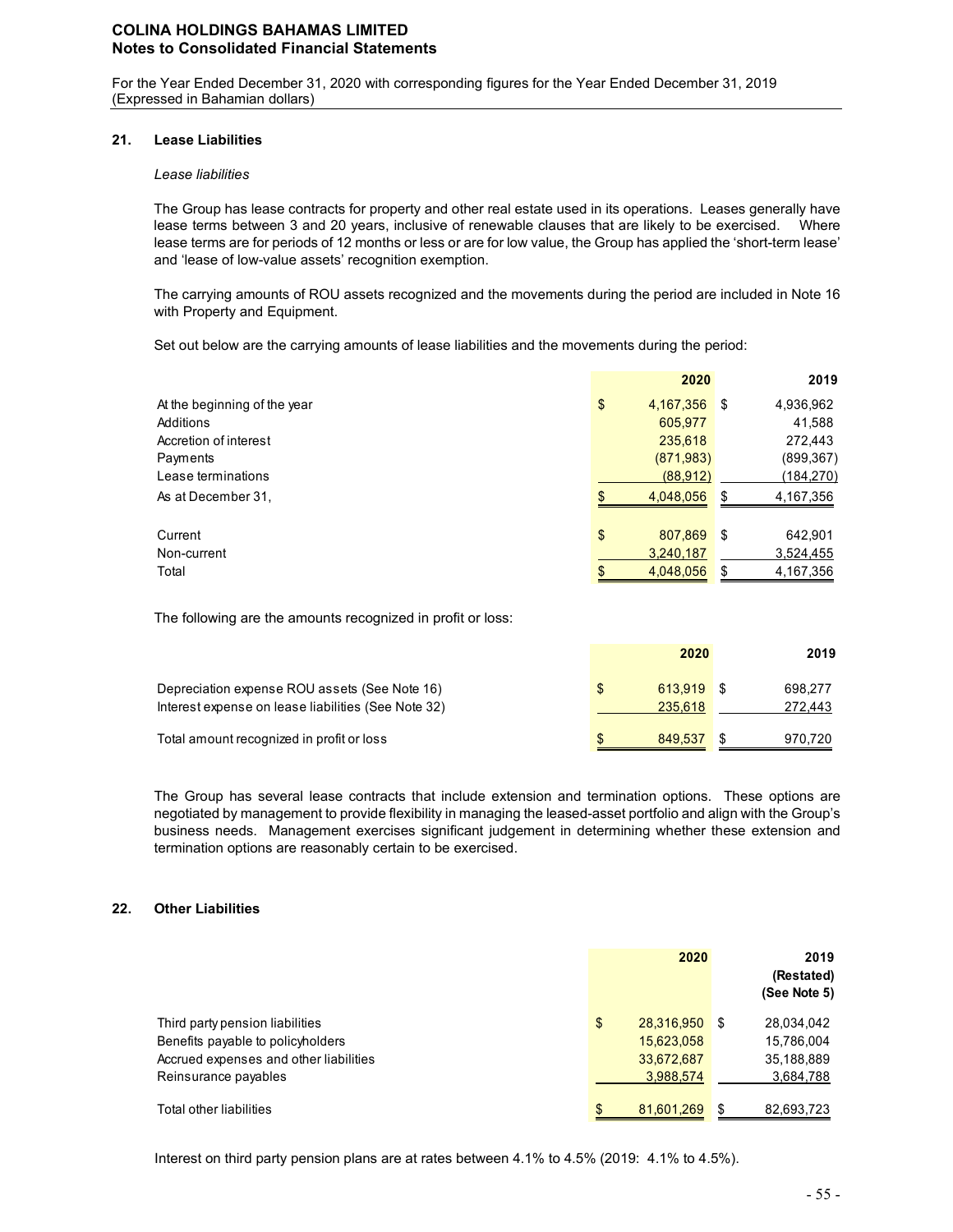## 21. Lease Liabilities

*Lease liabilities*

The Group has lease contracts for property and other real estate used in its operations. Leases generally have lease terms between 3 and 20 years, inclusive of renewable clauses that are likely to be exercised. Where lease terms are for periods of 12 months or less or are for low value, the Group has applied the 'short-term lease' and 'lease of low-value assets' recognition exemption.

The carrying amounts of ROU assets recognized and the movements during the period are included in Note 16 with Property and Equipment.

Set out below are the carrying amounts of lease liabilities and the movements during the period:

| | 2020 | 2019 |
|---|---|---|
| At the beginning of the year | $ 4,167,356 | $ 4,936,962 |
| Additions | 605,977 | 41,588 |
| Accretion of interest | 235,618 | 272,443 |
| Payments | (871,983) | (899,367) |
| Lease terminations | (88,912) | (184,270) |
| As at December 31, | $ 4,048,056 | $ 4,167,356 |
| | | |
| Current | $ 807,869 | $ 642,901 |
| Non-current | 3,240,187 | 3,524,455 |
| Total | $ 4,048,056 | $ 4,167,356 |

The following are the amounts recognized in profit or loss:

| | 2020 | 2019 |
|---|---|---|
| Depreciation expense ROU assets (See Note 16) | $ 613,919 | $ 698,277 |
| Interest expense on lease liabilities (See Note 32) | 235,618 | 272,443 |
| Total amount recognized in profit or loss | $ 849,537 | $ 970,720 |

The Group has several lease contracts that include extension and termination options. These options are negotiated by management to provide flexibility in managing the leased-asset portfolio and align with the Group's business needs. Management exercises significant judgement in determining whether these extension and termination options are reasonably certain to be exercised.

## 22. Other Liabilities

| | 2020 | 2019 (Restated) (See Note 5) |
|---|---|---|
| Third party pension liabilities | $ 28,316,950 | $ 28,034,042 |
| Benefits payable to policyholders | 15,623,058 | 15,786,004 |
| Accrued expenses and other liabilities | 33,672,687 | 35,188,889 |
| Reinsurance payables | 3,988,574 | 3,684,788 |
| Total other liabilities | $ 81,601,269 | $ 82,693,723 |

Interest on third party pension plans are at rates between 4.1% to 4.5% (2019: 4.1% to 4.5%).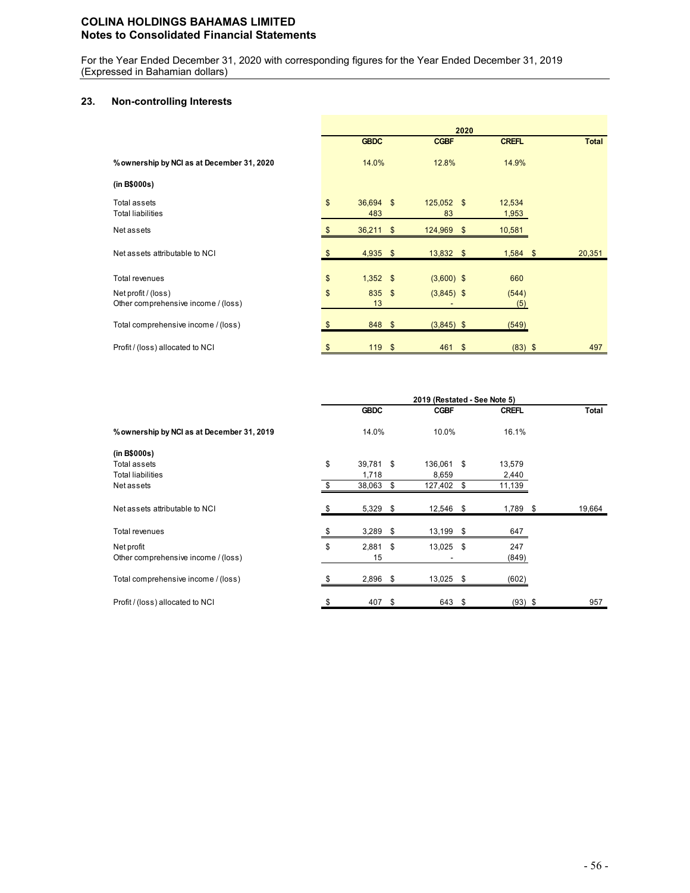# COLINA HOLDINGS BAHAMAS LIMITED
## Notes to Consolidated Financial Statements

For the Year Ended December 31, 2020 with corresponding figures for the Year Ended December 31, 2019
(Expressed in Bahamian dollars)

### 23. Non-controlling Interests

| | 2020 | | | |
|---|---|---|---|---|
| | GBDC | CGBF | CREFL | Total |
| % ownership by NCI as at December 31, 2020 | 14.0% | 12.8% | 14.9% | |
| (in B$000s) | | | | |
| Total assets | $ 36,694 | $ 125,052 | $ 12,534 | |
| Total liabilities | 483 | 83 | 1,953 | |
| Net assets | $ 36,211 | $ 124,969 | $ 10,581 | |
| Net assets attributable to NCI | $ 4,935 | $ 13,832 | $ 1,584 | $ 20,351 |
| Total revenues | $ 1,352 | $ (3,600) | $ 660 | |
| Net profit / (loss) | $ 835 | $ (3,845) | $ (544) | |
| Other comprehensive income / (loss) | 13 | - | (5) | |
| Total comprehensive income / (loss) | $ 848 | $ (3,845) | $ (549) | |
| Profit / (loss) allocated to NCI | $ 119 | $ 461 | $ (83) | $ 497 |

| | 2019 (Restated - See Note 5) | | | |
|---|---|---|---|---|
| | GBDC | CGBF | CREFL | Total |
| % ownership by NCI as at December 31, 2019 | 14.0% | 10.0% | 16.1% | |
| (in B$000s) | | | | |
| Total assets | $ 39,781 | $ 136,061 | $ 13,579 | |
| Total liabilities | 1,718 | 8,659 | 2,440 | |
| Net assets | $ 38,063 | $ 127,402 | $ 11,139 | |
| Net assets attributable to NCI | $ 5,329 | $ 12,546 | $ 1,789 | $ 19,664 |
| Total revenues | $ 3,289 | $ 13,199 | $ 647 | |
| Net profit | $ 2,881 | $ 13,025 | $ 247 | |
| Other comprehensive income / (loss) | 15 | - | (849) | |
| Total comprehensive income / (loss) | $ 2,896 | $ 13,025 | $ (602) | |
| Profit / (loss) allocated to NCI | $ 407 | $ 643 | $ (93) | $ 957 |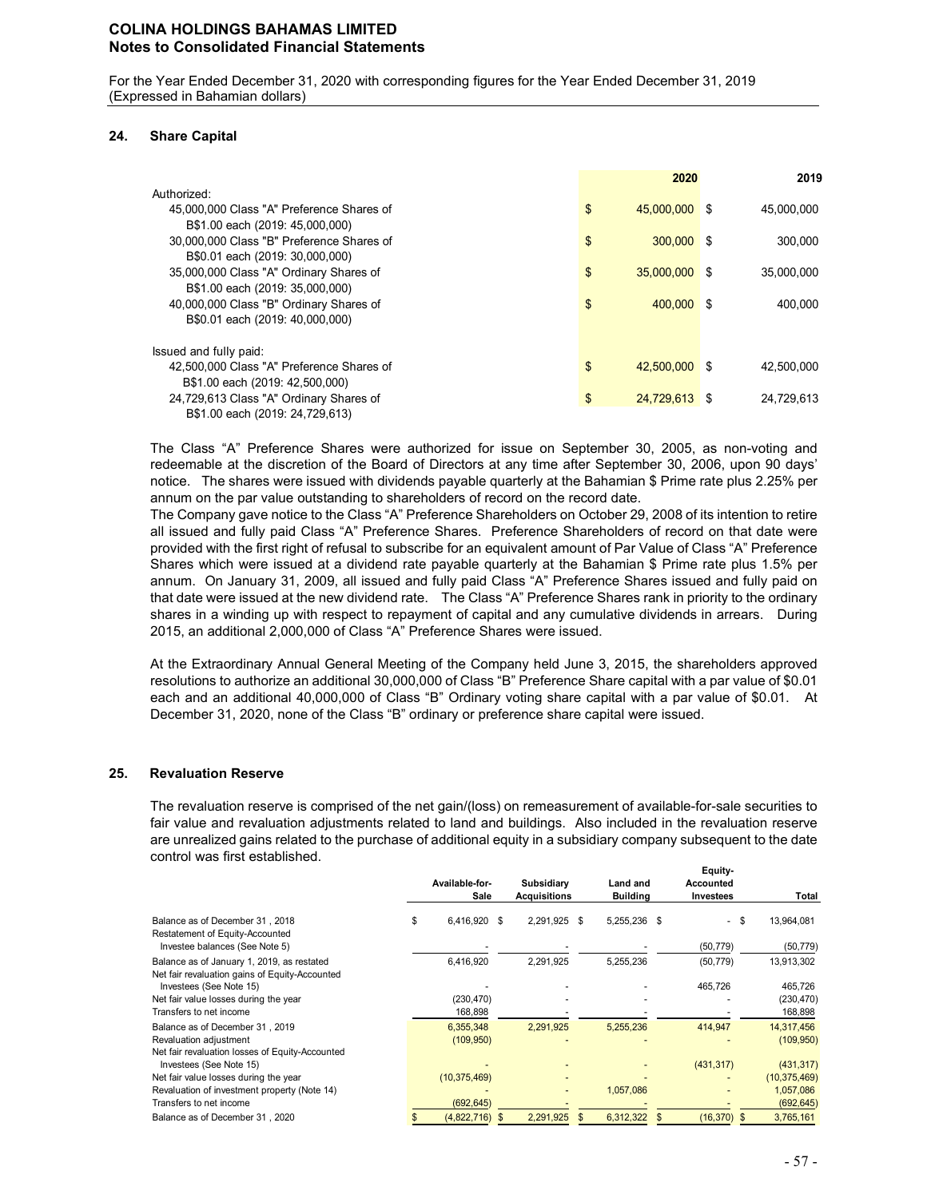## 24. Share Capital

| | 2020 | 2019 |
|---|---|---|
| Authorized: | | |
| 45,000,000 Class "A" Preference Shares of B$1.00 each (2019: 45,000,000) | $ 45,000,000 | $ 45,000,000 |
| 30,000,000 Class "B" Preference Shares of B$0.01 each (2019: 30,000,000) | $ 300,000 | $ 300,000 |
| 35,000,000 Class "A" Ordinary Shares of B$1.00 each (2019: 35,000,000) | $ 35,000,000 | $ 35,000,000 |
| 40,000,000 Class "B" Ordinary Shares of B$0.01 each (2019: 40,000,000) | $ 400,000 | $ 400,000 |
| Issued and fully paid: | | |
| 42,500,000 Class "A" Preference Shares of B$1.00 each (2019: 42,500,000) | $ 42,500,000 | $ 42,500,000 |
| 24,729,613 Class "A" Ordinary Shares of B$1.00 each (2019: 24,729,613) | $ 24,729,613 | $ 24,729,613 |

The Class "A" Preference Shares were authorized for issue on September 30, 2005, as non-voting and redeemable at the discretion of the Board of Directors at any time after September 30, 2006, upon 90 days' notice. The shares were issued with dividends payable quarterly at the Bahamian $ Prime rate plus 2.25% per annum on the par value outstanding to shareholders of record on the record date.
The Company gave notice to the Class "A" Preference Shareholders on October 29, 2008 of its intention to retire all issued and fully paid Class "A" Preference Shares. Preference Shareholders of record on that date were provided with the first right of refusal to subscribe for an equivalent amount of Par Value of Class "A" Preference Shares which were issued at a dividend rate payable quarterly at the Bahamian $ Prime rate plus 1.5% per annum. On January 31, 2009, all issued and fully paid Class "A" Preference Shares issued and fully paid on that date were issued at the new dividend rate. The Class "A" Preference Shares rank in priority to the ordinary shares in a winding up with respect to repayment of capital and any cumulative dividends in arrears. During 2015, an additional 2,000,000 of Class "A" Preference Shares were issued.

At the Extraordinary Annual General Meeting of the Company held June 3, 2015, the shareholders approved resolutions to authorize an additional 30,000,000 of Class "B" Preference Share capital with a par value of $0.01 each and an additional 40,000,000 of Class "B" Ordinary voting share capital with a par value of $0.01. At December 31, 2020, none of the Class "B" ordinary or preference share capital were issued.

## 25. Revaluation Reserve

The revaluation reserve is comprised of the net gain/(loss) on remeasurement of available-for-sale securities to fair value and revaluation adjustments related to land and buildings. Also included in the revaluation reserve are unrealized gains related to the purchase of additional equity in a subsidiary company subsequent to the date control was first established.

| | Available-for-Sale | Subsidiary Acquisitions | Land and Building | Equity-Accounted Investees | Total |
|---|---|---|---|---|---|
| Balance as of December 31 , 2018 | $ 6,416,920 | $ 2,291,925 | $ 5,255,236 | $ - | $ 13,964,081 |
| Restatement of Equity-Accounted Investee balances (See Note 5) | - | - | - | (50,779) | (50,779) |
| Balance as of January 1, 2019, as restated | 6,416,920 | 2,291,925 | 5,255,236 | (50,779) | 13,913,302 |
| Net fair revaluation gains of Equity-Accounted Investees (See Note 15) | - | - | - | 465,726 | 465,726 |
| Net fair value losses during the year | (230,470) | - | - | - | (230,470) |
| Transfers to net income | 168,898 | - | - | - | 168,898 |
| Balance as of December 31 , 2019 | 6,355,348 | 2,291,925 | 5,255,236 | 414,947 | 14,317,456 |
| Revaluation adjustment | (109,950) | - | - | - | (109,950) |
| Net fair revaluation losses of Equity-Accounted Investees (See Note 15) | - | - | - | (431,317) | (431,317) |
| Net fair value losses during the year | (10,375,469) | - | - | - | (10,375,469) |
| Revaluation of investment property (Note 14) | - | - | 1,057,086 | - | 1,057,086 |
| Transfers to net income | (692,645) | - | - | - | (692,645) |
| Balance as of December 31 , 2020 | $ (4,822,716) | $ 2,291,925 | $ 6,312,322 | $ (16,370) | $ 3,765,161 |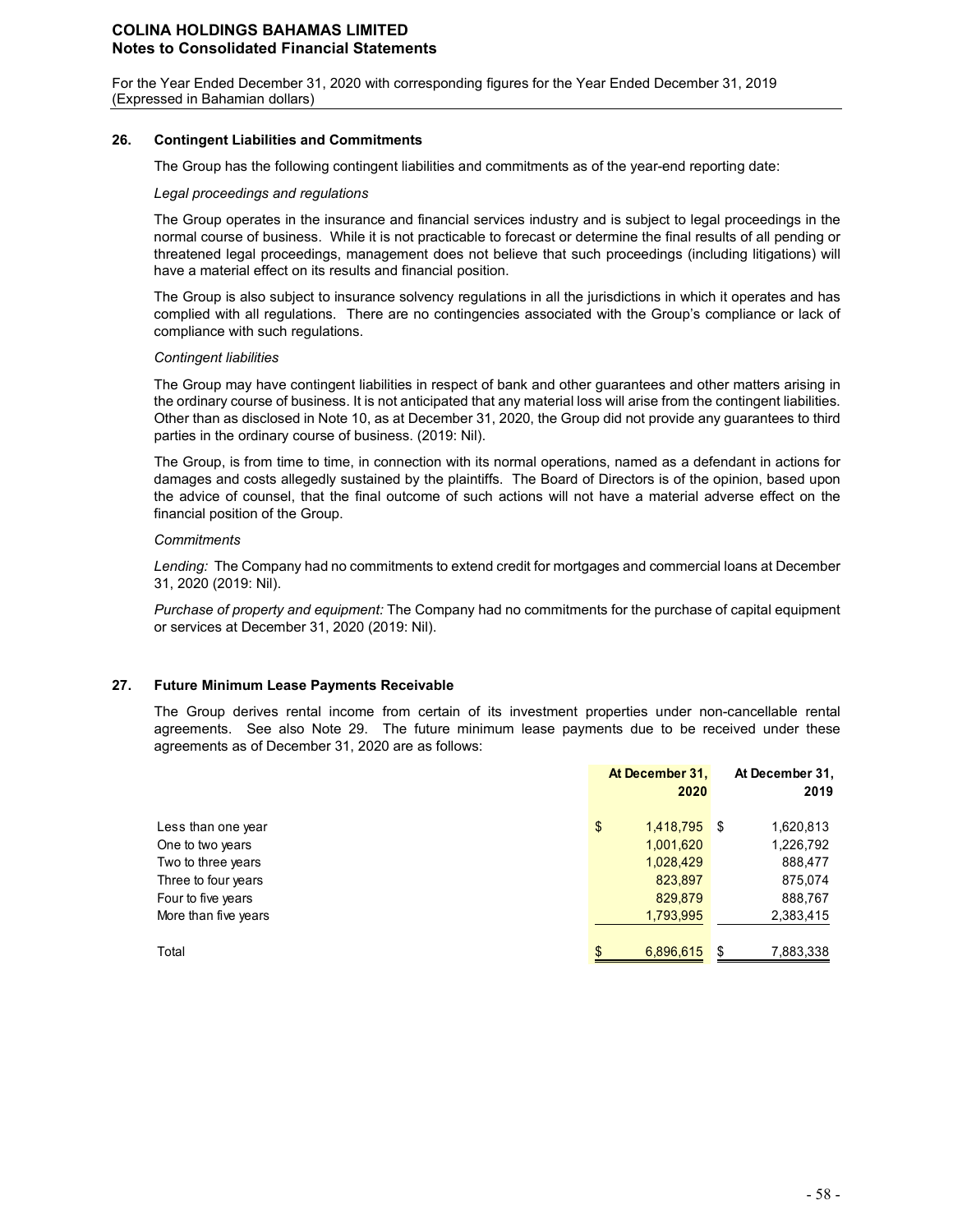## 26. Contingent Liabilities and Commitments

The Group has the following contingent liabilities and commitments as of the year-end reporting date:

*Legal proceedings and regulations*

The Group operates in the insurance and financial services industry and is subject to legal proceedings in the normal course of business. While it is not practicable to forecast or determine the final results of all pending or threatened legal proceedings, management does not believe that such proceedings (including litigations) will have a material effect on its results and financial position.

The Group is also subject to insurance solvency regulations in all the jurisdictions in which it operates and has complied with all regulations. There are no contingencies associated with the Group's compliance or lack of compliance with such regulations.

*Contingent liabilities*

The Group may have contingent liabilities in respect of bank and other guarantees and other matters arising in the ordinary course of business. It is not anticipated that any material loss will arise from the contingent liabilities. Other than as disclosed in Note 10, as at December 31, 2020, the Group did not provide any guarantees to third parties in the ordinary course of business. (2019: Nil).

The Group, is from time to time, in connection with its normal operations, named as a defendant in actions for damages and costs allegedly sustained by the plaintiffs. The Board of Directors is of the opinion, based upon the advice of counsel, that the final outcome of such actions will not have a material adverse effect on the financial position of the Group.

*Commitments*

*Lending:* The Company had no commitments to extend credit for mortgages and commercial loans at December 31, 2020 (2019: Nil).

*Purchase of property and equipment:* The Company had no commitments for the purchase of capital equipment or services at December 31, 2020 (2019: Nil).

## 27. Future Minimum Lease Payments Receivable

The Group derives rental income from certain of its investment properties under non-cancellable rental agreements. See also Note 29. The future minimum lease payments due to be received under these agreements as of December 31, 2020 are as follows:

| | At December 31, 2020 | At December 31, 2019 |
|---|---|---|
| Less than one year | $ 1,418,795 | $ 1,620,813 |
| One to two years | 1,001,620 | 1,226,792 |
| Two to three years | 1,028,429 | 888,477 |
| Three to four years | 823,897 | 875,074 |
| Four to five years | 829,879 | 888,767 |
| More than five years | 1,793,995 | 2,383,415 |
| Total | $ 6,896,615 | $ 7,883,338 |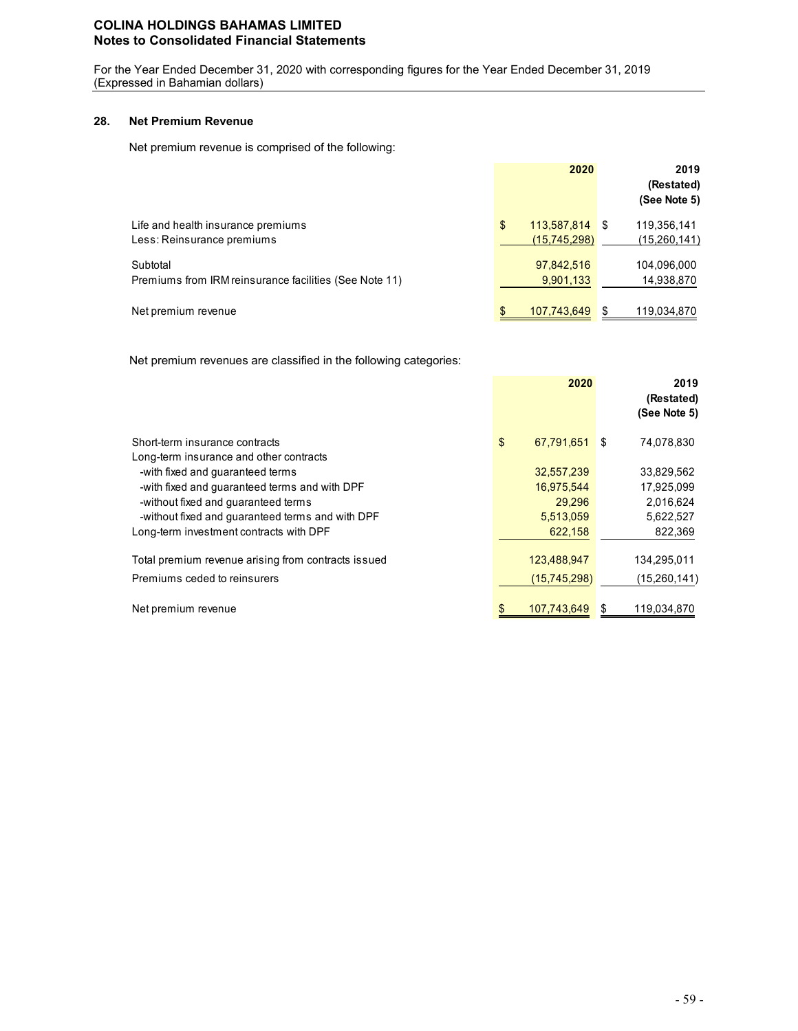**COLINA HOLDINGS BAHAMAS LIMITED**
**Notes to Consolidated Financial Statements**

For the Year Ended December 31, 2020 with corresponding figures for the Year Ended December 31, 2019
(Expressed in Bahamian dollars)

## 28. Net Premium Revenue

Net premium revenue is comprised of the following:

| | 2020 | 2019 (Restated) (See Note 5) |
|---|---|---|
| Life and health insurance premiums | $ 113,587,814 | $ 119,356,141 |
| Less: Reinsurance premiums | (15,745,298) | (15,260,141) |
| Subtotal | 97,842,516 | 104,096,000 |
| Premiums from IRM reinsurance facilities (See Note 11) | 9,901,133 | 14,938,870 |
| Net premium revenue | $ 107,743,649 | $ 119,034,870 |

Net premium revenues are classified in the following categories:

| | 2020 | 2019 (Restated) (See Note 5) |
|---|---|---|
| Short-term insurance contracts | $ 67,791,651 | $ 74,078,830 |
| Long-term insurance and other contracts | | |
| -with fixed and guaranteed terms | 32,557,239 | 33,829,562 |
| -with fixed and guaranteed terms and with DPF | 16,975,544 | 17,925,099 |
| -without fixed and guaranteed terms | 29,296 | 2,016,624 |
| -without fixed and guaranteed terms and with DPF | 5,513,059 | 5,622,527 |
| Long-term investment contracts with DPF | 622,158 | 822,369 |
| Total premium revenue arising from contracts issued | 123,488,947 | 134,295,011 |
| Premiums ceded to reinsurers | (15,745,298) | (15,260,141) |
| Net premium revenue | $ 107,743,649 | $ 119,034,870 |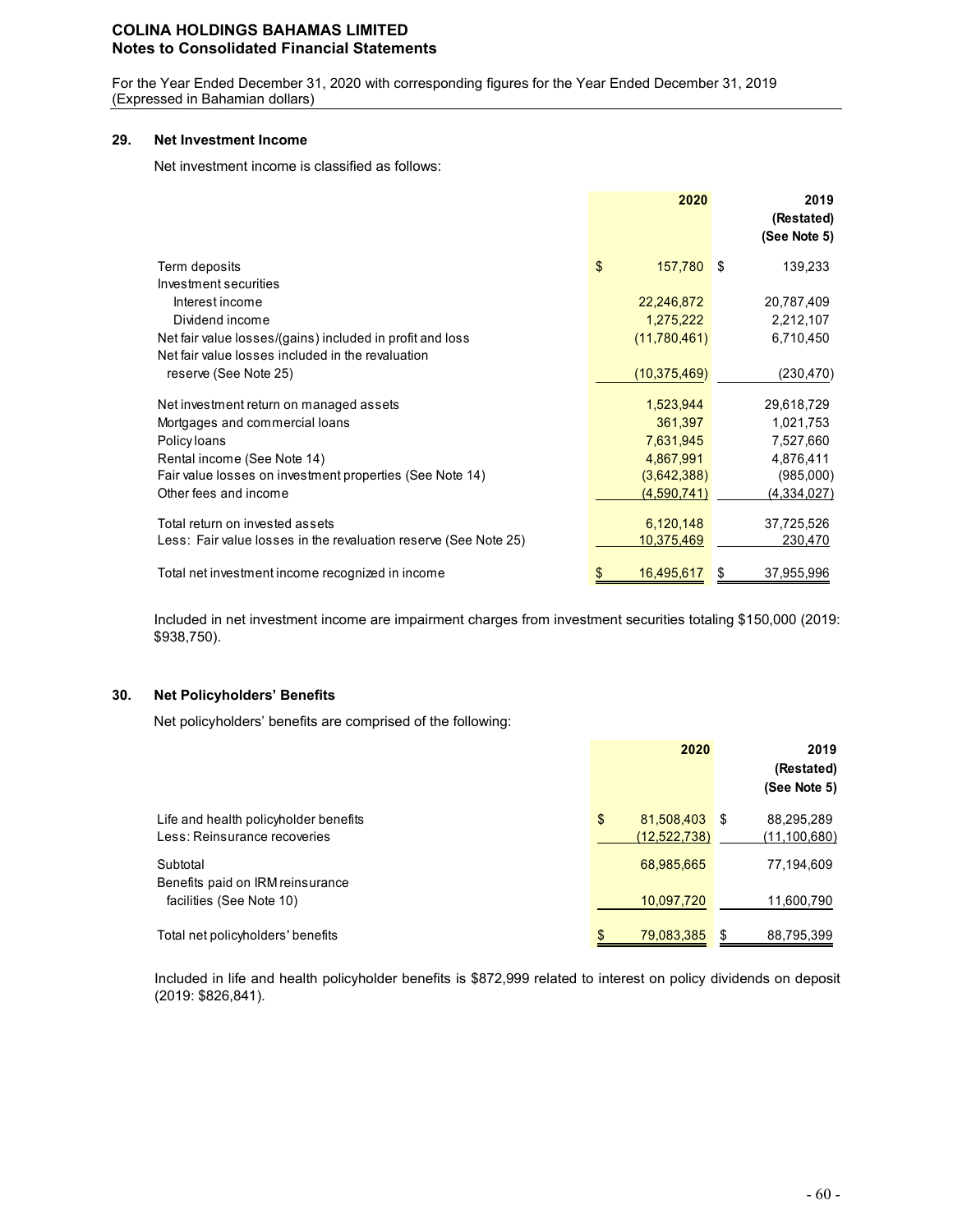**COLINA HOLDINGS BAHAMAS LIMITED**
**Notes to Consolidated Financial Statements**

For the Year Ended December 31, 2020 with corresponding figures for the Year Ended December 31, 2019
(Expressed in Bahamian dollars)

## 29. Net Investment Income

Net investment income is classified as follows:

| | 2020 | 2019 (Restated) (See Note 5) |
|---|---|---|
| Term deposits | $ 157,780 | $ 139,233 |
| Investment securities | | |
| Interest income | 22,246,872 | 20,787,409 |
| Dividend income | 1,275,222 | 2,212,107 |
| Net fair value losses/(gains) included in profit and loss | (11,780,461) | 6,710,450 |
| Net fair value losses included in the revaluation reserve (See Note 25) | (10,375,469) | (230,470) |
| Net investment return on managed assets | 1,523,944 | 29,618,729 |
| Mortgages and commercial loans | 361,397 | 1,021,753 |
| Policy loans | 7,631,945 | 7,527,660 |
| Rental income (See Note 14) | 4,867,991 | 4,876,411 |
| Fair value losses on investment properties (See Note 14) | (3,642,388) | (985,000) |
| Other fees and income | (4,590,741) | (4,334,027) |
| Total return on invested assets | 6,120,148 | 37,725,526 |
| Less: Fair value losses in the revaluation reserve (See Note 25) | 10,375,469 | 230,470 |
| Total net investment income recognized in income | $ 16,495,617 | $ 37,955,996 |

Included in net investment income are impairment charges from investment securities totaling $150,000 (2019: $938,750).

## 30. Net Policyholders' Benefits

Net policyholders' benefits are comprised of the following:

| | 2020 | 2019 (Restated) (See Note 5) |
|---|---|---|
| Life and health policyholder benefits | $ 81,508,403 | $ 88,295,289 |
| Less: Reinsurance recoveries | (12,522,738) | (11,100,680) |
| Subtotal | 68,985,665 | 77,194,609 |
| Benefits paid on IRM reinsurance facilities (See Note 10) | 10,097,720 | 11,600,790 |
| Total net policyholders' benefits | $ 79,083,385 | $ 88,795,399 |

Included in life and health policyholder benefits is $872,999 related to interest on policy dividends on deposit (2019: $826,841).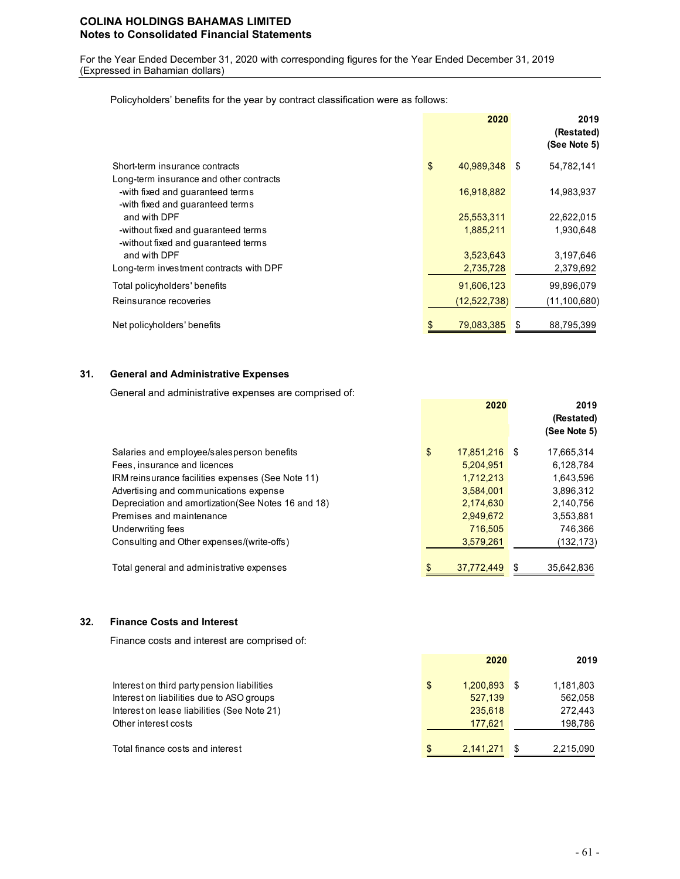Policyholders' benefits for the year by contract classification were as follows:

| | 2020 | 2019 (Restated) (See Note 5) |
|---|---|---|
| Short-term insurance contracts | $ 40,989,348 | $ 54,782,141 |
| Long-term insurance and other contracts | | |
| -with fixed and guaranteed terms | 16,918,882 | 14,983,937 |
| -with fixed and guaranteed terms and with DPF | 25,553,311 | 22,622,015 |
| -without fixed and guaranteed terms | 1,885,211 | 1,930,648 |
| -without fixed and guaranteed terms and with DPF | 3,523,643 | 3,197,646 |
| Long-term investment contracts with DPF | 2,735,728 | 2,379,692 |
| Total policyholders' benefits | 91,606,123 | 99,896,079 |
| Reinsurance recoveries | (12,522,738) | (11,100,680) |
| Net policyholders' benefits | $ 79,083,385 | $ 88,795,399 |

## 31. General and Administrative Expenses

General and administrative expenses are comprised of:

| | 2020 | 2019 (Restated) (See Note 5) |
|---|---|---|
| Salaries and employee/salesperson benefits | $ 17,851,216 | $ 17,665,314 |
| Fees, insurance and licences | 5,204,951 | 6,128,784 |
| IRM reinsurance facilities expenses (See Note 11) | 1,712,213 | 1,643,596 |
| Advertising and communications expense | 3,584,001 | 3,896,312 |
| Depreciation and amortization(See Notes 16 and 18) | 2,174,630 | 2,140,756 |
| Premises and maintenance | 2,949,672 | 3,553,881 |
| Underwriting fees | 716,505 | 746,366 |
| Consulting and Other expenses/(write-offs) | 3,579,261 | (132,173) |
| Total general and administrative expenses | $ 37,772,449 | $ 35,642,836 |

## 32. Finance Costs and Interest

Finance costs and interest are comprised of:

| | 2020 | 2019 |
|---|---|---|
| Interest on third party pension liabilities | $ 1,200,893 | $ 1,181,803 |
| Interest on liabilities due to ASO groups | 527,139 | 562,058 |
| Interest on lease liabilities (See Note 21) | 235,618 | 272,443 |
| Other interest costs | 177,621 | 198,786 |
| Total finance costs and interest | $ 2,141,271 | $ 2,215,090 |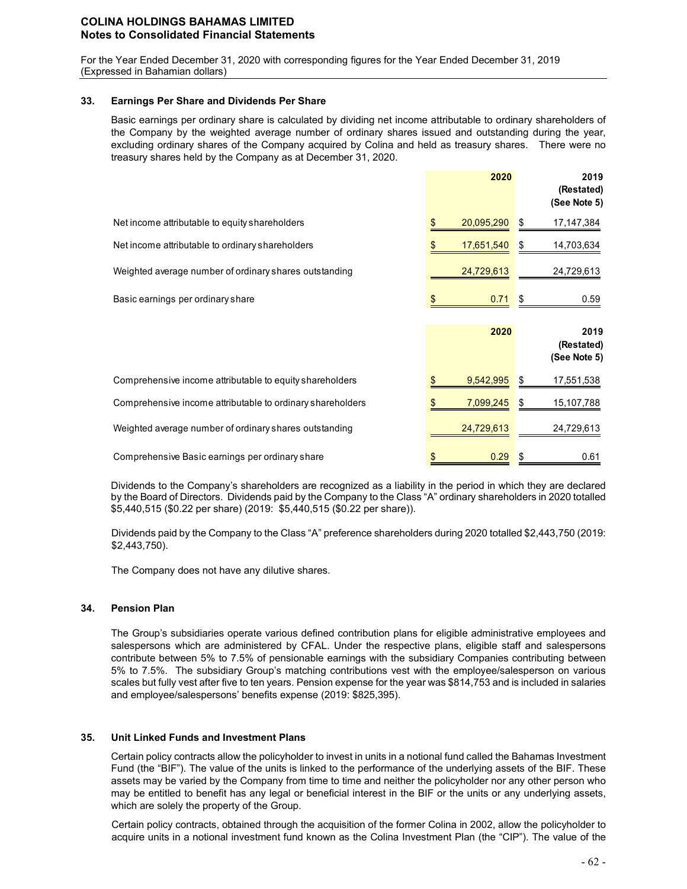**COLINA HOLDINGS BAHAMAS LIMITED**
**Notes to Consolidated Financial Statements**

For the Year Ended December 31, 2020 with corresponding figures for the Year Ended December 31, 2019
(Expressed in Bahamian dollars)

### 33. Earnings Per Share and Dividends Per Share

Basic earnings per ordinary share is calculated by dividing net income attributable to ordinary shareholders of the Company by the weighted average number of ordinary shares issued and outstanding during the year, excluding ordinary shares of the Company acquired by Colina and held as treasury shares. There were no treasury shares held by the Company as at December 31, 2020.

| | 2020 | 2019 (Restated) (See Note 5) |
|---|---|---|
| Net income attributable to equity shareholders | $ 20,095,290 | $ 17,147,384 |
| Net income attributable to ordinary shareholders | $ 17,651,540 | $ 14,703,634 |
| Weighted average number of ordinary shares outstanding | 24,729,613 | 24,729,613 |
| Basic earnings per ordinary share | $ 0.71 | $ 0.59 |

| | 2020 | 2019 (Restated) (See Note 5) |
|---|---|---|
| Comprehensive income attributable to equity shareholders | $ 9,542,995 | $ 17,551,538 |
| Comprehensive income attributable to ordinary shareholders | $ 7,099,245 | $ 15,107,788 |
| Weighted average number of ordinary shares outstanding | 24,729,613 | 24,729,613 |
| Comprehensive Basic earnings per ordinary share | $ 0.29 | $ 0.61 |

Dividends to the Company's shareholders are recognized as a liability in the period in which they are declared by the Board of Directors. Dividends paid by the Company to the Class "A" ordinary shareholders in 2020 totalled $5,440,515 ($0.22 per share) (2019: $5,440,515 ($0.22 per share)).

Dividends paid by the Company to the Class "A" preference shareholders during 2020 totalled $2,443,750 (2019: $2,443,750).

The Company does not have any dilutive shares.

### 34. Pension Plan

The Group's subsidiaries operate various defined contribution plans for eligible administrative employees and salespersons which are administered by CFAL. Under the respective plans, eligible staff and salespersons contribute between 5% to 7.5% of pensionable earnings with the subsidiary Companies contributing between 5% to 7.5%. The subsidiary Group's matching contributions vest with the employee/salesperson on various scales but fully vest after five to ten years. Pension expense for the year was $814,753 and is included in salaries and employee/salespersons' benefits expense (2019: $825,395).

### 35. Unit Linked Funds and Investment Plans

Certain policy contracts allow the policyholder to invest in units in a notional fund called the Bahamas Investment Fund (the "BIF"). The value of the units is linked to the performance of the underlying assets of the BIF. These assets may be varied by the Company from time to time and neither the policyholder nor any other person who may be entitled to benefit has any legal or beneficial interest in the BIF or the units or any underlying assets, which are solely the property of the Group.

Certain policy contracts, obtained through the acquisition of the former Colina in 2002, allow the policyholder to acquire units in a notional investment fund known as the Colina Investment Plan (the "CIP"). The value of the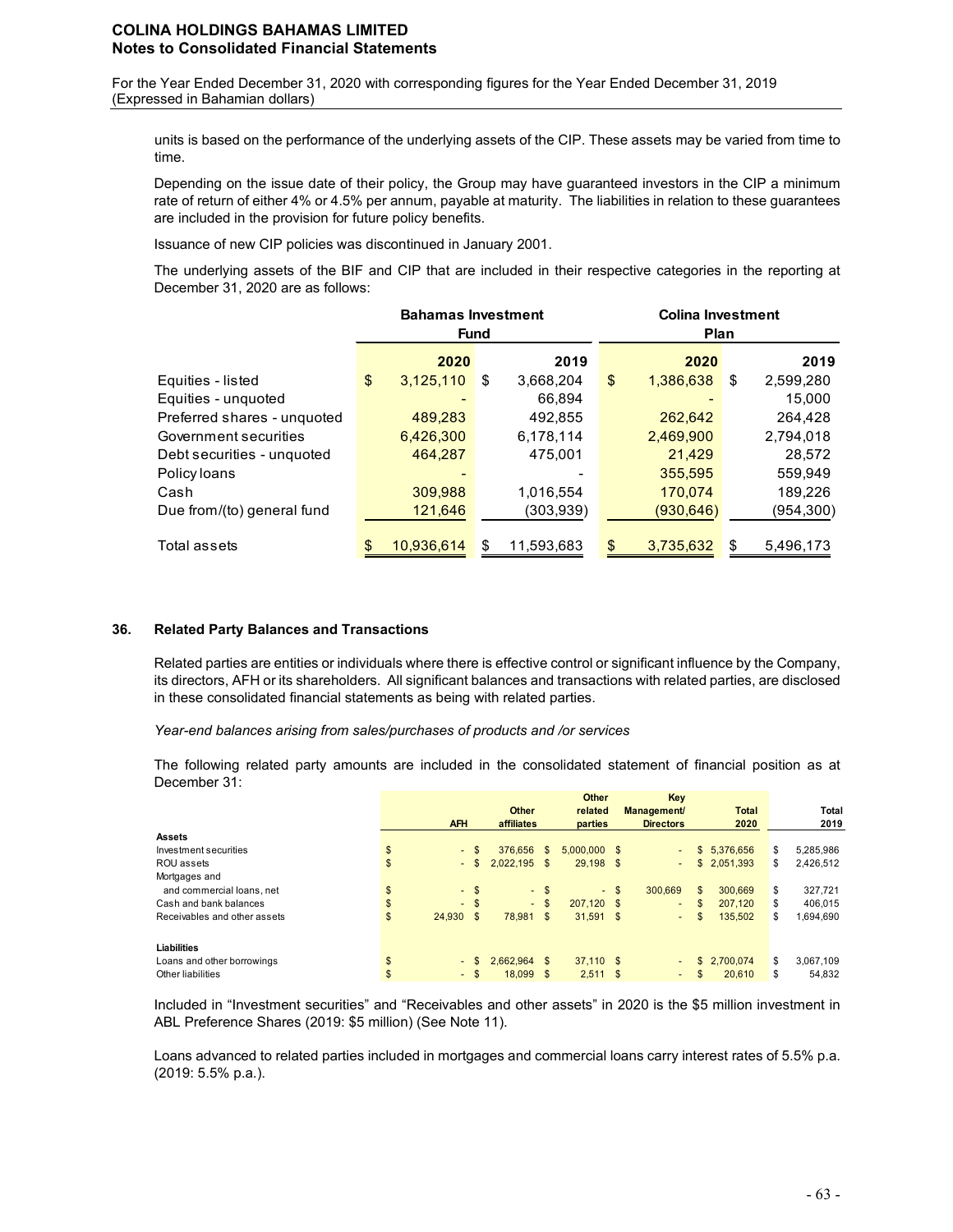units is based on the performance of the underlying assets of the CIP. These assets may be varied from time to time.

Depending on the issue date of their policy, the Group may have guaranteed investors in the CIP a minimum rate of return of either 4% or 4.5% per annum, payable at maturity. The liabilities in relation to these guarantees are included in the provision for future policy benefits.

Issuance of new CIP policies was discontinued in January 2001.

The underlying assets of the BIF and CIP that are included in their respective categories in the reporting at December 31, 2020 are as follows:

| | Bahamas Investment Fund | | Colina Investment Plan | |
|---|---|---|---|---|
| | **2020** | **2019** | **2020** | **2019** |
| Equities - listed | $ 3,125,110 | $ 3,668,204 | $ 1,386,638 | $ 2,599,280 |
| Equities - unquoted | - | 66,894 | - | 15,000 |
| Preferred shares - unquoted | 489,283 | 492,855 | 262,642 | 264,428 |
| Government securities | 6,426,300 | 6,178,114 | 2,469,900 | 2,794,018 |
| Debt securities - unquoted | 464,287 | 475,001 | 21,429 | 28,572 |
| Policy loans | - | - | 355,595 | 559,949 |
| Cash | 309,988 | 1,016,554 | 170,074 | 189,226 |
| Due from/(to) general fund | 121,646 | (303,939) | (930,646) | (954,300) |
| Total assets | $ 10,936,614 | $ 11,593,683 | $ 3,735,632 | $ 5,496,173 |

## 36. Related Party Balances and Transactions

Related parties are entities or individuals where there is effective control or significant influence by the Company, its directors, AFH or its shareholders. All significant balances and transactions with related parties, are disclosed in these consolidated financial statements as being with related parties.

*Year-end balances arising from sales/purchases of products and /or services*

The following related party amounts are included in the consolidated statement of financial position as at December 31:

| | AFH | Other affiliates | Other related parties | Key Management/ Directors | Total 2020 | Total 2019 |
|---|---|---|---|---|---|---|
| **Assets** | | | | | | |
| Investment securities | $ - | $ 376,656 | $ 5,000,000 | $ - | $ 5,376,656 | $ 5,285,986 |
| ROU assets | $ - | $ 2,022,195 | $ 29,198 | $ - | $ 2,051,393 | $ 2,426,512 |
| Mortgages and and commercial loans, net | $ - | $ - | $ - | $ 300,669 | $ 300,669 | $ 327,721 |
| Cash and bank balances | $ - | $ - | $ 207,120 | $ - | $ 207,120 | $ 406,015 |
| Receivables and other assets | $ 24,930 | $ 78,981 | $ 31,591 | $ - | $ 135,502 | $ 1,694,690 |
| **Liabilities** | | | | | | |
| Loans and other borrowings | $ - | $ 2,662,964 | $ 37,110 | $ - | $ 2,700,074 | $ 3,067,109 |
| Other liabilities | $ - | $ 18,099 | $ 2,511 | $ - | $ 20,610 | $ 54,832 |

Included in "Investment securities" and "Receivables and other assets" in 2020 is the $5 million investment in ABL Preference Shares (2019: $5 million) (See Note 11).

Loans advanced to related parties included in mortgages and commercial loans carry interest rates of 5.5% p.a. (2019: 5.5% p.a.).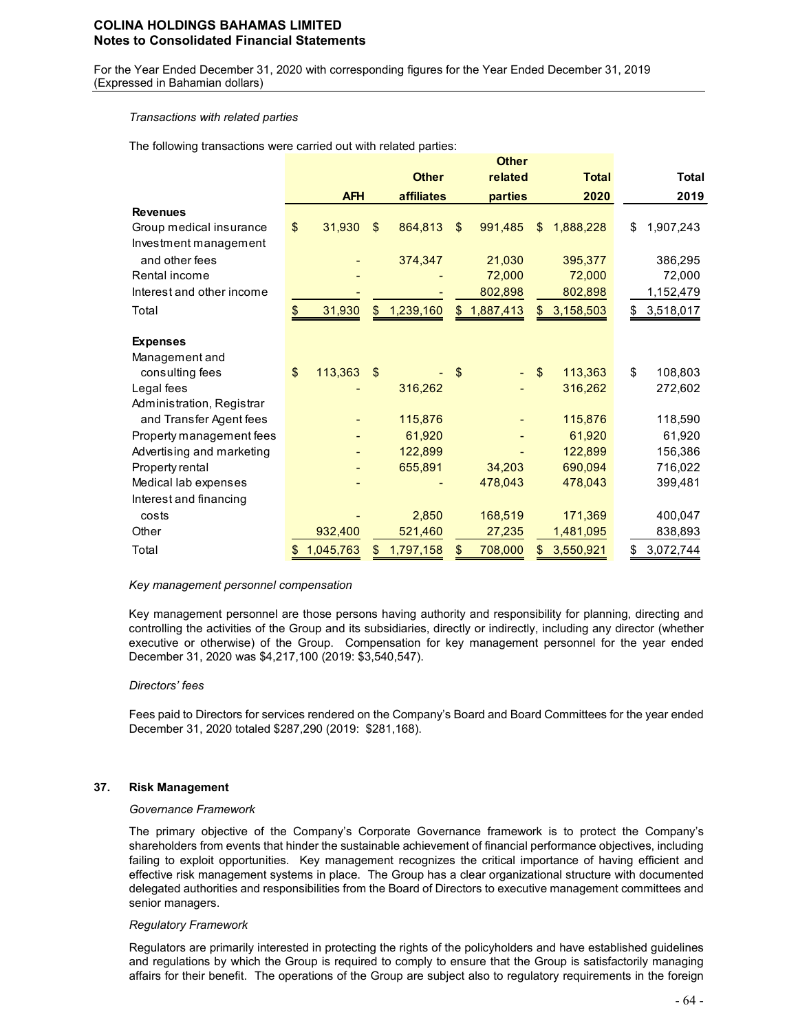*Transactions with related parties*

The following transactions were carried out with related parties:

| | AFH | Other affiliates | Other related parties | Total 2020 | Total 2019 |
|---|---|---|---|---|---|
| **Revenues** | | | | | |
| Group medical insurance | $ 31,930 | $ 864,813 | $ 991,485 | $ 1,888,228 | $ 1,907,243 |
| Investment management and other fees | - | 374,347 | 21,030 | 395,377 | 386,295 |
| Rental income | - | - | 72,000 | 72,000 | 72,000 |
| Interest and other income | - | - | 802,898 | 802,898 | 1,152,479 |
| Total | $ 31,930 | $ 1,239,160 | $ 1,887,413 | $ 3,158,503 | $ 3,518,017 |
| **Expenses** | | | | | |
| Management and consulting fees | $ 113,363 | $ - | $ - | $ 113,363 | $ 108,803 |
| Legal fees | - | 316,262 | - | 316,262 | 272,602 |
| Administration, Registrar and Transfer Agent fees | - | 115,876 | - | 115,876 | 118,590 |
| Property management fees | - | 61,920 | - | 61,920 | 61,920 |
| Advertising and marketing | - | 122,899 | - | 122,899 | 156,386 |
| Property rental | - | 655,891 | 34,203 | 690,094 | 716,022 |
| Medical lab expenses | - | - | 478,043 | 478,043 | 399,481 |
| Interest and financing costs | - | 2,850 | 168,519 | 171,369 | 400,047 |
| Other | 932,400 | 521,460 | 27,235 | 1,481,095 | 838,893 |
| Total | $ 1,045,763 | $ 1,797,158 | $ 708,000 | $ 3,550,921 | $ 3,072,744 |

*Key management personnel compensation*

Key management personnel are those persons having authority and responsibility for planning, directing and controlling the activities of the Group and its subsidiaries, directly or indirectly, including any director (whether executive or otherwise) of the Group. Compensation for key management personnel for the year ended December 31, 2020 was $4,217,100 (2019: $3,540,547).

*Directors' fees*

Fees paid to Directors for services rendered on the Company's Board and Board Committees for the year ended December 31, 2020 totaled $287,290 (2019: $281,168).

## 37. Risk Management

*Governance Framework*

The primary objective of the Company's Corporate Governance framework is to protect the Company's shareholders from events that hinder the sustainable achievement of financial performance objectives, including failing to exploit opportunities. Key management recognizes the critical importance of having efficient and effective risk management systems in place. The Group has a clear organizational structure with documented delegated authorities and responsibilities from the Board of Directors to executive management committees and senior managers.

*Regulatory Framework*

Regulators are primarily interested in protecting the rights of the policyholders and have established guidelines and regulations by which the Group is required to comply to ensure that the Group is satisfactorily managing affairs for their benefit. The operations of the Group are subject also to regulatory requirements in the foreign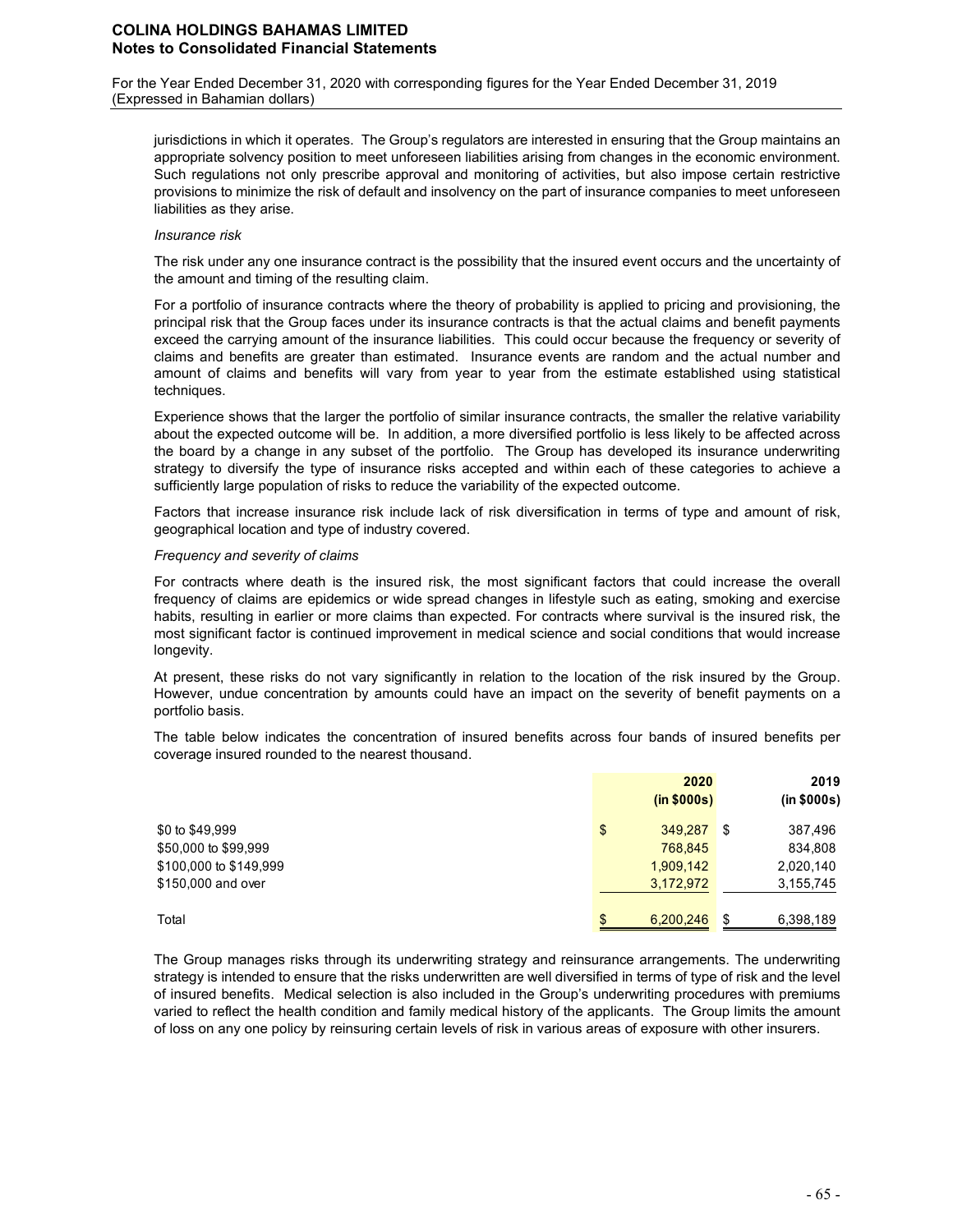jurisdictions in which it operates. The Group's regulators are interested in ensuring that the Group maintains an appropriate solvency position to meet unforeseen liabilities arising from changes in the economic environment. Such regulations not only prescribe approval and monitoring of activities, but also impose certain restrictive provisions to minimize the risk of default and insolvency on the part of insurance companies to meet unforeseen liabilities as they arise.

*Insurance risk*

The risk under any one insurance contract is the possibility that the insured event occurs and the uncertainty of the amount and timing of the resulting claim.

For a portfolio of insurance contracts where the theory of probability is applied to pricing and provisioning, the principal risk that the Group faces under its insurance contracts is that the actual claims and benefit payments exceed the carrying amount of the insurance liabilities. This could occur because the frequency or severity of claims and benefits are greater than estimated. Insurance events are random and the actual number and amount of claims and benefits will vary from year to year from the estimate established using statistical techniques.

Experience shows that the larger the portfolio of similar insurance contracts, the smaller the relative variability about the expected outcome will be. In addition, a more diversified portfolio is less likely to be affected across the board by a change in any subset of the portfolio. The Group has developed its insurance underwriting strategy to diversify the type of insurance risks accepted and within each of these categories to achieve a sufficiently large population of risks to reduce the variability of the expected outcome.

Factors that increase insurance risk include lack of risk diversification in terms of type and amount of risk, geographical location and type of industry covered.

*Frequency and severity of claims*

For contracts where death is the insured risk, the most significant factors that could increase the overall frequency of claims are epidemics or wide spread changes in lifestyle such as eating, smoking and exercise habits, resulting in earlier or more claims than expected. For contracts where survival is the insured risk, the most significant factor is continued improvement in medical science and social conditions that would increase longevity.

At present, these risks do not vary significantly in relation to the location of the risk insured by the Group. However, undue concentration by amounts could have an impact on the severity of benefit payments on a portfolio basis.

The table below indicates the concentration of insured benefits across four bands of insured benefits per coverage insured rounded to the nearest thousand.

| | 2020 (in $000s) | 2019 (in $000s) |
|---|---|---|
| $0 to $49,999 | $ 349,287 | $ 387,496 |
| $50,000 to $99,999 | 768,845 | 834,808 |
| $100,000 to $149,999 | 1,909,142 | 2,020,140 |
| $150,000 and over | 3,172,972 | 3,155,745 |
| Total | $ 6,200,246 | $ 6,398,189 |

The Group manages risks through its underwriting strategy and reinsurance arrangements. The underwriting strategy is intended to ensure that the risks underwritten are well diversified in terms of type of risk and the level of insured benefits. Medical selection is also included in the Group's underwriting procedures with premiums varied to reflect the health condition and family medical history of the applicants. The Group limits the amount of loss on any one policy by reinsuring certain levels of risk in various areas of exposure with other insurers.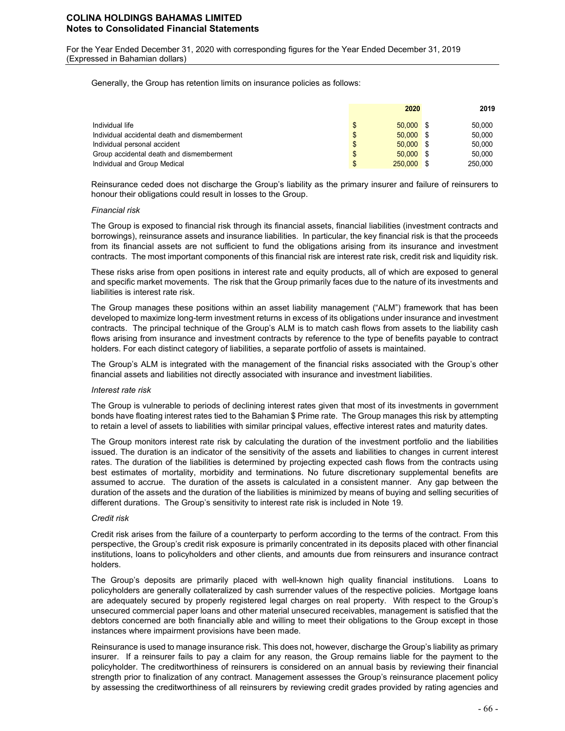Generally, the Group has retention limits on insurance policies as follows:

| | 2020 | 2019 |
|---|---|---|
| Individual life | $ 50,000 | $ 50,000 |
| Individual accidental death and dismemberment | $ 50,000 | $ 50,000 |
| Individual personal accident | $ 50,000 | $ 50,000 |
| Group accidental death and dismemberment | $ 50,000 | $ 50,000 |
| Individual and Group Medical | $ 250,000 | $ 250,000 |

Reinsurance ceded does not discharge the Group's liability as the primary insurer and failure of reinsurers to honour their obligations could result in losses to the Group.

*Financial risk*

The Group is exposed to financial risk through its financial assets, financial liabilities (investment contracts and borrowings), reinsurance assets and insurance liabilities. In particular, the key financial risk is that the proceeds from its financial assets are not sufficient to fund the obligations arising from its insurance and investment contracts. The most important components of this financial risk are interest rate risk, credit risk and liquidity risk.

These risks arise from open positions in interest rate and equity products, all of which are exposed to general and specific market movements. The risk that the Group primarily faces due to the nature of its investments and liabilities is interest rate risk.

The Group manages these positions within an asset liability management ("ALM") framework that has been developed to maximize long-term investment returns in excess of its obligations under insurance and investment contracts. The principal technique of the Group's ALM is to match cash flows from assets to the liability cash flows arising from insurance and investment contracts by reference to the type of benefits payable to contract holders. For each distinct category of liabilities, a separate portfolio of assets is maintained.

The Group's ALM is integrated with the management of the financial risks associated with the Group's other financial assets and liabilities not directly associated with insurance and investment liabilities.

*Interest rate risk*

The Group is vulnerable to periods of declining interest rates given that most of its investments in government bonds have floating interest rates tied to the Bahamian $ Prime rate. The Group manages this risk by attempting to retain a level of assets to liabilities with similar principal values, effective interest rates and maturity dates.

The Group monitors interest rate risk by calculating the duration of the investment portfolio and the liabilities issued. The duration is an indicator of the sensitivity of the assets and liabilities to changes in current interest rates. The duration of the liabilities is determined by projecting expected cash flows from the contracts using best estimates of mortality, morbidity and terminations. No future discretionary supplemental benefits are assumed to accrue. The duration of the assets is calculated in a consistent manner. Any gap between the duration of the assets and the duration of the liabilities is minimized by means of buying and selling securities of different durations. The Group's sensitivity to interest rate risk is included in Note 19.

*Credit risk*

Credit risk arises from the failure of a counterparty to perform according to the terms of the contract. From this perspective, the Group's credit risk exposure is primarily concentrated in its deposits placed with other financial institutions, loans to policyholders and other clients, and amounts due from reinsurers and insurance contract holders.

The Group's deposits are primarily placed with well-known high quality financial institutions. Loans to policyholders are generally collateralized by cash surrender values of the respective policies. Mortgage loans are adequately secured by properly registered legal charges on real property. With respect to the Group's unsecured commercial paper loans and other material unsecured receivables, management is satisfied that the debtors concerned are both financially able and willing to meet their obligations to the Group except in those instances where impairment provisions have been made.

Reinsurance is used to manage insurance risk. This does not, however, discharge the Group's liability as primary insurer. If a reinsurer fails to pay a claim for any reason, the Group remains liable for the payment to the policyholder. The creditworthiness of reinsurers is considered on an annual basis by reviewing their financial strength prior to finalization of any contract. Management assesses the Group's reinsurance placement policy by assessing the creditworthiness of all reinsurers by reviewing credit grades provided by rating agencies and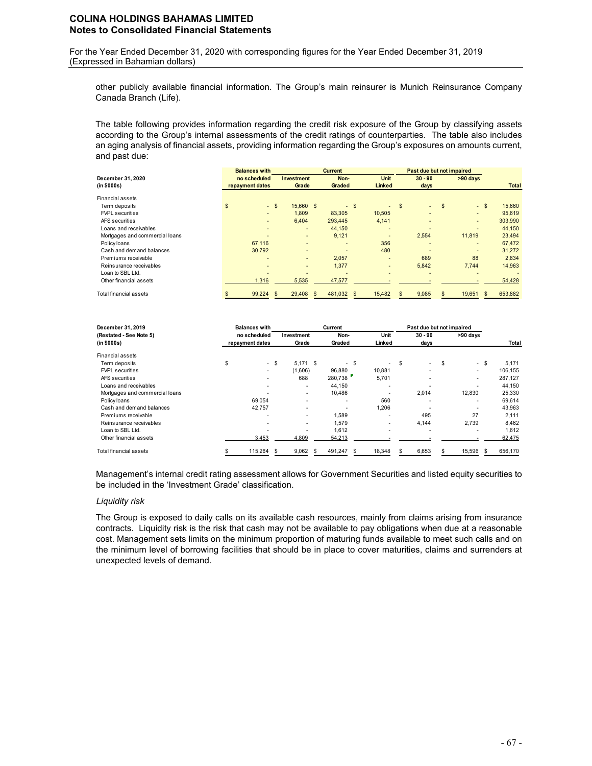other publicly available financial information. The Group's main reinsurer is Munich Reinsurance Company Canada Branch (Life).

The table following provides information regarding the credit risk exposure of the Group by classifying assets according to the Group's internal assessments of the credit ratings of counterparties. The table also includes an aging analysis of financial assets, providing information regarding the Group's exposures on amounts current, and past due:

| December 31, 2020 (in $000s) | Balances with no scheduled repayment dates | Current | | | Past due but not impaired | | |
|---|---|---|---|---|---|---|---|
| | | Investment Grade | Non-Graded | Unit Linked | 30 - 90 days | >90 days | Total |
| **Financial assets** | | | | | | | |
| Term deposits | $ - | $ 15,660 | $ - | $ - | $ - | $ - | $ 15,660 |
| FVPL securities | - | 1,809 | 83,305 | 10,505 | - | - | 95,619 |
| AFS securities | - | 6,404 | 293,445 | 4,141 | - | - | 303,990 |
| Loans and receivables | - | - | 44,150 | - | - | - | 44,150 |
| Mortgages and commercial loans | - | - | 9,121 | - | 2,554 | 11,819 | 23,494 |
| Policy loans | 67,116 | - | - | 356 | - | - | 67,472 |
| Cash and demand balances | 30,792 | - | - | 480 | - | - | 31,272 |
| Premiums receivable | - | - | 2,057 | - | 689 | 88 | 2,834 |
| Reinsurance receivables | - | - | 1,377 | - | 5,842 | 7,744 | 14,963 |
| Loan to SBL Ltd. | - | - | - | - | - | - | - |
| Other financial assets | 1,316 | 5,535 | 47,577 | - | - | - | 54,428 |
| Total financial assets | $ 99,224 | $ 29,408 | $ 481,032 | $ 15,482 | $ 9,085 | $ 19,651 | $ 653,882 |

| December 31, 2019 (Restated - See Note 5) (in $000s) | Balances with no scheduled repayment dates | Current | | | Past due but not impaired | | |
|---|---|---|---|---|---|---|---|
| | | Investment Grade | Non-Graded | Unit Linked | 30 - 90 days | >90 days | Total |
| **Financial assets** | | | | | | | |
| Term deposits | $ - | $ 5,171 | $ - | $ - | $ - | $ - | $ 5,171 |
| FVPL securities | - | (1,606) | 96,880 | 10,881 | - | - | 106,155 |
| AFS securities | - | 688 | 280,738 | 5,701 | - | - | 287,127 |
| Loans and receivables | - | - | 44,150 | - | - | - | 44,150 |
| Mortgages and commercial loans | - | - | 10,486 | - | 2,014 | 12,830 | 25,330 |
| Policy loans | 69,054 | - | - | 560 | - | - | 69,614 |
| Cash and demand balances | 42,757 | - | - | 1,206 | - | - | 43,963 |
| Premiums receivable | - | - | 1,589 | - | 495 | 27 | 2,111 |
| Reinsurance receivables | - | - | 1,579 | - | 4,144 | 2,739 | 8,462 |
| Loan to SBL Ltd. | - | - | 1,612 | - | - | - | 1,612 |
| Other financial assets | 3,453 | 4,809 | 54,213 | - | - | - | 62,475 |
| Total financial assets | $ 115,264 | $ 9,062 | $ 491,247 | $ 18,348 | $ 6,653 | $ 15,596 | $ 656,170 |

Management's internal credit rating assessment allows for Government Securities and listed equity securities to be included in the 'Investment Grade' classification.

*Liquidity risk*

The Group is exposed to daily calls on its available cash resources, mainly from claims arising from insurance contracts. Liquidity risk is the risk that cash may not be available to pay obligations when due at a reasonable cost. Management sets limits on the minimum proportion of maturing funds available to meet such calls and on the minimum level of borrowing facilities that should be in place to cover maturities, claims and surrenders at unexpected levels of demand.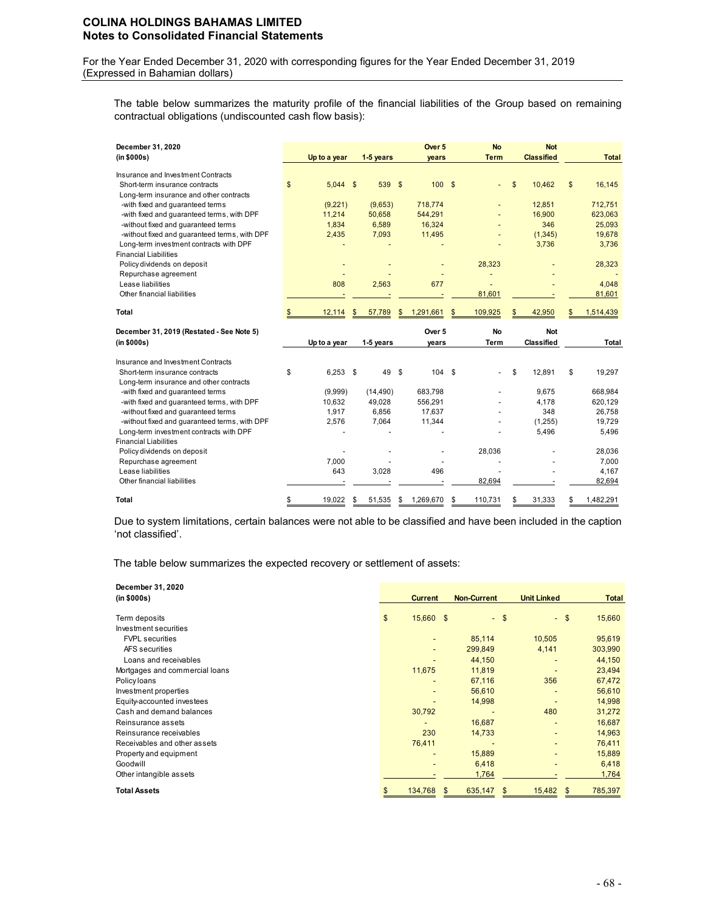The table below summarizes the maturity profile of the financial liabilities of the Group based on remaining contractual obligations (undiscounted cash flow basis):

| December 31, 2020 (in $000s) | Up to a year | 1-5 years | Over 5 years | No Term | Not Classified | Total |
|---|---|---|---|---|---|---|
| Insurance and Investment Contracts | | | | | | |
| Short-term insurance contracts | $ 5,044 | $ 539 | $ 100 | $ - | $ 10,462 | $ 16,145 |
| Long-term insurance and other contracts | | | | | | |
| -with fixed and guaranteed terms | (9,221) | (9,653) | 718,774 | - | 12,851 | 712,751 |
| -with fixed and guaranteed terms, with DPF | 11,214 | 50,658 | 544,291 | - | 16,900 | 623,063 |
| -without fixed and guaranteed terms | 1,834 | 6,589 | 16,324 | - | 346 | 25,093 |
| -without fixed and guaranteed terms, with DPF | 2,435 | 7,093 | 11,495 | - | (1,345) | 19,678 |
| Long-term investment contracts with DPF | - | - | - | - | 3,736 | 3,736 |
| Financial Liabilities | | | | | | |
| Policy dividends on deposit | - | - | - | 28,323 | - | 28,323 |
| Repurchase agreement | - | - | - | - | - | - |
| Lease liabilities | 808 | 2,563 | 677 | - | - | 4,048 |
| Other financial liabilities | - | - | - | 81,601 | - | 81,601 |
| **Total** | $ 12,114 | $ 57,789 | $ 1,291,661 | $ 109,925 | $ 42,950 | $ 1,514,439 |

| December 31, 2019 (Restated - See Note 5) (in $000s) | Up to a year | 1-5 years | Over 5 years | No Term | Not Classified | Total |
|---|---|---|---|---|---|---|
| Insurance and Investment Contracts | | | | | | |
| Short-term insurance contracts | $ 6,253 | $ 49 | $ 104 | $ - | $ 12,891 | $ 19,297 |
| Long-term insurance and other contracts | | | | | | |
| -with fixed and guaranteed terms | (9,999) | (14,490) | 683,798 | - | 9,675 | 668,984 |
| -with fixed and guaranteed terms, with DPF | 10,632 | 49,028 | 556,291 | - | 4,178 | 620,129 |
| -without fixed and guaranteed terms | 1,917 | 6,856 | 17,637 | - | 348 | 26,758 |
| -without fixed and guaranteed terms, with DPF | 2,576 | 7,064 | 11,344 | - | (1,255) | 19,729 |
| Long-term investment contracts with DPF | - | - | - | - | 5,496 | 5,496 |
| Financial Liabilities | | | | | | |
| Policy dividends on deposit | - | - | - | 28,036 | - | 28,036 |
| Repurchase agreement | 7,000 | - | - | - | - | 7,000 |
| Lease liabilities | 643 | 3,028 | 496 | - | - | 4,167 |
| Other financial liabilities | - | - | - | 82,694 | - | 82,694 |
| **Total** | $ 19,022 | $ 51,535 | $ 1,269,670 | $ 110,731 | $ 31,333 | $ 1,482,291 |

Due to system limitations, certain balances were not able to be classified and have been included in the caption 'not classified'.

The table below summarizes the expected recovery or settlement of assets:

| December 31, 2020 (in $000s) | Current | Non-Current | Unit Linked | Total |
|---|---|---|---|---|
| Term deposits | $ 15,660 | $ - | $ - | $ 15,660 |
| Investment securities | | | | |
| FVPL securities | - | 85,114 | 10,505 | 95,619 |
| AFS securities | - | 299,849 | 4,141 | 303,990 |
| Loans and receivables | - | 44,150 | - | 44,150 |
| Mortgages and commercial loans | 11,675 | 11,819 | - | 23,494 |
| Policy loans | - | 67,116 | 356 | 67,472 |
| Investment properties | - | 56,610 | - | 56,610 |
| Equity-accounted investees | - | 14,998 | - | 14,998 |
| Cash and demand balances | 30,792 | - | 480 | 31,272 |
| Reinsurance assets | - | 16,687 | - | 16,687 |
| Reinsurance receivables | 230 | 14,733 | - | 14,963 |
| Receivables and other assets | 76,411 | - | - | 76,411 |
| Property and equipment | - | 15,889 | - | 15,889 |
| Goodwill | - | 6,418 | - | 6,418 |
| Other intangible assets | - | 1,764 | - | 1,764 |
| **Total Assets** | $ 134,768 | $ 635,147 | $ 15,482 | $ 785,397 |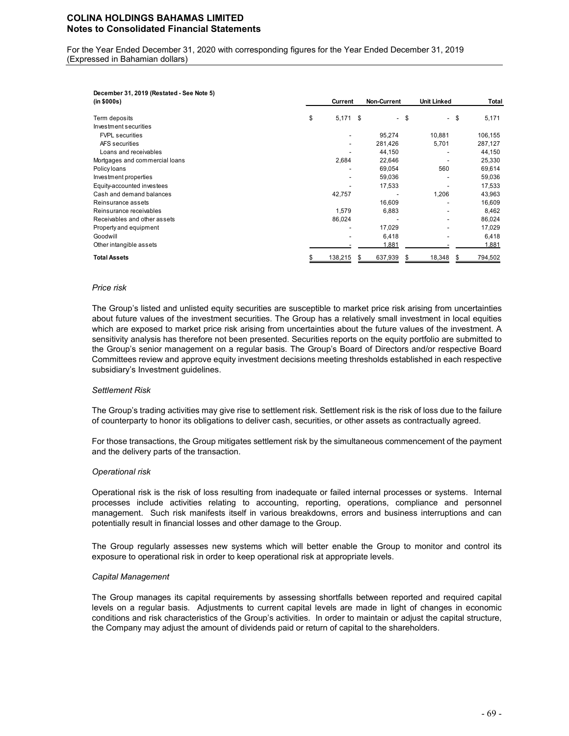**December 31, 2019 (Restated - See Note 5)**
**(in $000s)**

| | Current | Non-Current | Unit Linked | Total |
|---|---|---|---|---|
| Term deposits | $ 5,171 | $ - | $ - | $ 5,171 |
| Investment securities | | | | |
| FVPL securities | - | 95,274 | 10,881 | 106,155 |
| AFS securities | - | 281,426 | 5,701 | 287,127 |
| Loans and receivables | - | 44,150 | - | 44,150 |
| Mortgages and commercial loans | 2,684 | 22,646 | - | 25,330 |
| Policy loans | - | 69,054 | 560 | 69,614 |
| Investment properties | - | 59,036 | - | 59,036 |
| Equity-accounted investees | - | 17,533 | - | 17,533 |
| Cash and demand balances | 42,757 | - | 1,206 | 43,963 |
| Reinsurance assets | | 16,609 | - | 16,609 |
| Reinsurance receivables | 1,579 | 6,883 | - | 8,462 |
| Receivables and other assets | 86,024 | - | - | 86,024 |
| Property and equipment | - | 17,029 | - | 17,029 |
| Goodwill | - | 6,418 | - | 6,418 |
| Other intangible assets | - | 1,881 | - | 1,881 |
| **Total Assets** | $ 138,215 | $ 637,939 | $ 18,348 | $ 794,502 |

*Price risk*

The Group's listed and unlisted equity securities are susceptible to market price risk arising from uncertainties about future values of the investment securities. The Group has a relatively small investment in local equities which are exposed to market price risk arising from uncertainties about the future values of the investment. A sensitivity analysis has therefore not been presented. Securities reports on the equity portfolio are submitted to the Group's senior management on a regular basis. The Group's Board of Directors and/or respective Board Committees review and approve equity investment decisions meeting thresholds established in each respective subsidiary's Investment guidelines.

*Settlement Risk*

The Group's trading activities may give rise to settlement risk. Settlement risk is the risk of loss due to the failure of counterparty to honor its obligations to deliver cash, securities, or other assets as contractually agreed.

For those transactions, the Group mitigates settlement risk by the simultaneous commencement of the payment and the delivery parts of the transaction.

*Operational risk*

Operational risk is the risk of loss resulting from inadequate or failed internal processes or systems. Internal processes include activities relating to accounting, reporting, operations, compliance and personnel management. Such risk manifests itself in various breakdowns, errors and business interruptions and can potentially result in financial losses and other damage to the Group.

The Group regularly assesses new systems which will better enable the Group to monitor and control its exposure to operational risk in order to keep operational risk at appropriate levels.

*Capital Management*

The Group manages its capital requirements by assessing shortfalls between reported and required capital levels on a regular basis. Adjustments to current capital levels are made in light of changes in economic conditions and risk characteristics of the Group's activities. In order to maintain or adjust the capital structure, the Company may adjust the amount of dividends paid or return of capital to the shareholders.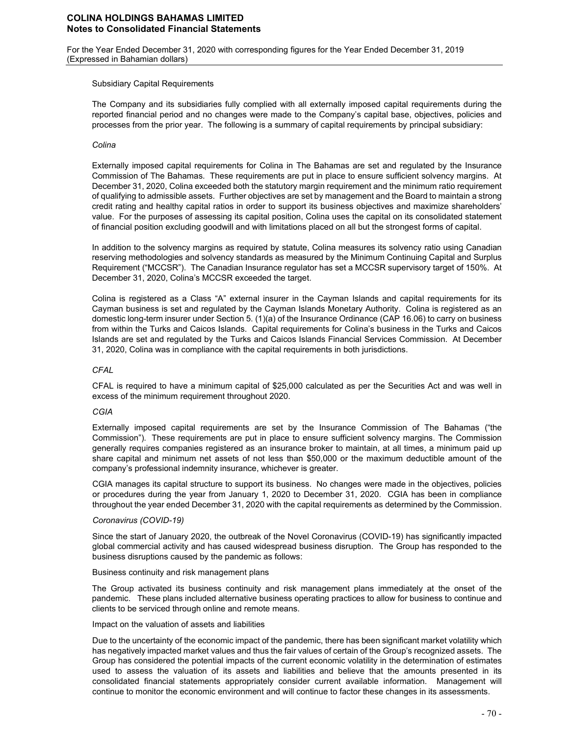Subsidiary Capital Requirements

The Company and its subsidiaries fully complied with all externally imposed capital requirements during the reported financial period and no changes were made to the Company's capital base, objectives, policies and processes from the prior year. The following is a summary of capital requirements by principal subsidiary:

*Colina*

Externally imposed capital requirements for Colina in The Bahamas are set and regulated by the Insurance Commission of The Bahamas. These requirements are put in place to ensure sufficient solvency margins. At December 31, 2020, Colina exceeded both the statutory margin requirement and the minimum ratio requirement of qualifying to admissible assets. Further objectives are set by management and the Board to maintain a strong credit rating and healthy capital ratios in order to support its business objectives and maximize shareholders' value. For the purposes of assessing its capital position, Colina uses the capital on its consolidated statement of financial position excluding goodwill and with limitations placed on all but the strongest forms of capital.

In addition to the solvency margins as required by statute, Colina measures its solvency ratio using Canadian reserving methodologies and solvency standards as measured by the Minimum Continuing Capital and Surplus Requirement ("MCCSR"). The Canadian Insurance regulator has set a MCCSR supervisory target of 150%. At December 31, 2020, Colina's MCCSR exceeded the target.

Colina is registered as a Class "A" external insurer in the Cayman Islands and capital requirements for its Cayman business is set and regulated by the Cayman Islands Monetary Authority. Colina is registered as an domestic long-term insurer under Section 5. (1)(a) of the Insurance Ordinance (CAP 16.06) to carry on business from within the Turks and Caicos Islands. Capital requirements for Colina's business in the Turks and Caicos Islands are set and regulated by the Turks and Caicos Islands Financial Services Commission. At December 31, 2020, Colina was in compliance with the capital requirements in both jurisdictions.

*CFAL*

CFAL is required to have a minimum capital of $25,000 calculated as per the Securities Act and was well in excess of the minimum requirement throughout 2020.

*CGIA*

Externally imposed capital requirements are set by the Insurance Commission of The Bahamas ("the Commission"). These requirements are put in place to ensure sufficient solvency margins. The Commission generally requires companies registered as an insurance broker to maintain, at all times, a minimum paid up share capital and minimum net assets of not less than $50,000 or the maximum deductible amount of the company's professional indemnity insurance, whichever is greater.

CGIA manages its capital structure to support its business. No changes were made in the objectives, policies or procedures during the year from January 1, 2020 to December 31, 2020. CGIA has been in compliance throughout the year ended December 31, 2020 with the capital requirements as determined by the Commission.

*Coronavirus (COVID-19)*

Since the start of January 2020, the outbreak of the Novel Coronavirus (COVID-19) has significantly impacted global commercial activity and has caused widespread business disruption. The Group has responded to the business disruptions caused by the pandemic as follows:

Business continuity and risk management plans

The Group activated its business continuity and risk management plans immediately at the onset of the pandemic. These plans included alternative business operating practices to allow for business to continue and clients to be serviced through online and remote means.

Impact on the valuation of assets and liabilities

Due to the uncertainty of the economic impact of the pandemic, there has been significant market volatility which has negatively impacted market values and thus the fair values of certain of the Group's recognized assets. The Group has considered the potential impacts of the current economic volatility in the determination of estimates used to assess the valuation of its assets and liabilities and believe that the amounts presented in its consolidated financial statements appropriately consider current available information. Management will continue to monitor the economic environment and will continue to factor these changes in its assessments.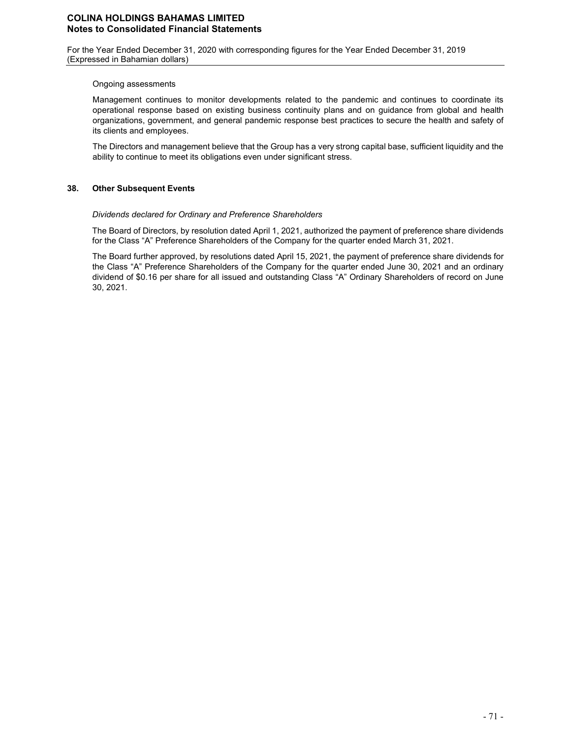Ongoing assessments

Management continues to monitor developments related to the pandemic and continues to coordinate its operational response based on existing business continuity plans and on guidance from global and health organizations, government, and general pandemic response best practices to secure the health and safety of its clients and employees.

The Directors and management believe that the Group has a very strong capital base, sufficient liquidity and the ability to continue to meet its obligations even under significant stress.

## 38. Other Subsequent Events

*Dividends declared for Ordinary and Preference Shareholders*

The Board of Directors, by resolution dated April 1, 2021, authorized the payment of preference share dividends for the Class "A" Preference Shareholders of the Company for the quarter ended March 31, 2021.

The Board further approved, by resolutions dated April 15, 2021, the payment of preference share dividends for the Class "A" Preference Shareholders of the Company for the quarter ended June 30, 2021 and an ordinary dividend of $0.16 per share for all issued and outstanding Class "A" Ordinary Shareholders of record on June 30, 2021.